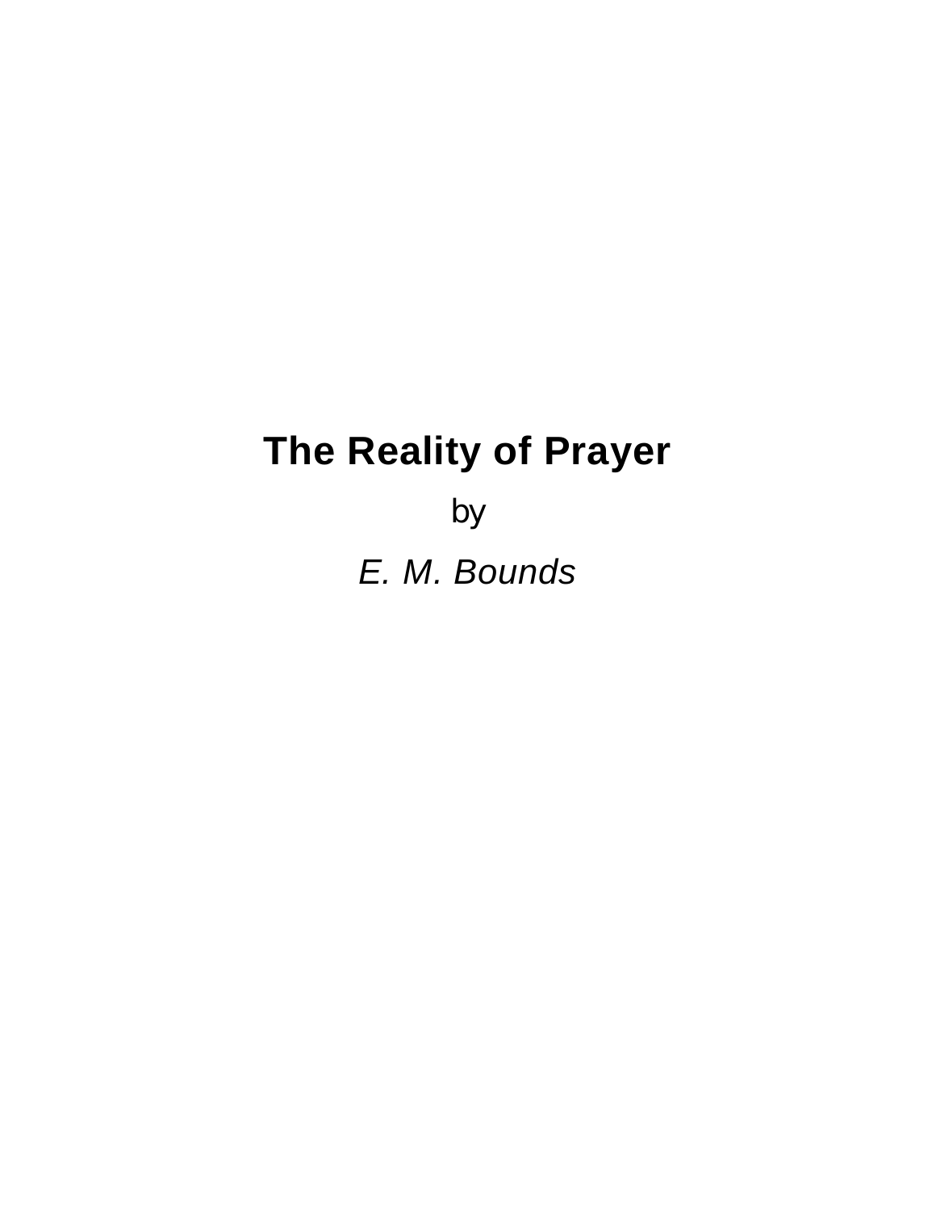# The Reality of Prayer

by

*E. M. Bounds*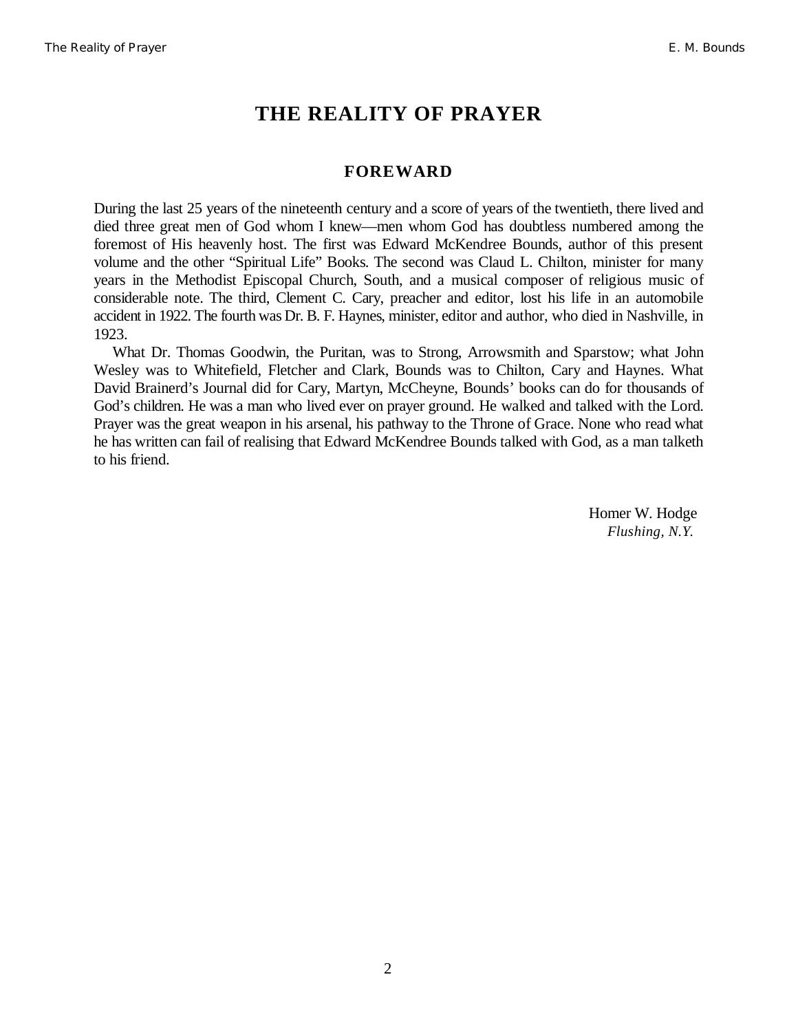# THE REALITY OF PRAYER

## FOREWARD

During the last 25 years of the nineteenth century and a score of years of the twentieth, there lived and died three great men of God whom I knew—men whom God has doubtless numbered among the foremost of His heavenly host. The first was Edward McKendree Bounds, author of this present volume and the other "Spiritual Life" Books. The second was Claud L. Chilton, minister for many years in the Methodist Episcopal Church, South, and a musical composer of religious music of considerable note. The third, Clement C. Cary, preacher and editor, lost his life in an automobile accident in 1922. The fourth was Dr. B. F. Haynes, minister, editor and author, who died in Nashville, in 1923.

What Dr. Thomas Goodwin, the Puritan, was to Strong, Arrowsmith and Sparstow; what John Wesley was to Whitefield, Fletcher and Clark, Bounds was to Chilton, Cary and Haynes. What David Brainerd's Journal did for Cary, Martyn, McCheyne, Bounds' books can do for thousands of God's children. He was a man who lived ever on prayer ground. He walked and talked with the Lord. Prayer was the great weapon in his arsenal, his pathway to the Throne of Grace. None who read what he has written can fail of realising that Edward McKendree Bounds talked with God, as a man talketh to his friend.

Homer W. Hodge
*Flushing, N.Y.*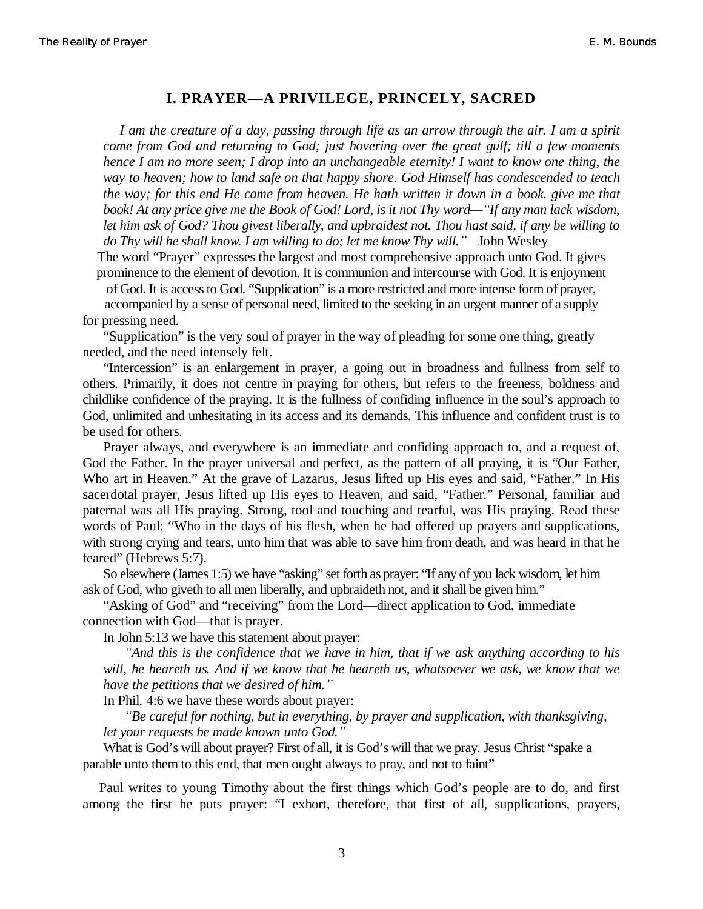## I. PRAYER—A PRIVILEGE, PRINCELY, SACRED

*I am the creature of a day, passing through life as an arrow through the air. I am a spirit come from God and returning to God; just hovering over the great gulf; till a few moments hence I am no more seen; I drop into an unchangeable eternity! I want to know one thing, the way to heaven; how to land safe on that happy shore. God Himself has condescended to teach the way; for this end He came from heaven. He hath written it down in a book. give me that book! At any price give me the Book of God! Lord, is it not Thy word—"If any man lack wisdom, let him ask of God? Thou givest liberally, and upbraidest not. Thou hast said, if any be willing to do Thy will he shall know. I am willing to do; let me know Thy will."*—John Wesley

The word "Prayer" expresses the largest and most comprehensive approach unto God. It gives prominence to the element of devotion. It is communion and intercourse with God. It is enjoyment of God. It is access to God. "Supplication" is a more restricted and more intense form of prayer, accompanied by a sense of personal need, limited to the seeking in an urgent manner of a supply for pressing need.

"Supplication" is the very soul of prayer in the way of pleading for some one thing, greatly needed, and the need intensely felt.

"Intercession" is an enlargement in prayer, a going out in broadness and fullness from self to others. Primarily, it does not centre in praying for others, but refers to the freeness, boldness and childlike confidence of the praying. It is the fullness of confiding influence in the soul's approach to God, unlimited and unhesitating in its access and its demands. This influence and confident trust is to be used for others.

Prayer always, and everywhere is an immediate and confiding approach to, and a request of, God the Father. In the prayer universal and perfect, as the pattern of all praying, it is "Our Father, Who art in Heaven." At the grave of Lazarus, Jesus lifted up His eyes and said, "Father." In His sacerdotal prayer, Jesus lifted up His eyes to Heaven, and said, "Father." Personal, familiar and paternal was all His praying. Strong, tool and touching and tearful, was His praying. Read these words of Paul: "Who in the days of his flesh, when he had offered up prayers and supplications, with strong crying and tears, unto him that was able to save him from death, and was heard in that he feared" (Hebrews 5:7).

So elsewhere (James 1:5) we have "asking" set forth as prayer: "If any of you lack wisdom, let him ask of God, who giveth to all men liberally, and upbraideth not, and it shall be given him."

"Asking of God" and "receiving" from the Lord—direct application to God, immediate connection with God—that is prayer.

In John 5:13 we have this statement about prayer:

*"And this is the confidence that we have in him, that if we ask anything according to his will, he heareth us. And if we know that he heareth us, whatsoever we ask, we know that we have the petitions that we desired of him."*

In Phil. 4:6 we have these words about prayer:

*"Be careful for nothing, but in everything, by prayer and supplication, with thanksgiving, let your requests be made known unto God."*

What is God's will about prayer? First of all, it is God's will that we pray. Jesus Christ "spake a parable unto them to this end, that men ought always to pray, and not to faint"

Paul writes to young Timothy about the first things which God's people are to do, and first among the first he puts prayer: "I exhort, therefore, that first of all, supplications, prayers,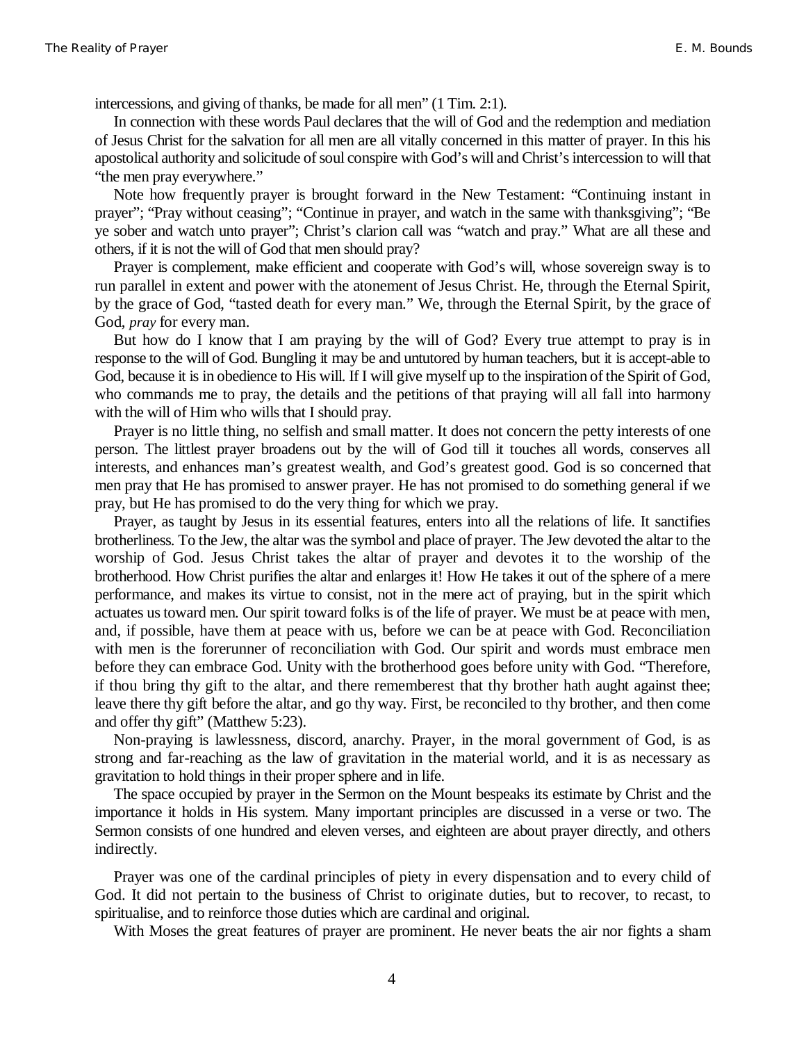intercessions, and giving of thanks, be made for all men" (1 Tim. 2:1).

In connection with these words Paul declares that the will of God and the redemption and mediation of Jesus Christ for the salvation for all men are all vitally concerned in this matter of prayer. In this his apostolical authority and solicitude of soul conspire with God's will and Christ's intercession to will that "the men pray everywhere."

Note how frequently prayer is brought forward in the New Testament: "Continuing instant in prayer"; "Pray without ceasing"; "Continue in prayer, and watch in the same with thanksgiving"; "Be ye sober and watch unto prayer"; Christ's clarion call was "watch and pray." What are all these and others, if it is not the will of God that men should pray?

Prayer is complement, make efficient and cooperate with God's will, whose sovereign sway is to run parallel in extent and power with the atonement of Jesus Christ. He, through the Eternal Spirit, by the grace of God, "tasted death for every man." We, through the Eternal Spirit, by the grace of God, *pray* for every man.

But how do I know that I am praying by the will of God? Every true attempt to pray is in response to the will of God. Bungling it may be and untutored by human teachers, but it is accept-able to God, because it is in obedience to His will. If I will give myself up to the inspiration of the Spirit of God, who commands me to pray, the details and the petitions of that praying will all fall into harmony with the will of Him who wills that I should pray.

Prayer is no little thing, no selfish and small matter. It does not concern the petty interests of one person. The littlest prayer broadens out by the will of God till it touches all words, conserves all interests, and enhances man's greatest wealth, and God's greatest good. God is so concerned that men pray that He has promised to answer prayer. He has not promised to do something general if we pray, but He has promised to do the very thing for which we pray.

Prayer, as taught by Jesus in its essential features, enters into all the relations of life. It sanctifies brotherliness. To the Jew, the altar was the symbol and place of prayer. The Jew devoted the altar to the worship of God. Jesus Christ takes the altar of prayer and devotes it to the worship of the brotherhood. How Christ purifies the altar and enlarges it! How He takes it out of the sphere of a mere performance, and makes its virtue to consist, not in the mere act of praying, but in the spirit which actuates us toward men. Our spirit toward folks is of the life of prayer. We must be at peace with men, and, if possible, have them at peace with us, before we can be at peace with God. Reconciliation with men is the forerunner of reconciliation with God. Our spirit and words must embrace men before they can embrace God. Unity with the brotherhood goes before unity with God. "Therefore, if thou bring thy gift to the altar, and there rememberest that thy brother hath aught against thee; leave there thy gift before the altar, and go thy way. First, be reconciled to thy brother, and then come and offer thy gift" (Matthew 5:23).

Non-praying is lawlessness, discord, anarchy. Prayer, in the moral government of God, is as strong and far-reaching as the law of gravitation in the material world, and it is as necessary as gravitation to hold things in their proper sphere and in life.

The space occupied by prayer in the Sermon on the Mount bespeaks its estimate by Christ and the importance it holds in His system. Many important principles are discussed in a verse or two. The Sermon consists of one hundred and eleven verses, and eighteen are about prayer directly, and others indirectly.

Prayer was one of the cardinal principles of piety in every dispensation and to every child of God. It did not pertain to the business of Christ to originate duties, but to recover, to recast, to spiritualise, and to reinforce those duties which are cardinal and original.

With Moses the great features of prayer are prominent. He never beats the air nor fights a sham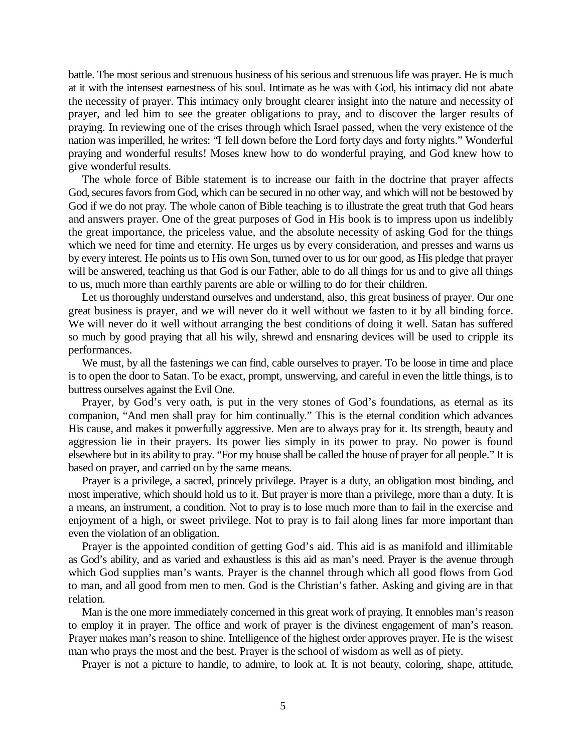battle. The most serious and strenuous business of his serious and strenuous life was prayer. He is much at it with the intensest earnestness of his soul. Intimate as he was with God, his intimacy did not abate the necessity of prayer. This intimacy only brought clearer insight into the nature and necessity of prayer, and led him to see the greater obligations to pray, and to discover the larger results of praying. In reviewing one of the crises through which Israel passed, when the very existence of the nation was imperilled, he writes: "I fell down before the Lord forty days and forty nights." Wonderful praying and wonderful results! Moses knew how to do wonderful praying, and God knew how to give wonderful results.

The whole force of Bible statement is to increase our faith in the doctrine that prayer affects God, secures favors from God, which can be secured in no other way, and which will not be bestowed by God if we do not pray. The whole canon of Bible teaching is to illustrate the great truth that God hears and answers prayer. One of the great purposes of God in His book is to impress upon us indelibly the great importance, the priceless value, and the absolute necessity of asking God for the things which we need for time and eternity. He urges us by every consideration, and presses and warns us by every interest. He points us to His own Son, turned over to us for our good, as His pledge that prayer will be answered, teaching us that God is our Father, able to do all things for us and to give all things to us, much more than earthly parents are able or willing to do for their children.

Let us thoroughly understand ourselves and understand, also, this great business of prayer. Our one great business is prayer, and we will never do it well without we fasten to it by all binding force. We will never do it well without arranging the best conditions of doing it well. Satan has suffered so much by good praying that all his wily, shrewd and ensnaring devices will be used to cripple its performances.

We must, by all the fastenings we can find, cable ourselves to prayer. To be loose in time and place is to open the door to Satan. To be exact, prompt, unswerving, and careful in even the little things, is to buttress ourselves against the Evil One.

Prayer, by God's very oath, is put in the very stones of God's foundations, as eternal as its companion, "And men shall pray for him continually." This is the eternal condition which advances His cause, and makes it powerfully aggressive. Men are to always pray for it. Its strength, beauty and aggression lie in their prayers. Its power lies simply in its power to pray. No power is found elsewhere but in its ability to pray. "For my house shall be called the house of prayer for all people." It is based on prayer, and carried on by the same means.

Prayer is a privilege, a sacred, princely privilege. Prayer is a duty, an obligation most binding, and most imperative, which should hold us to it. But prayer is more than a privilege, more than a duty. It is a means, an instrument, a condition. Not to pray is to lose much more than to fail in the exercise and enjoyment of a high, or sweet privilege. Not to pray is to fail along lines far more important than even the violation of an obligation.

Prayer is the appointed condition of getting God's aid. This aid is as manifold and illimitable as God's ability, and as varied and exhaustless is this aid as man's need. Prayer is the avenue through which God supplies man's wants. Prayer is the channel through which all good flows from God to man, and all good from men to men. God is the Christian's father. Asking and giving are in that relation.

Man is the one more immediately concerned in this great work of praying. It ennobles man's reason to employ it in prayer. The office and work of prayer is the divinest engagement of man's reason. Prayer makes man's reason to shine. Intelligence of the highest order approves prayer. He is the wisest man who prays the most and the best. Prayer is the school of wisdom as well as of piety.

Prayer is not a picture to handle, to admire, to look at. It is not beauty, coloring, shape, attitude,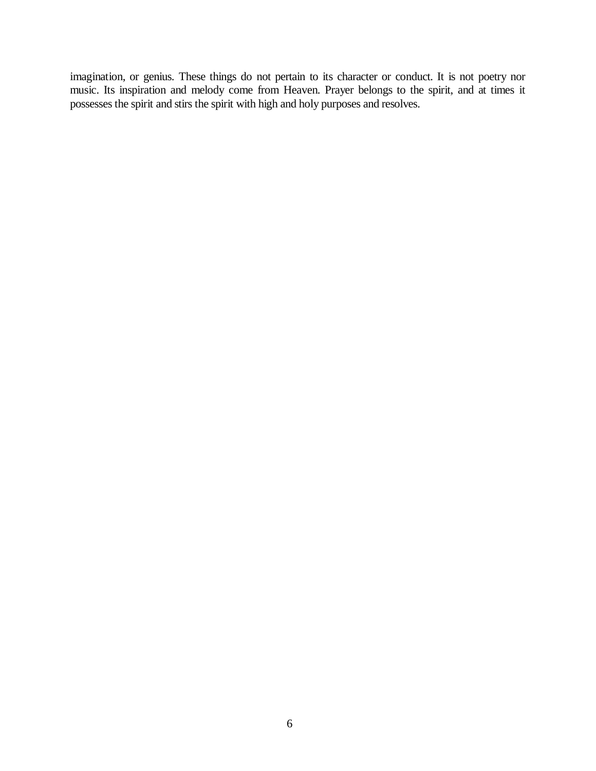imagination, or genius. These things do not pertain to its character or conduct. It is not poetry nor music. Its inspiration and melody come from Heaven. Prayer belongs to the spirit, and at times it possesses the spirit and stirs the spirit with high and holy purposes and resolves.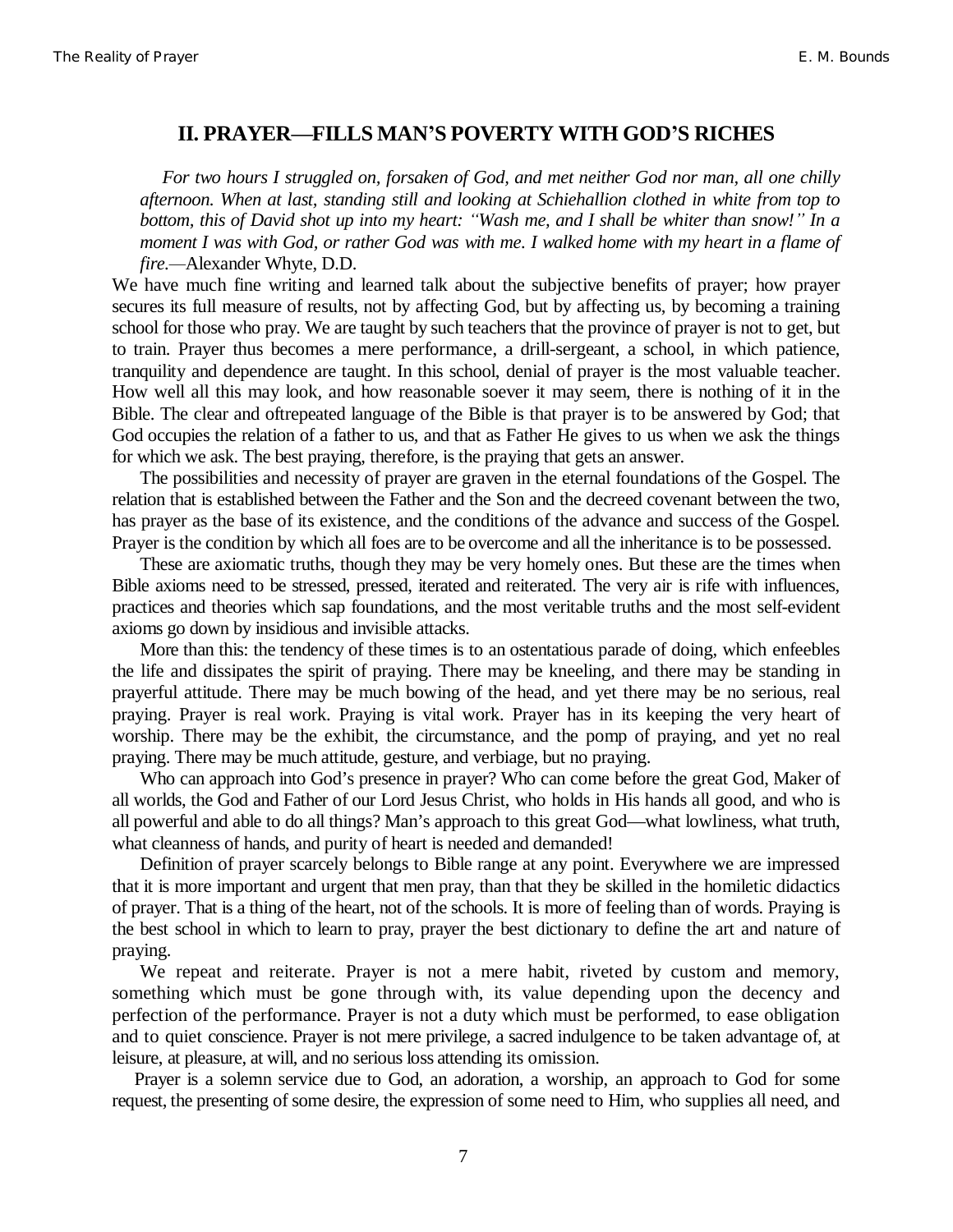## II. PRAYER—FILLS MAN'S POVERTY WITH GOD'S RICHES

*For two hours I struggled on, forsaken of God, and met neither God nor man, all one chilly afternoon. When at last, standing still and looking at Schiehallion clothed in white from top to bottom, this of David shot up into my heart: "Wash me, and I shall be whiter than snow!" In a moment I was with God, or rather God was with me. I walked home with my heart in a flame of fire.*—Alexander Whyte, D.D.

We have much fine writing and learned talk about the subjective benefits of prayer; how prayer secures its full measure of results, not by affecting God, but by affecting us, by becoming a training school for those who pray. We are taught by such teachers that the province of prayer is not to get, but to train. Prayer thus becomes a mere performance, a drill-sergeant, a school, in which patience, tranquility and dependence are taught. In this school, denial of prayer is the most valuable teacher. How well all this may look, and how reasonable soever it may seem, there is nothing of it in the Bible. The clear and oftrepeated language of the Bible is that prayer is to be answered by God; that God occupies the relation of a father to us, and that as Father He gives to us when we ask the things for which we ask. The best praying, therefore, is the praying that gets an answer.

The possibilities and necessity of prayer are graven in the eternal foundations of the Gospel. The relation that is established between the Father and the Son and the decreed covenant between the two, has prayer as the base of its existence, and the conditions of the advance and success of the Gospel. Prayer is the condition by which all foes are to be overcome and all the inheritance is to be possessed.

These are axiomatic truths, though they may be very homely ones. But these are the times when Bible axioms need to be stressed, pressed, iterated and reiterated. The very air is rife with influences, practices and theories which sap foundations, and the most veritable truths and the most self-evident axioms go down by insidious and invisible attacks.

More than this: the tendency of these times is to an ostentatious parade of doing, which enfeebles the life and dissipates the spirit of praying. There may be kneeling, and there may be standing in prayerful attitude. There may be much bowing of the head, and yet there may be no serious, real praying. Prayer is real work. Praying is vital work. Prayer has in its keeping the very heart of worship. There may be the exhibit, the circumstance, and the pomp of praying, and yet no real praying. There may be much attitude, gesture, and verbiage, but no praying.

Who can approach into God's presence in prayer? Who can come before the great God, Maker of all worlds, the God and Father of our Lord Jesus Christ, who holds in His hands all good, and who is all powerful and able to do all things? Man's approach to this great God—what lowliness, what truth, what cleanness of hands, and purity of heart is needed and demanded!

Definition of prayer scarcely belongs to Bible range at any point. Everywhere we are impressed that it is more important and urgent that men pray, than that they be skilled in the homiletic didactics of prayer. That is a thing of the heart, not of the schools. It is more of feeling than of words. Praying is the best school in which to learn to pray, prayer the best dictionary to define the art and nature of praying.

We repeat and reiterate. Prayer is not a mere habit, riveted by custom and memory, something which must be gone through with, its value depending upon the decency and perfection of the performance. Prayer is not a duty which must be performed, to ease obligation and to quiet conscience. Prayer is not mere privilege, a sacred indulgence to be taken advantage of, at leisure, at pleasure, at will, and no serious loss attending its omission.

Prayer is a solemn service due to God, an adoration, a worship, an approach to God for some request, the presenting of some desire, the expression of some need to Him, who supplies all need, and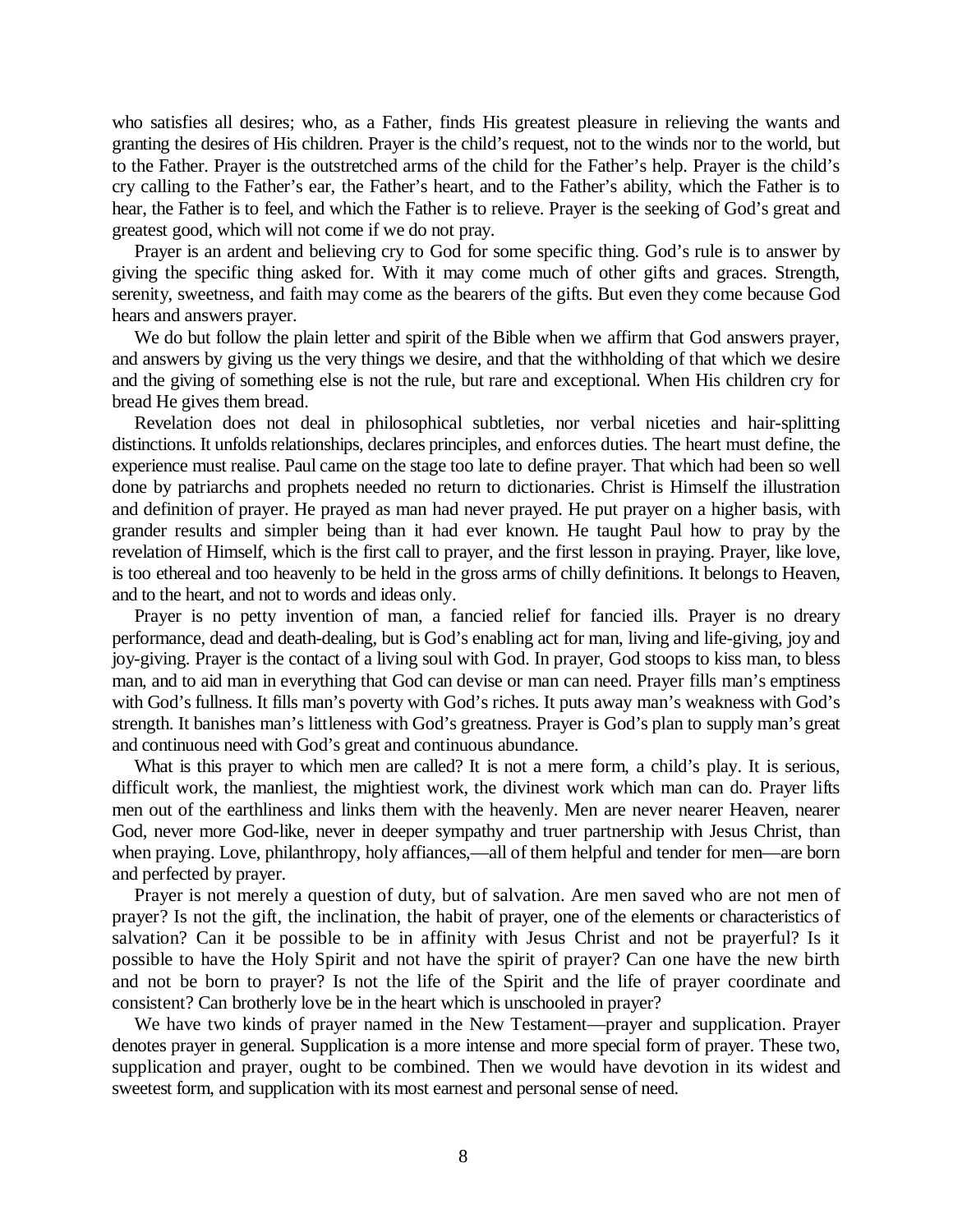who satisfies all desires; who, as a Father, finds His greatest pleasure in relieving the wants and granting the desires of His children. Prayer is the child's request, not to the winds nor to the world, but to the Father. Prayer is the outstretched arms of the child for the Father's help. Prayer is the child's cry calling to the Father's ear, the Father's heart, and to the Father's ability, which the Father is to hear, the Father is to feel, and which the Father is to relieve. Prayer is the seeking of God's great and greatest good, which will not come if we do not pray.

Prayer is an ardent and believing cry to God for some specific thing. God's rule is to answer by giving the specific thing asked for. With it may come much of other gifts and graces. Strength, serenity, sweetness, and faith may come as the bearers of the gifts. But even they come because God hears and answers prayer.

We do but follow the plain letter and spirit of the Bible when we affirm that God answers prayer, and answers by giving us the very things we desire, and that the withholding of that which we desire and the giving of something else is not the rule, but rare and exceptional. When His children cry for bread He gives them bread.

Revelation does not deal in philosophical subtleties, nor verbal niceties and hair-splitting distinctions. It unfolds relationships, declares principles, and enforces duties. The heart must define, the experience must realise. Paul came on the stage too late to define prayer. That which had been so well done by patriarchs and prophets needed no return to dictionaries. Christ is Himself the illustration and definition of prayer. He prayed as man had never prayed. He put prayer on a higher basis, with grander results and simpler being than it had ever known. He taught Paul how to pray by the revelation of Himself, which is the first call to prayer, and the first lesson in praying. Prayer, like love, is too ethereal and too heavenly to be held in the gross arms of chilly definitions. It belongs to Heaven, and to the heart, and not to words and ideas only.

Prayer is no petty invention of man, a fancied relief for fancied ills. Prayer is no dreary performance, dead and death-dealing, but is God's enabling act for man, living and life-giving, joy and joy-giving. Prayer is the contact of a living soul with God. In prayer, God stoops to kiss man, to bless man, and to aid man in everything that God can devise or man can need. Prayer fills man's emptiness with God's fullness. It fills man's poverty with God's riches. It puts away man's weakness with God's strength. It banishes man's littleness with God's greatness. Prayer is God's plan to supply man's great and continuous need with God's great and continuous abundance.

What is this prayer to which men are called? It is not a mere form, a child's play. It is serious, difficult work, the manliest, the mightiest work, the divinest work which man can do. Prayer lifts men out of the earthliness and links them with the heavenly. Men are never nearer Heaven, nearer God, never more God-like, never in deeper sympathy and truer partnership with Jesus Christ, than when praying. Love, philanthropy, holy affiances,—all of them helpful and tender for men—are born and perfected by prayer.

Prayer is not merely a question of duty, but of salvation. Are men saved who are not men of prayer? Is not the gift, the inclination, the habit of prayer, one of the elements or characteristics of salvation? Can it be possible to be in affinity with Jesus Christ and not be prayerful? Is it possible to have the Holy Spirit and not have the spirit of prayer? Can one have the new birth and not be born to prayer? Is not the life of the Spirit and the life of prayer coordinate and consistent? Can brotherly love be in the heart which is unschooled in prayer?

We have two kinds of prayer named in the New Testament—prayer and supplication. Prayer denotes prayer in general. Supplication is a more intense and more special form of prayer. These two, supplication and prayer, ought to be combined. Then we would have devotion in its widest and sweetest form, and supplication with its most earnest and personal sense of need.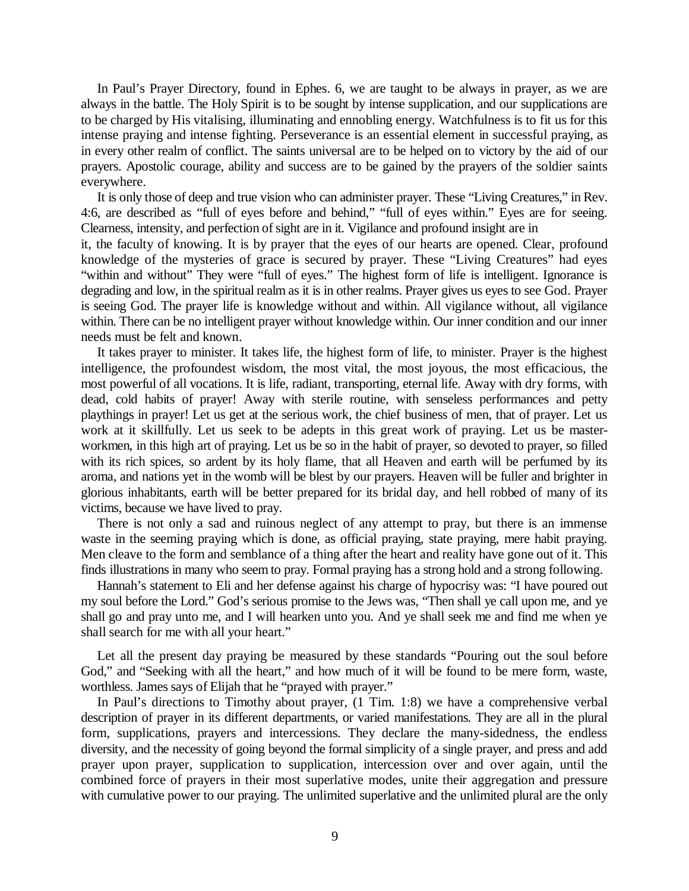In Paul's Prayer Directory, found in Ephes. 6, we are taught to be always in prayer, as we are always in the battle. The Holy Spirit is to be sought by intense supplication, and our supplications are to be charged by His vitalising, illuminating and ennobling energy. Watchfulness is to fit us for this intense praying and intense fighting. Perseverance is an essential element in successful praying, as in every other realm of conflict. The saints universal are to be helped on to victory by the aid of our prayers. Apostolic courage, ability and success are to be gained by the prayers of the soldier saints everywhere.

It is only those of deep and true vision who can administer prayer. These "Living Creatures," in Rev. 4:6, are described as "full of eyes before and behind," "full of eyes within." Eyes are for seeing. Clearness, intensity, and perfection of sight are in it. Vigilance and profound insight are in it, the faculty of knowing. It is by prayer that the eyes of our hearts are opened. Clear, profound knowledge of the mysteries of grace is secured by prayer. These "Living Creatures" had eyes "within and without" They were "full of eyes." The highest form of life is intelligent. Ignorance is degrading and low, in the spiritual realm as it is in other realms. Prayer gives us eyes to see God. Prayer is seeing God. The prayer life is knowledge without and within. All vigilance without, all vigilance within. There can be no intelligent prayer without knowledge within. Our inner condition and our inner needs must be felt and known.

It takes prayer to minister. It takes life, the highest form of life, to minister. Prayer is the highest intelligence, the profoundest wisdom, the most vital, the most joyous, the most efficacious, the most powerful of all vocations. It is life, radiant, transporting, eternal life. Away with dry forms, with dead, cold habits of prayer! Away with sterile routine, with senseless performances and petty playthings in prayer! Let us get at the serious work, the chief business of men, that of prayer. Let us work at it skillfully. Let us seek to be adepts in this great work of praying. Let us be master-workmen, in this high art of praying. Let us be so in the habit of prayer, so devoted to prayer, so filled with its rich spices, so ardent by its holy flame, that all Heaven and earth will be perfumed by its aroma, and nations yet in the womb will be blest by our prayers. Heaven will be fuller and brighter in glorious inhabitants, earth will be better prepared for its bridal day, and hell robbed of many of its victims, because we have lived to pray.

There is not only a sad and ruinous neglect of any attempt to pray, but there is an immense waste in the seeming praying which is done, as official praying, state praying, mere habit praying. Men cleave to the form and semblance of a thing after the heart and reality have gone out of it. This finds illustrations in many who seem to pray. Formal praying has a strong hold and a strong following.

Hannah's statement to Eli and her defense against his charge of hypocrisy was: "I have poured out my soul before the Lord." God's serious promise to the Jews was, "Then shall ye call upon me, and ye shall go and pray unto me, and I will hearken unto you. And ye shall seek me and find me when ye shall search for me with all your heart."

Let all the present day praying be measured by these standards "Pouring out the soul before God," and "Seeking with all the heart," and how much of it will be found to be mere form, waste, worthless. James says of Elijah that he "prayed with prayer."

In Paul's directions to Timothy about prayer, (1 Tim. 1:8) we have a comprehensive verbal description of prayer in its different departments, or varied manifestations. They are all in the plural form, supplications, prayers and intercessions. They declare the many-sidedness, the endless diversity, and the necessity of going beyond the formal simplicity of a single prayer, and press and add prayer upon prayer, supplication to supplication, intercession over and over again, until the combined force of prayers in their most superlative modes, unite their aggregation and pressure with cumulative power to our praying. The unlimited superlative and the unlimited plural are the only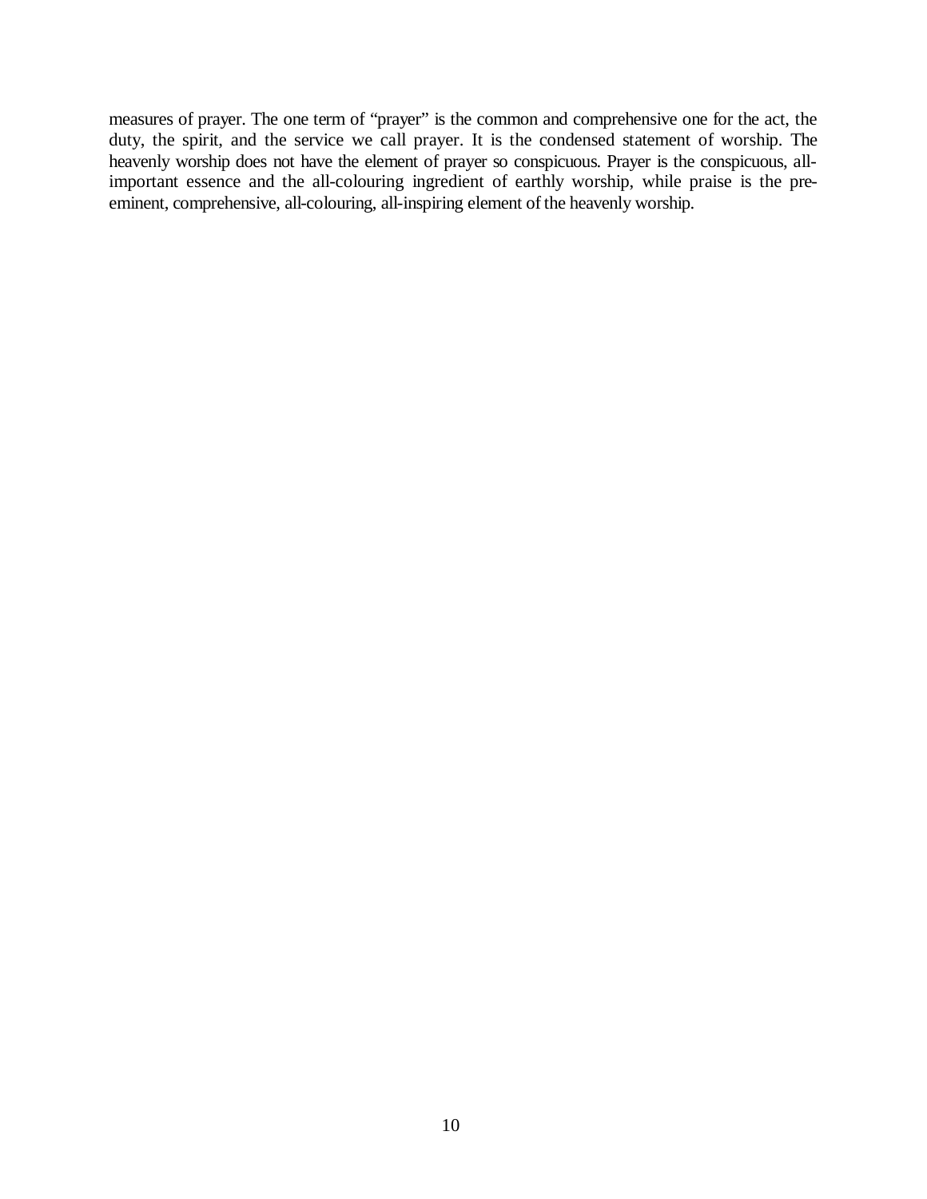measures of prayer. The one term of "prayer" is the common and comprehensive one for the act, the duty, the spirit, and the service we call prayer. It is the condensed statement of worship. The heavenly worship does not have the element of prayer so conspicuous. Prayer is the conspicuous, all-important essence and the all-colouring ingredient of earthly worship, while praise is the pre-eminent, comprehensive, all-colouring, all-inspiring element of the heavenly worship.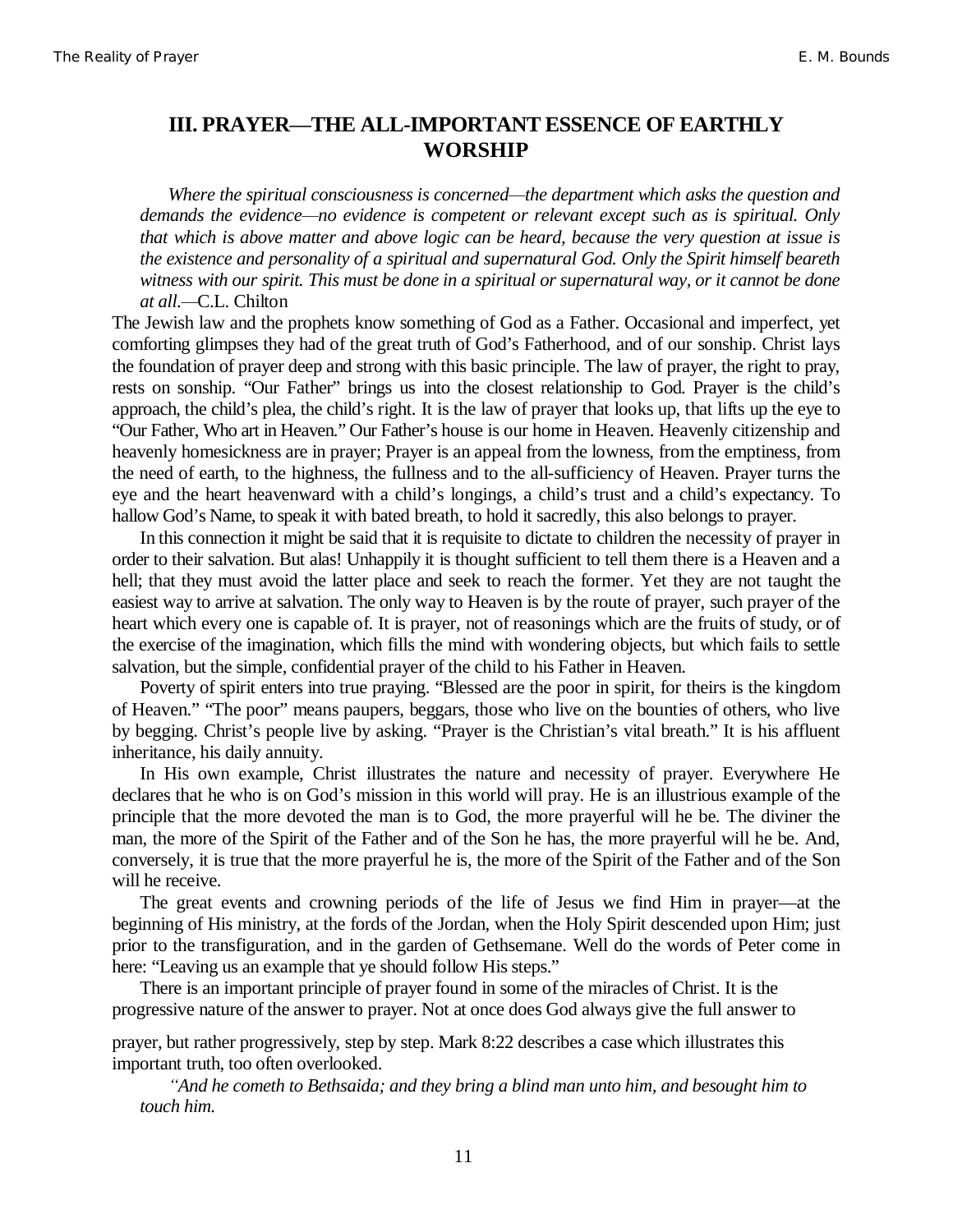## III. PRAYER—THE ALL-IMPORTANT ESSENCE OF EARTHLY WORSHIP

*Where the spiritual consciousness is concerned—the department which asks the question and demands the evidence—no evidence is competent or relevant except such as is spiritual. Only that which is above matter and above logic can be heard, because the very question at issue is the existence and personality of a spiritual and supernatural God. Only the Spirit himself beareth witness with our spirit. This must be done in a spiritual or supernatural way, or it cannot be done at all.*—C.L. Chilton

The Jewish law and the prophets know something of God as a Father. Occasional and imperfect, yet comforting glimpses they had of the great truth of God's Fatherhood, and of our sonship. Christ lays the foundation of prayer deep and strong with this basic principle. The law of prayer, the right to pray, rests on sonship. "Our Father" brings us into the closest relationship to God. Prayer is the child's approach, the child's plea, the child's right. It is the law of prayer that looks up, that lifts up the eye to "Our Father, Who art in Heaven." Our Father's house is our home in Heaven. Heavenly citizenship and heavenly homesickness are in prayer; Prayer is an appeal from the lowness, from the emptiness, from the need of earth, to the highness, the fullness and to the all-sufficiency of Heaven. Prayer turns the eye and the heart heavenward with a child's longings, a child's trust and a child's expectancy. To hallow God's Name, to speak it with bated breath, to hold it sacredly, this also belongs to prayer.

In this connection it might be said that it is requisite to dictate to children the necessity of prayer in order to their salvation. But alas! Unhappily it is thought sufficient to tell them there is a Heaven and a hell; that they must avoid the latter place and seek to reach the former. Yet they are not taught the easiest way to arrive at salvation. The only way to Heaven is by the route of prayer, such prayer of the heart which every one is capable of. It is prayer, not of reasonings which are the fruits of study, or of the exercise of the imagination, which fills the mind with wondering objects, but which fails to settle salvation, but the simple, confidential prayer of the child to his Father in Heaven.

Poverty of spirit enters into true praying. "Blessed are the poor in spirit, for theirs is the kingdom of Heaven." "The poor" means paupers, beggars, those who live on the bounties of others, who live by begging. Christ's people live by asking. "Prayer is the Christian's vital breath." It is his affluent inheritance, his daily annuity.

In His own example, Christ illustrates the nature and necessity of prayer. Everywhere He declares that he who is on God's mission in this world will pray. He is an illustrious example of the principle that the more devoted the man is to God, the more prayerful will he be. The diviner the man, the more of the Spirit of the Father and of the Son he has, the more prayerful will he be. And, conversely, it is true that the more prayerful he is, the more of the Spirit of the Father and of the Son will he receive.

The great events and crowning periods of the life of Jesus we find Him in prayer—at the beginning of His ministry, at the fords of the Jordan, when the Holy Spirit descended upon Him; just prior to the transfiguration, and in the garden of Gethsemane. Well do the words of Peter come in here: "Leaving us an example that ye should follow His steps."

There is an important principle of prayer found in some of the miracles of Christ. It is the progressive nature of the answer to prayer. Not at once does God always give the full answer to prayer, but rather progressively, step by step. Mark 8:22 describes a case which illustrates this important truth, too often overlooked.

*"And he cometh to Bethsaida; and they bring a blind man unto him, and besought him to touch him.*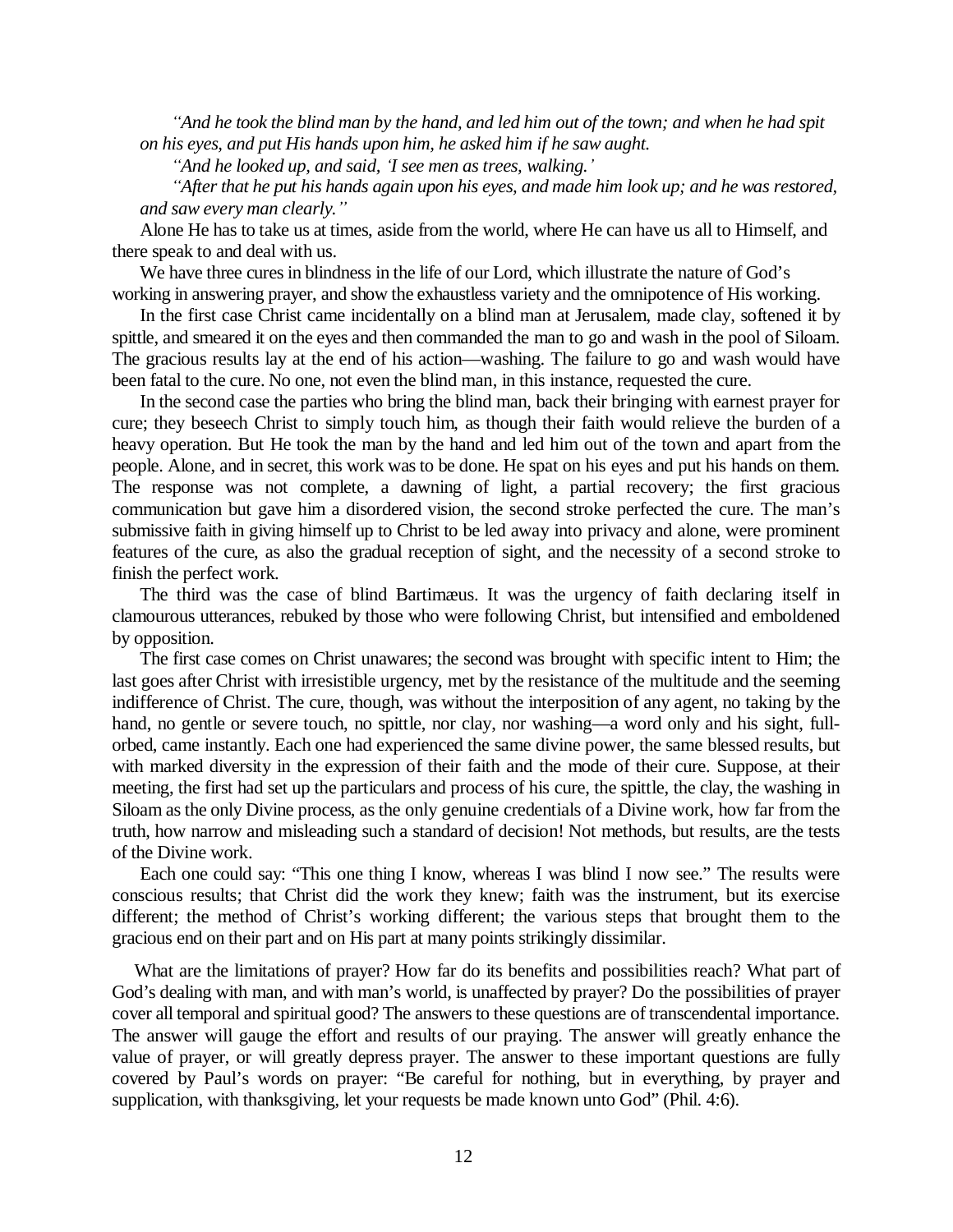*"And he took the blind man by the hand, and led him out of the town; and when he had spit on his eyes, and put His hands upon him, he asked him if he saw aught.*

*"And he looked up, and said, 'I see men as trees, walking.'*

*"After that he put his hands again upon his eyes, and made him look up; and he was restored, and saw every man clearly."*

Alone He has to take us at times, aside from the world, where He can have us all to Himself, and there speak to and deal with us.

We have three cures in blindness in the life of our Lord, which illustrate the nature of God's working in answering prayer, and show the exhaustless variety and the omnipotence of His working.

In the first case Christ came incidentally on a blind man at Jerusalem, made clay, softened it by spittle, and smeared it on the eyes and then commanded the man to go and wash in the pool of Siloam. The gracious results lay at the end of his action—washing. The failure to go and wash would have been fatal to the cure. No one, not even the blind man, in this instance, requested the cure.

In the second case the parties who bring the blind man, back their bringing with earnest prayer for cure; they beseech Christ to simply touch him, as though their faith would relieve the burden of a heavy operation. But He took the man by the hand and led him out of the town and apart from the people. Alone, and in secret, this work was to be done. He spat on his eyes and put his hands on them. The response was not complete, a dawning of light, a partial recovery; the first gracious communication but gave him a disordered vision, the second stroke perfected the cure. The man's submissive faith in giving himself up to Christ to be led away into privacy and alone, were prominent features of the cure, as also the gradual reception of sight, and the necessity of a second stroke to finish the perfect work.

The third was the case of blind Bartimæus. It was the urgency of faith declaring itself in clamourous utterances, rebuked by those who were following Christ, but intensified and emboldened by opposition.

The first case comes on Christ unawares; the second was brought with specific intent to Him; the last goes after Christ with irresistible urgency, met by the resistance of the multitude and the seeming indifference of Christ. The cure, though, was without the interposition of any agent, no taking by the hand, no gentle or severe touch, no spittle, nor clay, nor washing—a word only and his sight, full-orbed, came instantly. Each one had experienced the same divine power, the same blessed results, but with marked diversity in the expression of their faith and the mode of their cure. Suppose, at their meeting, the first had set up the particulars and process of his cure, the spittle, the clay, the washing in Siloam as the only Divine process, as the only genuine credentials of a Divine work, how far from the truth, how narrow and misleading such a standard of decision! Not methods, but results, are the tests of the Divine work.

Each one could say: "This one thing I know, whereas I was blind I now see." The results were conscious results; that Christ did the work they knew; faith was the instrument, but its exercise different; the method of Christ's working different; the various steps that brought them to the gracious end on their part and on His part at many points strikingly dissimilar.

What are the limitations of prayer? How far do its benefits and possibilities reach? What part of God's dealing with man, and with man's world, is unaffected by prayer? Do the possibilities of prayer cover all temporal and spiritual good? The answers to these questions are of transcendental importance. The answer will gauge the effort and results of our praying. The answer will greatly enhance the value of prayer, or will greatly depress prayer. The answer to these important questions are fully covered by Paul's words on prayer: "Be careful for nothing, but in everything, by prayer and supplication, with thanksgiving, let your requests be made known unto God" (Phil. 4:6).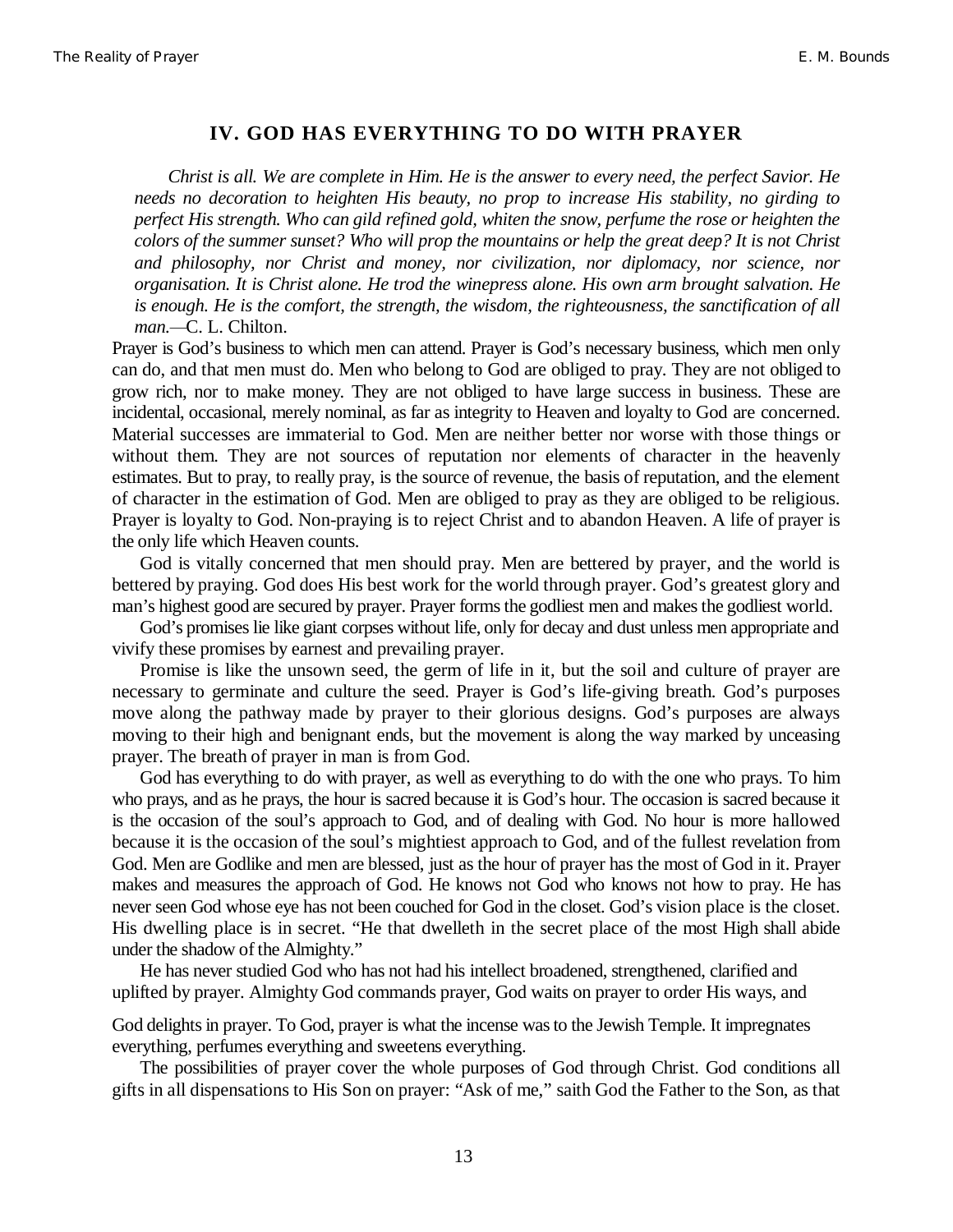## IV. GOD HAS EVERYTHING TO DO WITH PRAYER

*Christ is all. We are complete in Him. He is the answer to every need, the perfect Savior. He needs no decoration to heighten His beauty, no prop to increase His stability, no girding to perfect His strength. Who can gild refined gold, whiten the snow, perfume the rose or heighten the colors of the summer sunset? Who will prop the mountains or help the great deep? It is not Christ and philosophy, nor Christ and money, nor civilization, nor diplomacy, nor science, nor organisation. It is Christ alone. He trod the winepress alone. His own arm brought salvation. He is enough. He is the comfort, the strength, the wisdom, the righteousness, the sanctification of all man.*—C. L. Chilton.

Prayer is God's business to which men can attend. Prayer is God's necessary business, which men only can do, and that men must do. Men who belong to God are obliged to pray. They are not obliged to grow rich, nor to make money. They are not obliged to have large success in business. These are incidental, occasional, merely nominal, as far as integrity to Heaven and loyalty to God are concerned. Material successes are immaterial to God. Men are neither better nor worse with those things or without them. They are not sources of reputation nor elements of character in the heavenly estimates. But to pray, to really pray, is the source of revenue, the basis of reputation, and the element of character in the estimation of God. Men are obliged to pray as they are obliged to be religious. Prayer is loyalty to God. Non-praying is to reject Christ and to abandon Heaven. A life of prayer is the only life which Heaven counts.

God is vitally concerned that men should pray. Men are bettered by prayer, and the world is bettered by praying. God does His best work for the world through prayer. God's greatest glory and man's highest good are secured by prayer. Prayer forms the godliest men and makes the godliest world.

God's promises lie like giant corpses without life, only for decay and dust unless men appropriate and vivify these promises by earnest and prevailing prayer.

Promise is like the unsown seed, the germ of life in it, but the soil and culture of prayer are necessary to germinate and culture the seed. Prayer is God's life-giving breath. God's purposes move along the pathway made by prayer to their glorious designs. God's purposes are always moving to their high and benignant ends, but the movement is along the way marked by unceasing prayer. The breath of prayer in man is from God.

God has everything to do with prayer, as well as everything to do with the one who prays. To him who prays, and as he prays, the hour is sacred because it is God's hour. The occasion is sacred because it is the occasion of the soul's approach to God, and of dealing with God. No hour is more hallowed because it is the occasion of the soul's mightiest approach to God, and of the fullest revelation from God. Men are Godlike and men are blessed, just as the hour of prayer has the most of God in it. Prayer makes and measures the approach of God. He knows not God who knows not how to pray. He has never seen God whose eye has not been couched for God in the closet. God's vision place is the closet. His dwelling place is in secret. "He that dwelleth in the secret place of the most High shall abide under the shadow of the Almighty."

He has never studied God who has not had his intellect broadened, strengthened, clarified and uplifted by prayer. Almighty God commands prayer, God waits on prayer to order His ways, and God delights in prayer. To God, prayer is what the incense was to the Jewish Temple. It impregnates everything, perfumes everything and sweetens everything.

The possibilities of prayer cover the whole purposes of God through Christ. God conditions all gifts in all dispensations to His Son on prayer: "Ask of me," saith God the Father to the Son, as that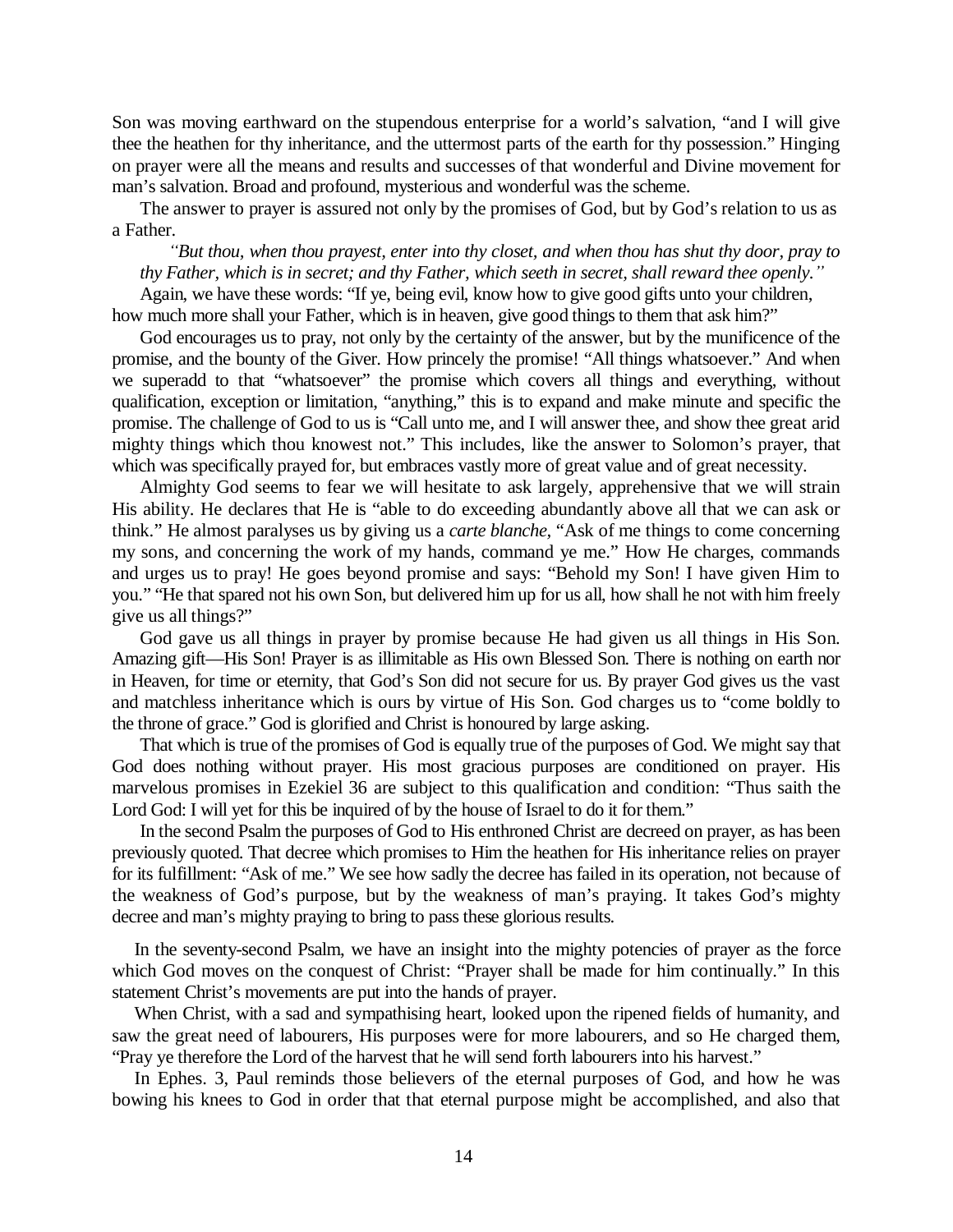Son was moving earthward on the stupendous enterprise for a world's salvation, "and I will give thee the heathen for thy inheritance, and the uttermost parts of the earth for thy possession." Hinging on prayer were all the means and results and successes of that wonderful and Divine movement for man's salvation. Broad and profound, mysterious and wonderful was the scheme.

The answer to prayer is assured not only by the promises of God, but by God's relation to us as a Father.

> *"But thou, when thou prayest, enter into thy closet, and when thou has shut thy door, pray to thy Father, which is in secret; and thy Father, which seeth in secret, shall reward thee openly."*

Again, we have these words: "If ye, being evil, know how to give good gifts unto your children, how much more shall your Father, which is in heaven, give good things to them that ask him?"

God encourages us to pray, not only by the certainty of the answer, but by the munificence of the promise, and the bounty of the Giver. How princely the promise! "All things whatsoever." And when we superadd to that "whatsoever" the promise which covers all things and everything, without qualification, exception or limitation, "anything," this is to expand and make minute and specific the promise. The challenge of God to us is "Call unto me, and I will answer thee, and show thee great arid mighty things which thou knowest not." This includes, like the answer to Solomon's prayer, that which was specifically prayed for, but embraces vastly more of great value and of great necessity.

Almighty God seems to fear we will hesitate to ask largely, apprehensive that we will strain His ability. He declares that He is "able to do exceeding abundantly above all that we can ask or think." He almost paralyses us by giving us a *carte blanche*, "Ask of me things to come concerning my sons, and concerning the work of my hands, command ye me." How He charges, commands and urges us to pray! He goes beyond promise and says: "Behold my Son! I have given Him to you." "He that spared not his own Son, but delivered him up for us all, how shall he not with him freely give us all things?"

God gave us all things in prayer by promise because He had given us all things in His Son. Amazing gift—His Son! Prayer is as illimitable as His own Blessed Son. There is nothing on earth nor in Heaven, for time or eternity, that God's Son did not secure for us. By prayer God gives us the vast and matchless inheritance which is ours by virtue of His Son. God charges us to "come boldly to the throne of grace." God is glorified and Christ is honoured by large asking.

That which is true of the promises of God is equally true of the purposes of God. We might say that God does nothing without prayer. His most gracious purposes are conditioned on prayer. His marvelous promises in Ezekiel 36 are subject to this qualification and condition: "Thus saith the Lord God: I will yet for this be inquired of by the house of Israel to do it for them."

In the second Psalm the purposes of God to His enthroned Christ are decreed on prayer, as has been previously quoted. That decree which promises to Him the heathen for His inheritance relies on prayer for its fulfillment: "Ask of me." We see how sadly the decree has failed in its operation, not because of the weakness of God's purpose, but by the weakness of man's praying. It takes God's mighty decree and man's mighty praying to bring to pass these glorious results.

In the seventy-second Psalm, we have an insight into the mighty potencies of prayer as the force which God moves on the conquest of Christ: "Prayer shall be made for him continually." In this statement Christ's movements are put into the hands of prayer.

When Christ, with a sad and sympathising heart, looked upon the ripened fields of humanity, and saw the great need of labourers, His purposes were for more labourers, and so He charged them, "Pray ye therefore the Lord of the harvest that he will send forth labourers into his harvest."

In Ephes. 3, Paul reminds those believers of the eternal purposes of God, and how he was bowing his knees to God in order that that eternal purpose might be accomplished, and also that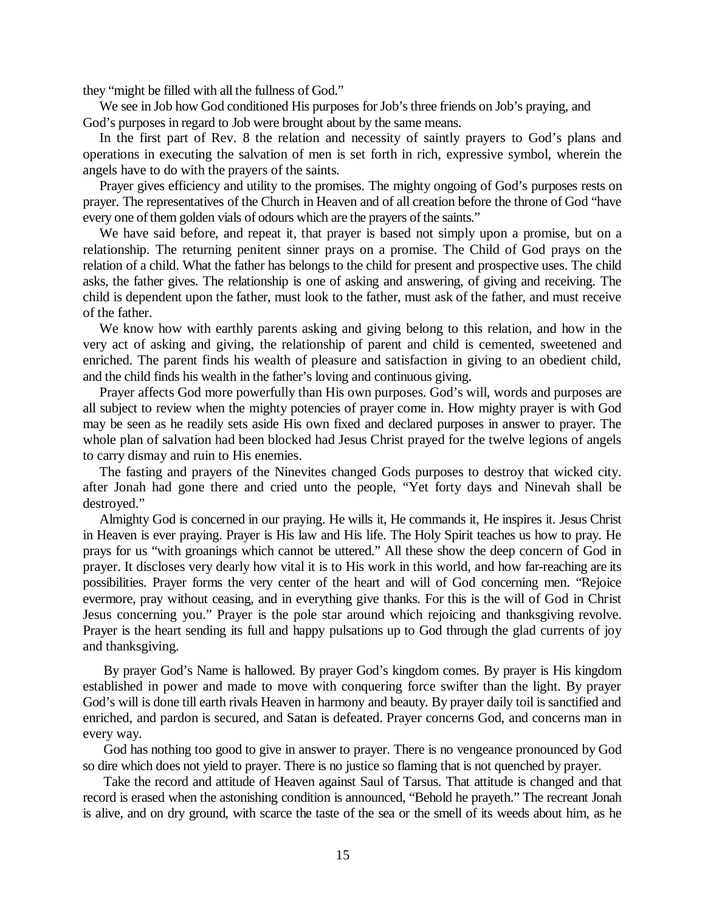they "might be filled with all the fullness of God."

We see in Job how God conditioned His purposes for Job's three friends on Job's praying, and God's purposes in regard to Job were brought about by the same means.

In the first part of Rev. 8 the relation and necessity of saintly prayers to God's plans and operations in executing the salvation of men is set forth in rich, expressive symbol, wherein the angels have to do with the prayers of the saints.

Prayer gives efficiency and utility to the promises. The mighty ongoing of God's purposes rests on prayer. The representatives of the Church in Heaven and of all creation before the throne of God "have every one of them golden vials of odours which are the prayers of the saints."

We have said before, and repeat it, that prayer is based not simply upon a promise, but on a relationship. The returning penitent sinner prays on a promise. The Child of God prays on the relation of a child. What the father has belongs to the child for present and prospective uses. The child asks, the father gives. The relationship is one of asking and answering, of giving and receiving. The child is dependent upon the father, must look to the father, must ask of the father, and must receive of the father.

We know how with earthly parents asking and giving belong to this relation, and how in the very act of asking and giving, the relationship of parent and child is cemented, sweetened and enriched. The parent finds his wealth of pleasure and satisfaction in giving to an obedient child, and the child finds his wealth in the father's loving and continuous giving.

Prayer affects God more powerfully than His own purposes. God's will, words and purposes are all subject to review when the mighty potencies of prayer come in. How mighty prayer is with God may be seen as he readily sets aside His own fixed and declared purposes in answer to prayer. The whole plan of salvation had been blocked had Jesus Christ prayed for the twelve legions of angels to carry dismay and ruin to His enemies.

The fasting and prayers of the Ninevites changed Gods purposes to destroy that wicked city. after Jonah had gone there and cried unto the people, "Yet forty days and Ninevah shall be destroyed."

Almighty God is concerned in our praying. He wills it, He commands it, He inspires it. Jesus Christ in Heaven is ever praying. Prayer is His law and His life. The Holy Spirit teaches us how to pray. He prays for us "with groanings which cannot be uttered." All these show the deep concern of God in prayer. It discloses very dearly how vital it is to His work in this world, and how far-reaching are its possibilities. Prayer forms the very center of the heart and will of God concerning men. "Rejoice evermore, pray without ceasing, and in everything give thanks. For this is the will of God in Christ Jesus concerning you." Prayer is the pole star around which rejoicing and thanksgiving revolve. Prayer is the heart sending its full and happy pulsations up to God through the glad currents of joy and thanksgiving.

By prayer God's Name is hallowed. By prayer God's kingdom comes. By prayer is His kingdom established in power and made to move with conquering force swifter than the light. By prayer God's will is done till earth rivals Heaven in harmony and beauty. By prayer daily toil is sanctified and enriched, and pardon is secured, and Satan is defeated. Prayer concerns God, and concerns man in every way.

God has nothing too good to give in answer to prayer. There is no vengeance pronounced by God so dire which does not yield to prayer. There is no justice so flaming that is not quenched by prayer.

Take the record and attitude of Heaven against Saul of Tarsus. That attitude is changed and that record is erased when the astonishing condition is announced, "Behold he prayeth." The recreant Jonah is alive, and on dry ground, with scarce the taste of the sea or the smell of its weeds about him, as he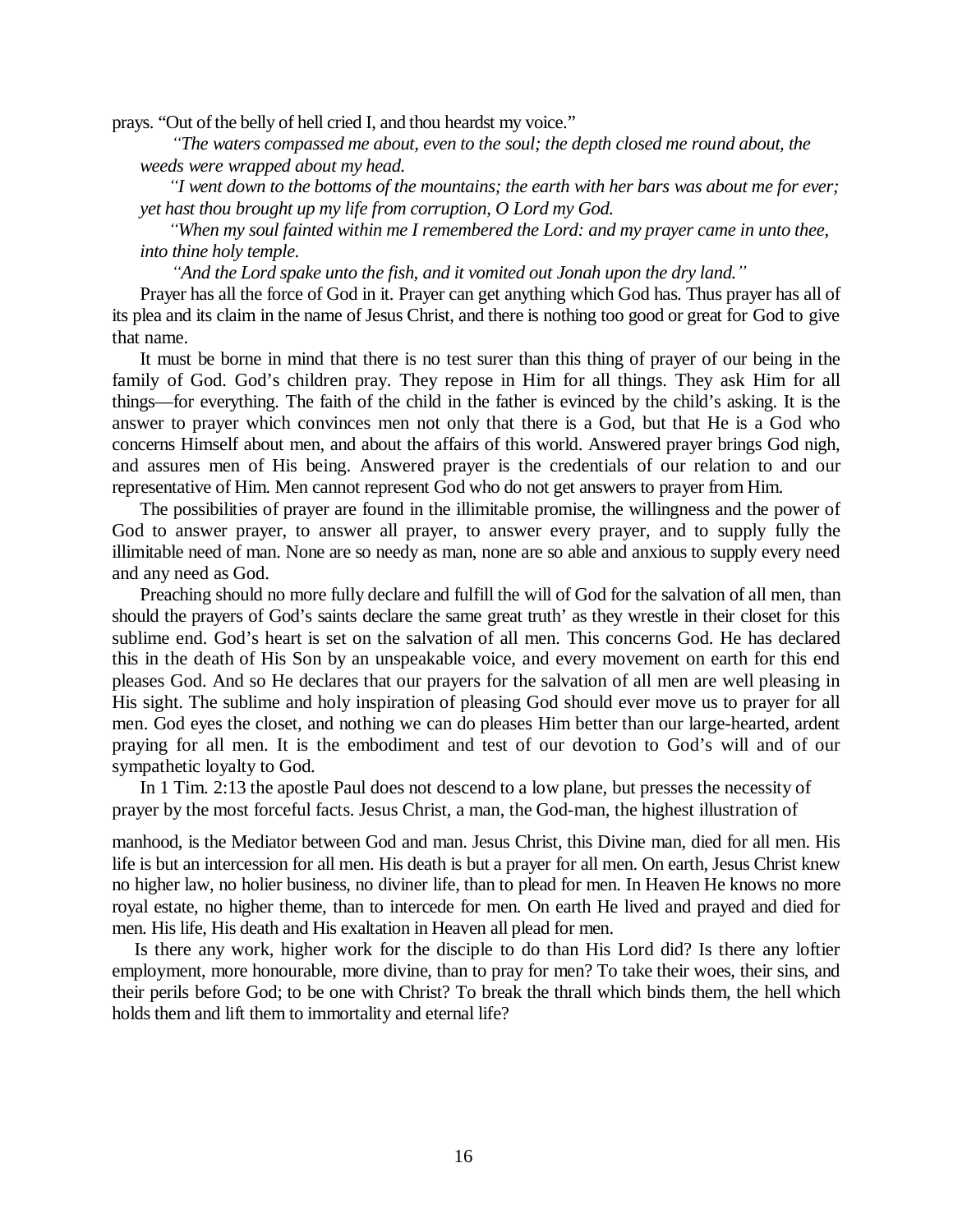prays. “Out of the belly of hell cried I, and thou heardst my voice.”

*“The waters compassed me about, even to the soul; the depth closed me round about, the weeds were wrapped about my head.*

*“I went down to the bottoms of the mountains; the earth with her bars was about me for ever; yet hast thou brought up my life from corruption, O Lord my God.*

*“When my soul fainted within me I remembered the Lord: and my prayer came in unto thee, into thine holy temple.*

*“And the Lord spake unto the fish, and it vomited out Jonah upon the dry land.”*

Prayer has all the force of God in it. Prayer can get anything which God has. Thus prayer has all of its plea and its claim in the name of Jesus Christ, and there is nothing too good or great for God to give that name.

It must be borne in mind that there is no test surer than this thing of prayer of our being in the family of God. God’s children pray. They repose in Him for all things. They ask Him for all things—for everything. The faith of the child in the father is evinced by the child’s asking. It is the answer to prayer which convinces men not only that there is a God, but that He is a God who concerns Himself about men, and about the affairs of this world. Answered prayer brings God nigh, and assures men of His being. Answered prayer is the credentials of our relation to and our representative of Him. Men cannot represent God who do not get answers to prayer from Him.

The possibilities of prayer are found in the illimitable promise, the willingness and the power of God to answer prayer, to answer all prayer, to answer every prayer, and to supply fully the illimitable need of man. None are so needy as man, none are so able and anxious to supply every need and any need as God.

Preaching should no more fully declare and fulfill the will of God for the salvation of all men, than should the prayers of God’s saints declare the same great truth’ as they wrestle in their closet for this sublime end. God’s heart is set on the salvation of all men. This concerns God. He has declared this in the death of His Son by an unspeakable voice, and every movement on earth for this end pleases God. And so He declares that our prayers for the salvation of all men are well pleasing in His sight. The sublime and holy inspiration of pleasing God should ever move us to prayer for all men. God eyes the closet, and nothing we can do pleases Him better than our large-hearted, ardent praying for all men. It is the embodiment and test of our devotion to God’s will and of our sympathetic loyalty to God.

In 1 Tim. 2:13 the apostle Paul does not descend to a low plane, but presses the necessity of prayer by the most forceful facts. Jesus Christ, a man, the God-man, the highest illustration of manhood, is the Mediator between God and man. Jesus Christ, this Divine man, died for all men. His life is but an intercession for all men. His death is but a prayer for all men. On earth, Jesus Christ knew no higher law, no holier business, no diviner life, than to plead for men. In Heaven He knows no more royal estate, no higher theme, than to intercede for men. On earth He lived and prayed and died for men. His life, His death and His exaltation in Heaven all plead for men.

Is there any work, higher work for the disciple to do than His Lord did? Is there any loftier employment, more honourable, more divine, than to pray for men? To take their woes, their sins, and their perils before God; to be one with Christ? To break the thrall which binds them, the hell which holds them and lift them to immortality and eternal life?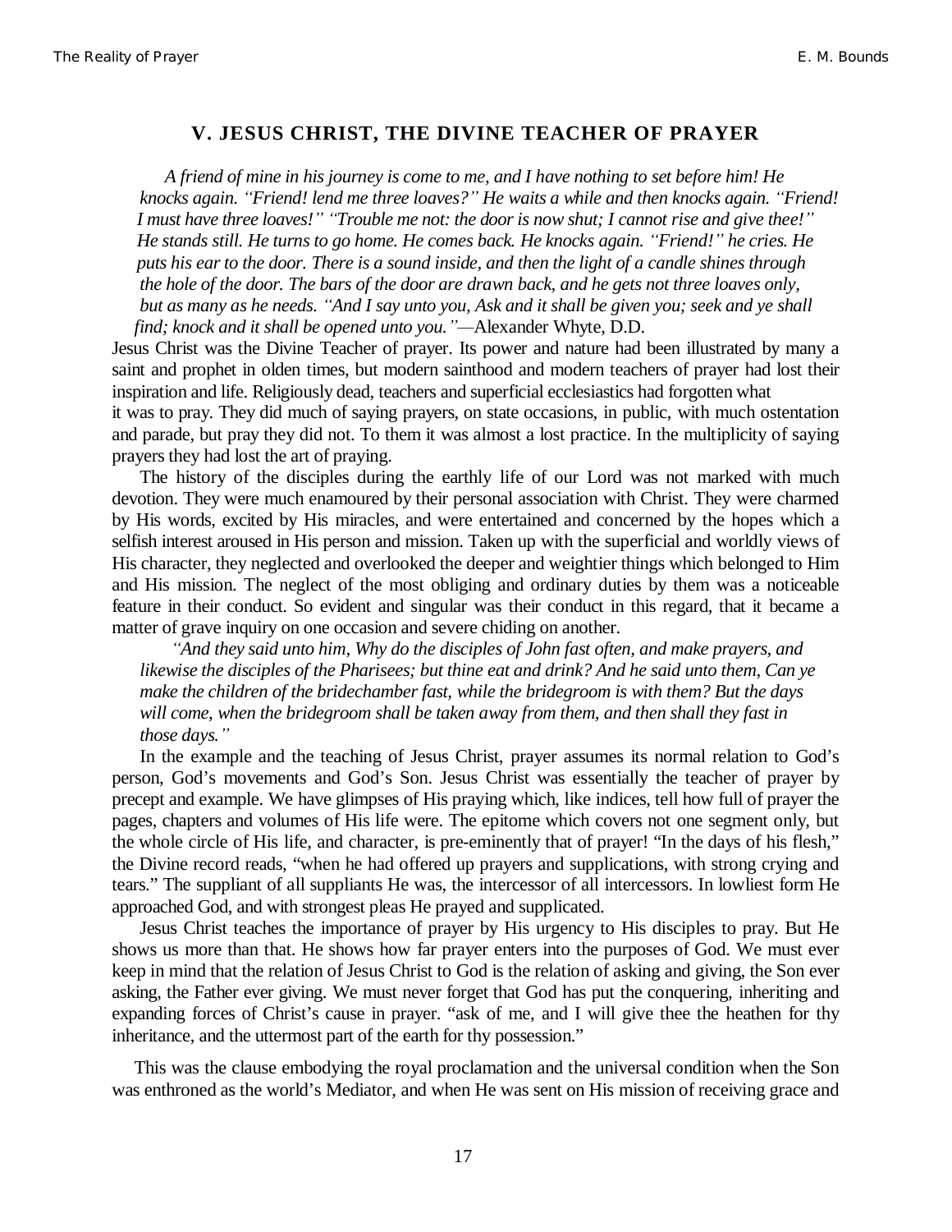## V. JESUS CHRIST, THE DIVINE TEACHER OF PRAYER

*A friend of mine in his journey is come to me, and I have nothing to set before him! He knocks again. "Friend! lend me three loaves?" He waits a while and then knocks again. "Friend! I must have three loaves!" "Trouble me not: the door is now shut; I cannot rise and give thee!" He stands still. He turns to go home. He comes back. He knocks again. "Friend!" he cries. He puts his ear to the door. There is a sound inside, and then the light of a candle shines through the hole of the door. The bars of the door are drawn back, and he gets not three loaves only, but as many as he needs. "And I say unto you, Ask and it shall be given you; seek and ye shall find; knock and it shall be opened unto you."*—Alexander Whyte, D.D.

Jesus Christ was the Divine Teacher of prayer. Its power and nature had been illustrated by many a saint and prophet in olden times, but modern sainthood and modern teachers of prayer had lost their inspiration and life. Religiously dead, teachers and superficial ecclesiastics had forgotten what it was to pray. They did much of saying prayers, on state occasions, in public, with much ostentation and parade, but pray they did not. To them it was almost a lost practice. In the multiplicity of saying prayers they had lost the art of praying.

The history of the disciples during the earthly life of our Lord was not marked with much devotion. They were much enamoured by their personal association with Christ. They were charmed by His words, excited by His miracles, and were entertained and concerned by the hopes which a selfish interest aroused in His person and mission. Taken up with the superficial and worldly views of His character, they neglected and overlooked the deeper and weightier things which belonged to Him and His mission. The neglect of the most obliging and ordinary duties by them was a noticeable feature in their conduct. So evident and singular was their conduct in this regard, that it became a matter of grave inquiry on one occasion and severe chiding on another.

*"And they said unto him, Why do the disciples of John fast often, and make prayers, and likewise the disciples of the Pharisees; but thine eat and drink? And he said unto them, Can ye make the children of the bridechamber fast, while the bridegroom is with them? But the days will come, when the bridegroom shall be taken away from them, and then shall they fast in those days."*

In the example and the teaching of Jesus Christ, prayer assumes its normal relation to God's person, God's movements and God's Son. Jesus Christ was essentially the teacher of prayer by precept and example. We have glimpses of His praying which, like indices, tell how full of prayer the pages, chapters and volumes of His life were. The epitome which covers not one segment only, but the whole circle of His life, and character, is pre-eminently that of prayer! "In the days of his flesh," the Divine record reads, "when he had offered up prayers and supplications, with strong crying and tears." The suppliant of all suppliants He was, the intercessor of all intercessors. In lowliest form He approached God, and with strongest pleas He prayed and supplicated.

Jesus Christ teaches the importance of prayer by His urgency to His disciples to pray. But He shows us more than that. He shows how far prayer enters into the purposes of God. We must ever keep in mind that the relation of Jesus Christ to God is the relation of asking and giving, the Son ever asking, the Father ever giving. We must never forget that God has put the conquering, inheriting and expanding forces of Christ's cause in prayer. "ask of me, and I will give thee the heathen for thy inheritance, and the uttermost part of the earth for thy possession."

This was the clause embodying the royal proclamation and the universal condition when the Son was enthroned as the world's Mediator, and when He was sent on His mission of receiving grace and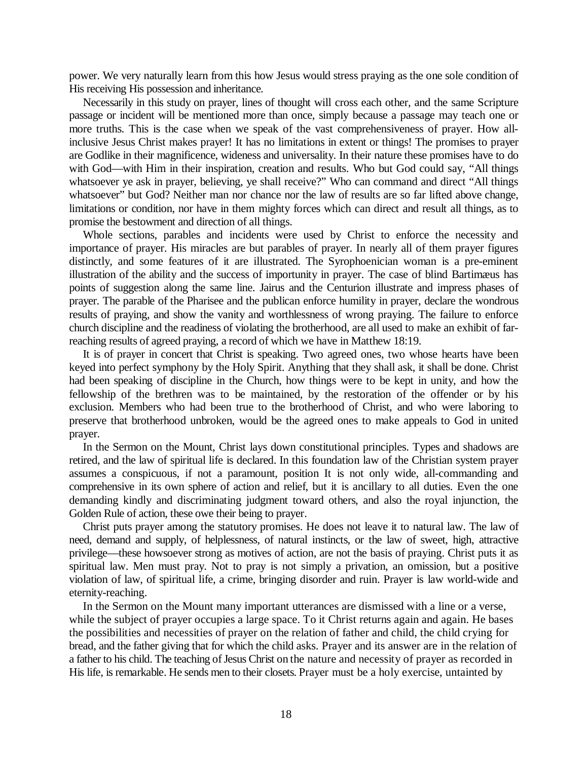power. We very naturally learn from this how Jesus would stress praying as the one sole condition of His receiving His possession and inheritance.

Necessarily in this study on prayer, lines of thought will cross each other, and the same Scripture passage or incident will be mentioned more than once, simply because a passage may teach one or more truths. This is the case when we speak of the vast comprehensiveness of prayer. How all-inclusive Jesus Christ makes prayer! It has no limitations in extent or things! The promises to prayer are Godlike in their magnificence, wideness and universality. In their nature these promises have to do with God—with Him in their inspiration, creation and results. Who but God could say, "All things whatsoever ye ask in prayer, believing, ye shall receive?" Who can command and direct "All things whatsoever" but God? Neither man nor chance nor the law of results are so far lifted above change, limitations or condition, nor have in them mighty forces which can direct and result all things, as to promise the bestowment and direction of all things.

Whole sections, parables and incidents were used by Christ to enforce the necessity and importance of prayer. His miracles are but parables of prayer. In nearly all of them prayer figures distinctly, and some features of it are illustrated. The Syrophoenician woman is a pre-eminent illustration of the ability and the success of importunity in prayer. The case of blind Bartimæus has points of suggestion along the same line. Jairus and the Centurion illustrate and impress phases of prayer. The parable of the Pharisee and the publican enforce humility in prayer, declare the wondrous results of praying, and show the vanity and worthlessness of wrong praying. The failure to enforce church discipline and the readiness of violating the brotherhood, are all used to make an exhibit of far-reaching results of agreed praying, a record of which we have in Matthew 18:19.

It is of prayer in concert that Christ is speaking. Two agreed ones, two whose hearts have been keyed into perfect symphony by the Holy Spirit. Anything that they shall ask, it shall be done. Christ had been speaking of discipline in the Church, how things were to be kept in unity, and how the fellowship of the brethren was to be maintained, by the restoration of the offender or by his exclusion. Members who had been true to the brotherhood of Christ, and who were laboring to preserve that brotherhood unbroken, would be the agreed ones to make appeals to God in united prayer.

In the Sermon on the Mount, Christ lays down constitutional principles. Types and shadows are retired, and the law of spiritual life is declared. In this foundation law of the Christian system prayer assumes a conspicuous, if not a paramount, position It is not only wide, all-commanding and comprehensive in its own sphere of action and relief, but it is ancillary to all duties. Even the one demanding kindly and discriminating judgment toward others, and also the royal injunction, the Golden Rule of action, these owe their being to prayer.

Christ puts prayer among the statutory promises. He does not leave it to natural law. The law of need, demand and supply, of helplessness, of natural instincts, or the law of sweet, high, attractive privilege—these howsoever strong as motives of action, are not the basis of praying. Christ puts it as spiritual law. Men must pray. Not to pray is not simply a privation, an omission, but a positive violation of law, of spiritual life, a crime, bringing disorder and ruin. Prayer is law world-wide and eternity-reaching.

In the Sermon on the Mount many important utterances are dismissed with a line or a verse, while the subject of prayer occupies a large space. To it Christ returns again and again. He bases the possibilities and necessities of prayer on the relation of father and child, the child crying for bread, and the father giving that for which the child asks. Prayer and its answer are in the relation of a father to his child. The teaching of Jesus Christ on the nature and necessity of prayer as recorded in His life, is remarkable. He sends men to their closets. Prayer must be a holy exercise, untainted by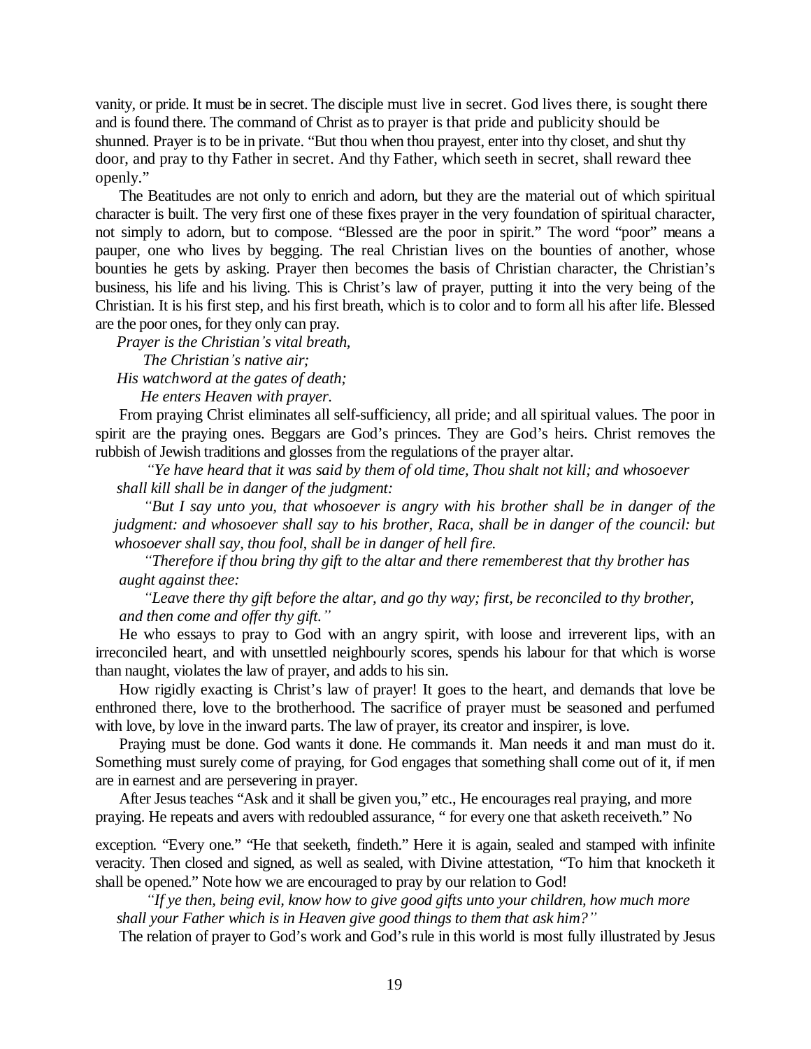vanity, or pride. It must be in secret. The disciple must live in secret. God lives there, is sought there and is found there. The command of Christ as to prayer is that pride and publicity should be shunned. Prayer is to be in private. "But thou when thou prayest, enter into thy closet, and shut thy door, and pray to thy Father in secret. And thy Father, which seeth in secret, shall reward thee openly."

The Beatitudes are not only to enrich and adorn, but they are the material out of which spiritual character is built. The very first one of these fixes prayer in the very foundation of spiritual character, not simply to adorn, but to compose. "Blessed are the poor in spirit." The word "poor" means a pauper, one who lives by begging. The real Christian lives on the bounties of another, whose bounties he gets by asking. Prayer then becomes the basis of Christian character, the Christian's business, his life and his living. This is Christ's law of prayer, putting it into the very being of the Christian. It is his first step, and his first breath, which is to color and to form all his after life. Blessed are the poor ones, for they only can pray.

*Prayer is the Christian's vital breath,*
*The Christian's native air;*
*His watchword at the gates of death;*
*He enters Heaven with prayer.*

From praying Christ eliminates all self-sufficiency, all pride; and all spiritual values. The poor in spirit are the praying ones. Beggars are God's princes. They are God's heirs. Christ removes the rubbish of Jewish traditions and glosses from the regulations of the prayer altar.

*"Ye have heard that it was said by them of old time, Thou shalt not kill; and whosoever shall kill shall be in danger of the judgment:*

*"But I say unto you, that whosoever is angry with his brother shall be in danger of the judgment: and whosoever shall say to his brother, Raca, shall be in danger of the council: but whosoever shall say, thou fool, shall be in danger of hell fire.*

*"Therefore if thou bring thy gift to the altar and there rememberest that thy brother has aught against thee:*

*"Leave there thy gift before the altar, and go thy way; first, be reconciled to thy brother, and then come and offer thy gift."*

He who essays to pray to God with an angry spirit, with loose and irreverent lips, with an irreconciled heart, and with unsettled neighbourly scores, spends his labour for that which is worse than naught, violates the law of prayer, and adds to his sin.

How rigidly exacting is Christ's law of prayer! It goes to the heart, and demands that love be enthroned there, love to the brotherhood. The sacrifice of prayer must be seasoned and perfumed with love, by love in the inward parts. The law of prayer, its creator and inspirer, is love.

Praying must be done. God wants it done. He commands it. Man needs it and man must do it. Something must surely come of praying, for God engages that something shall come out of it, if men are in earnest and are persevering in prayer.

After Jesus teaches "Ask and it shall be given you," etc., He encourages real praying, and more praying. He repeats and avers with redoubled assurance, " for every one that asketh receiveth." No exception. "Every one." "He that seeketh, findeth." Here it is again, sealed and stamped with infinite veracity. Then closed and signed, as well as sealed, with Divine attestation, "To him that knocketh it shall be opened." Note how we are encouraged to pray by our relation to God!

*"If ye then, being evil, know how to give good gifts unto your children, how much more shall your Father which is in Heaven give good things to them that ask him?"*

The relation of prayer to God's work and God's rule in this world is most fully illustrated by Jesus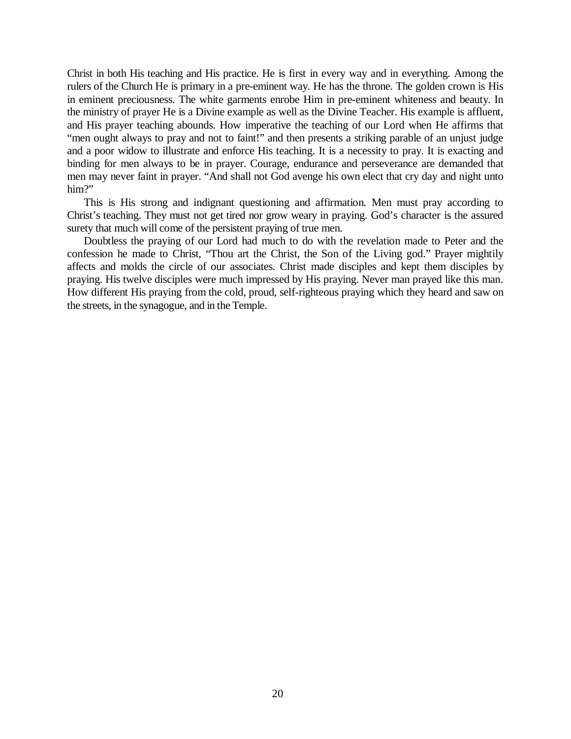Christ in both His teaching and His practice. He is first in every way and in everything. Among the rulers of the Church He is primary in a pre-eminent way. He has the throne. The golden crown is His in eminent preciousness. The white garments enrobe Him in pre-eminent whiteness and beauty. In the ministry of prayer He is a Divine example as well as the Divine Teacher. His example is affluent, and His prayer teaching abounds. How imperative the teaching of our Lord when He affirms that "men ought always to pray and not to faint!" and then presents a striking parable of an unjust judge and a poor widow to illustrate and enforce His teaching. It is a necessity to pray. It is exacting and binding for men always to be in prayer. Courage, endurance and perseverance are demanded that men may never faint in prayer. "And shall not God avenge his own elect that cry day and night unto him?"

This is His strong and indignant questioning and affirmation. Men must pray according to Christ's teaching. They must not get tired nor grow weary in praying. God's character is the assured surety that much will come of the persistent praying of true men.

Doubtless the praying of our Lord had much to do with the revelation made to Peter and the confession he made to Christ, "Thou art the Christ, the Son of the Living god." Prayer mightily affects and molds the circle of our associates. Christ made disciples and kept them disciples by praying. His twelve disciples were much impressed by His praying. Never man prayed like this man. How different His praying from the cold, proud, self-righteous praying which they heard and saw on the streets, in the synagogue, and in the Temple.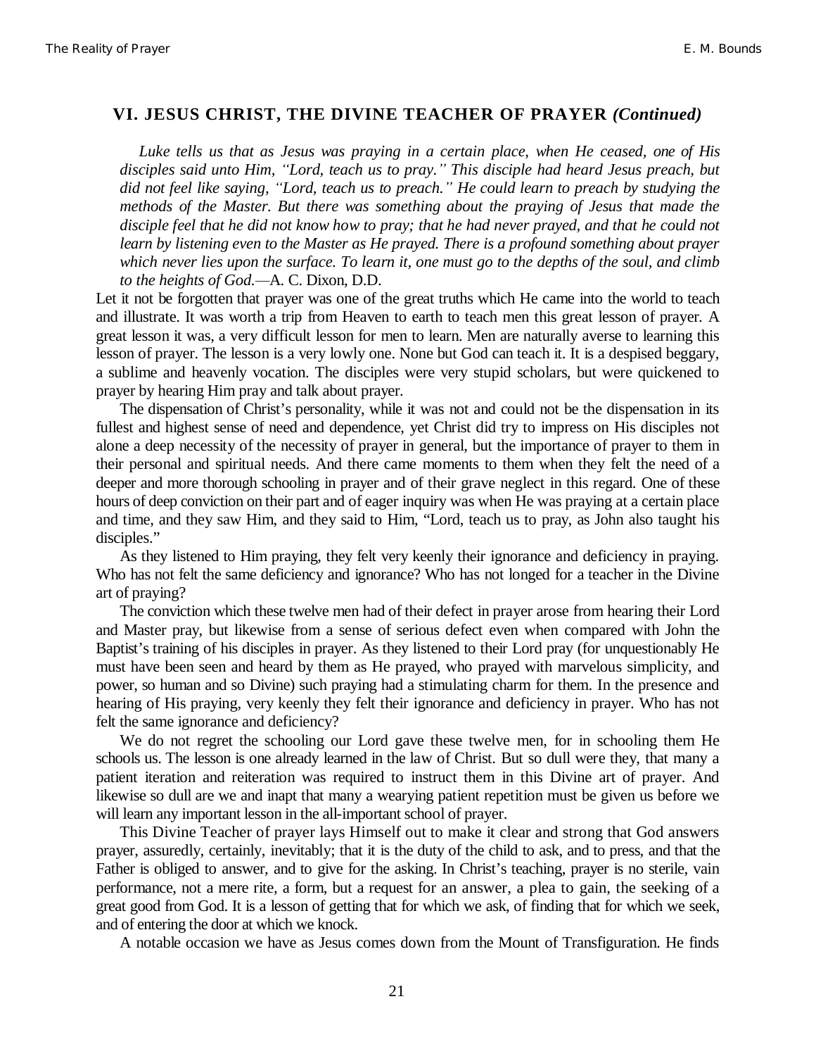## VI. JESUS CHRIST, THE DIVINE TEACHER OF PRAYER *(Continued)*

> *Luke tells us that as Jesus was praying in a certain place, when He ceased, one of His disciples said unto Him, "Lord, teach us to pray." This disciple had heard Jesus preach, but did not feel like saying, "Lord, teach us to preach." He could learn to preach by studying the methods of the Master. But there was something about the praying of Jesus that made the disciple feel that he did not know how to pray; that he had never prayed, and that he could not learn by listening even to the Master as He prayed. There is a profound something about prayer which never lies upon the surface. To learn it, one must go to the depths of the soul, and climb to the heights of God.*—A. C. Dixon, D.D.

Let it not be forgotten that prayer was one of the great truths which He came into the world to teach and illustrate. It was worth a trip from Heaven to earth to teach men this great lesson of prayer. A great lesson it was, a very difficult lesson for men to learn. Men are naturally averse to learning this lesson of prayer. The lesson is a very lowly one. None but God can teach it. It is a despised beggary, a sublime and heavenly vocation. The disciples were very stupid scholars, but were quickened to prayer by hearing Him pray and talk about prayer.

The dispensation of Christ's personality, while it was not and could not be the dispensation in its fullest and highest sense of need and dependence, yet Christ did try to impress on His disciples not alone a deep necessity of the necessity of prayer in general, but the importance of prayer to them in their personal and spiritual needs. And there came moments to them when they felt the need of a deeper and more thorough schooling in prayer and of their grave neglect in this regard. One of these hours of deep conviction on their part and of eager inquiry was when He was praying at a certain place and time, and they saw Him, and they said to Him, "Lord, teach us to pray, as John also taught his disciples."

As they listened to Him praying, they felt very keenly their ignorance and deficiency in praying. Who has not felt the same deficiency and ignorance? Who has not longed for a teacher in the Divine art of praying?

The conviction which these twelve men had of their defect in prayer arose from hearing their Lord and Master pray, but likewise from a sense of serious defect even when compared with John the Baptist's training of his disciples in prayer. As they listened to their Lord pray (for unquestionably He must have been seen and heard by them as He prayed, who prayed with marvelous simplicity, and power, so human and so Divine) such praying had a stimulating charm for them. In the presence and hearing of His praying, very keenly they felt their ignorance and deficiency in prayer. Who has not felt the same ignorance and deficiency?

We do not regret the schooling our Lord gave these twelve men, for in schooling them He schools us. The lesson is one already learned in the law of Christ. But so dull were they, that many a patient iteration and reiteration was required to instruct them in this Divine art of prayer. And likewise so dull are we and inapt that many a wearying patient repetition must be given us before we will learn any important lesson in the all-important school of prayer.

This Divine Teacher of prayer lays Himself out to make it clear and strong that God answers prayer, assuredly, certainly, inevitably; that it is the duty of the child to ask, and to press, and that the Father is obliged to answer, and to give for the asking. In Christ's teaching, prayer is no sterile, vain performance, not a mere rite, a form, but a request for an answer, a plea to gain, the seeking of a great good from God. It is a lesson of getting that for which we ask, of finding that for which we seek, and of entering the door at which we knock.

A notable occasion we have as Jesus comes down from the Mount of Transfiguration. He finds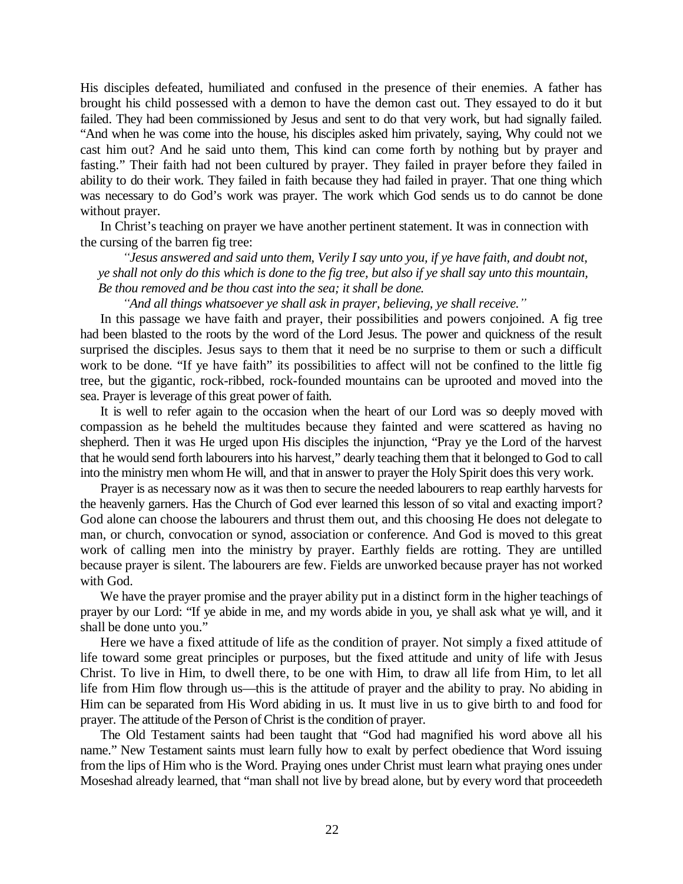His disciples defeated, humiliated and confused in the presence of their enemies. A father has brought his child possessed with a demon to have the demon cast out. They essayed to do it but failed. They had been commissioned by Jesus and sent to do that very work, but had signally failed. "And when he was come into the house, his disciples asked him privately, saying, Why could not we cast him out? And he said unto them, This kind can come forth by nothing but by prayer and fasting." Their faith had not been cultured by prayer. They failed in prayer before they failed in ability to do their work. They failed in faith because they had failed in prayer. That one thing which was necessary to do God's work was prayer. The work which God sends us to do cannot be done without prayer.

In Christ's teaching on prayer we have another pertinent statement. It was in connection with the cursing of the barren fig tree:

> *"Jesus answered and said unto them, Verily I say unto you, if ye have faith, and doubt not, ye shall not only do this which is done to the fig tree, but also if ye shall say unto this mountain, Be thou removed and be thou cast into the sea; it shall be done.*
>
> *"And all things whatsoever ye shall ask in prayer, believing, ye shall receive."*

In this passage we have faith and prayer, their possibilities and powers conjoined. A fig tree had been blasted to the roots by the word of the Lord Jesus. The power and quickness of the result surprised the disciples. Jesus says to them that it need be no surprise to them or such a difficult work to be done. "If ye have faith" its possibilities to affect will not be confined to the little fig tree, but the gigantic, rock-ribbed, rock-founded mountains can be uprooted and moved into the sea. Prayer is leverage of this great power of faith.

It is well to refer again to the occasion when the heart of our Lord was so deeply moved with compassion as he beheld the multitudes because they fainted and were scattered as having no shepherd. Then it was He urged upon His disciples the injunction, "Pray ye the Lord of the harvest that he would send forth labourers into his harvest," dearly teaching them that it belonged to God to call into the ministry men whom He will, and that in answer to prayer the Holy Spirit does this very work.

Prayer is as necessary now as it was then to secure the needed labourers to reap earthly harvests for the heavenly garners. Has the Church of God ever learned this lesson of so vital and exacting import? God alone can choose the labourers and thrust them out, and this choosing He does not delegate to man, or church, convocation or synod, association or conference. And God is moved to this great work of calling men into the ministry by prayer. Earthly fields are rotting. They are untilled because prayer is silent. The labourers are few. Fields are unworked because prayer has not worked with God.

We have the prayer promise and the prayer ability put in a distinct form in the higher teachings of prayer by our Lord: "If ye abide in me, and my words abide in you, ye shall ask what ye will, and it shall be done unto you."

Here we have a fixed attitude of life as the condition of prayer. Not simply a fixed attitude of life toward some great principles or purposes, but the fixed attitude and unity of life with Jesus Christ. To live in Him, to dwell there, to be one with Him, to draw all life from Him, to let all life from Him flow through us—this is the attitude of prayer and the ability to pray. No abiding in Him can be separated from His Word abiding in us. It must live in us to give birth to and food for prayer. The attitude of the Person of Christ is the condition of prayer.

The Old Testament saints had been taught that "God had magnified his word above all his name." New Testament saints must learn fully how to exalt by perfect obedience that Word issuing from the lips of Him who is the Word. Praying ones under Christ must learn what praying ones under Moseshad already learned, that "man shall not live by bread alone, but by every word that proceedeth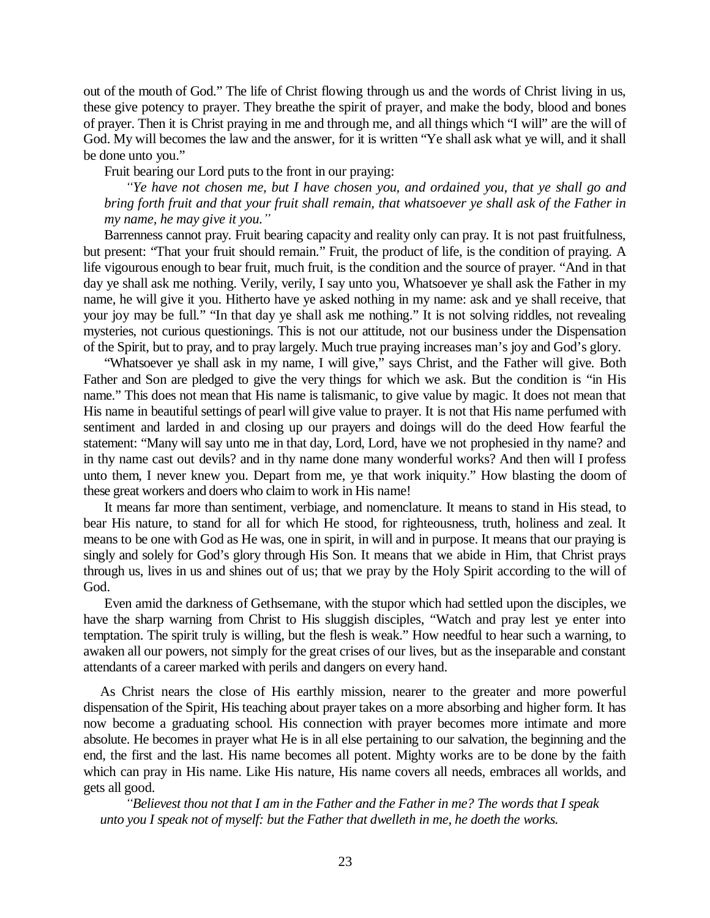out of the mouth of God." The life of Christ flowing through us and the words of Christ living in us, these give potency to prayer. They breathe the spirit of prayer, and make the body, blood and bones of prayer. Then it is Christ praying in me and through me, and all things which "I will" are the will of God. My will becomes the law and the answer, for it is written "Ye shall ask what ye will, and it shall be done unto you."

Fruit bearing our Lord puts to the front in our praying:

*"Ye have not chosen me, but I have chosen you, and ordained you, that ye shall go and bring forth fruit and that your fruit shall remain, that whatsoever ye shall ask of the Father in my name, he may give it you."*

Barrenness cannot pray. Fruit bearing capacity and reality only can pray. It is not past fruitfulness, but present: "That your fruit should remain." Fruit, the product of life, is the condition of praying. A life vigourous enough to bear fruit, much fruit, is the condition and the source of prayer. "And in that day ye shall ask me nothing. Verily, verily, I say unto you, Whatsoever ye shall ask the Father in my name, he will give it you. Hitherto have ye asked nothing in my name: ask and ye shall receive, that your joy may be full." "In that day ye shall ask me nothing." It is not solving riddles, not revealing mysteries, not curious questionings. This is not our attitude, not our business under the Dispensation of the Spirit, but to pray, and to pray largely. Much true praying increases man's joy and God's glory.

"Whatsoever ye shall ask in my name, I will give," says Christ, and the Father will give. Both Father and Son are pledged to give the very things for which we ask. But the condition is "in His name." This does not mean that His name is talismanic, to give value by magic. It does not mean that His name in beautiful settings of pearl will give value to prayer. It is not that His name perfumed with sentiment and larded in and closing up our prayers and doings will do the deed How fearful the statement: "Many will say unto me in that day, Lord, Lord, have we not prophesied in thy name? and in thy name cast out devils? and in thy name done many wonderful works? And then will I profess unto them, I never knew you. Depart from me, ye that work iniquity." How blasting the doom of these great workers and doers who claim to work in His name!

It means far more than sentiment, verbiage, and nomenclature. It means to stand in His stead, to bear His nature, to stand for all for which He stood, for righteousness, truth, holiness and zeal. It means to be one with God as He was, one in spirit, in will and in purpose. It means that our praying is singly and solely for God's glory through His Son. It means that we abide in Him, that Christ prays through us, lives in us and shines out of us; that we pray by the Holy Spirit according to the will of God.

Even amid the darkness of Gethsemane, with the stupor which had settled upon the disciples, we have the sharp warning from Christ to His sluggish disciples, "Watch and pray lest ye enter into temptation. The spirit truly is willing, but the flesh is weak." How needful to hear such a warning, to awaken all our powers, not simply for the great crises of our lives, but as the inseparable and constant attendants of a career marked with perils and dangers on every hand.

As Christ nears the close of His earthly mission, nearer to the greater and more powerful dispensation of the Spirit, His teaching about prayer takes on a more absorbing and higher form. It has now become a graduating school. His connection with prayer becomes more intimate and more absolute. He becomes in prayer what He is in all else pertaining to our salvation, the beginning and the end, the first and the last. His name becomes all potent. Mighty works are to be done by the faith which can pray in His name. Like His nature, His name covers all needs, embraces all worlds, and gets all good.

*"Believest thou not that I am in the Father and the Father in me? The words that I speak unto you I speak not of myself: but the Father that dwelleth in me, he doeth the works.*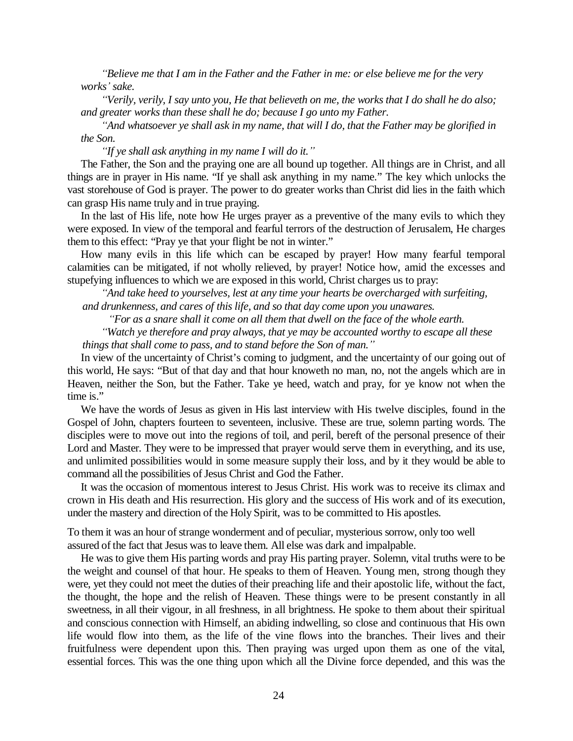*"Believe me that I am in the Father and the Father in me: or else believe me for the very works' sake.*

*"Verily, verily, I say unto you, He that believeth on me, the works that I do shall he do also; and greater works than these shall he do; because I go unto my Father.*

*"And whatsoever ye shall ask in my name, that will I do, that the Father may be glorified in the Son.*

*"If ye shall ask anything in my name I will do it."*

The Father, the Son and the praying one are all bound up together. All things are in Christ, and all things are in prayer in His name. "If ye shall ask anything in my name." The key which unlocks the vast storehouse of God is prayer. The power to do greater works than Christ did lies in the faith which can grasp His name truly and in true praying.

In the last of His life, note how He urges prayer as a preventive of the many evils to which they were exposed. In view of the temporal and fearful terrors of the destruction of Jerusalem, He charges them to this effect: "Pray ye that your flight be not in winter."

How many evils in this life which can be escaped by prayer! How many fearful temporal calamities can be mitigated, if not wholly relieved, by prayer! Notice how, amid the excesses and stupefying influences to which we are exposed in this world, Christ charges us to pray:

*"And take heed to yourselves, lest at any time your hearts be overcharged with surfeiting, and drunkenness, and cares of this life, and so that day come upon you unawares.*

*"For as a snare shall it come on all them that dwell on the face of the whole earth.*

*"Watch ye therefore and pray always, that ye may be accounted worthy to escape all these things that shall come to pass, and to stand before the Son of man."*

In view of the uncertainty of Christ's coming to judgment, and the uncertainty of our going out of this world, He says: "But of that day and that hour knoweth no man, no, not the angels which are in Heaven, neither the Son, but the Father. Take ye heed, watch and pray, for ye know not when the time is."

We have the words of Jesus as given in His last interview with His twelve disciples, found in the Gospel of John, chapters fourteen to seventeen, inclusive. These are true, solemn parting words. The disciples were to move out into the regions of toil, and peril, bereft of the personal presence of their Lord and Master. They were to be impressed that prayer would serve them in everything, and its use, and unlimited possibilities would in some measure supply their loss, and by it they would be able to command all the possibilities of Jesus Christ and God the Father.

It was the occasion of momentous interest to Jesus Christ. His work was to receive its climax and crown in His death and His resurrection. His glory and the success of His work and of its execution, under the mastery and direction of the Holy Spirit, was to be committed to His apostles.

To them it was an hour of strange wonderment and of peculiar, mysterious sorrow, only too well assured of the fact that Jesus was to leave them. All else was dark and impalpable.

He was to give them His parting words and pray His parting prayer. Solemn, vital truths were to be the weight and counsel of that hour. He speaks to them of Heaven. Young men, strong though they were, yet they could not meet the duties of their preaching life and their apostolic life, without the fact, the thought, the hope and the relish of Heaven. These things were to be present constantly in all sweetness, in all their vigour, in all freshness, in all brightness. He spoke to them about their spiritual and conscious connection with Himself, an abiding indwelling, so close and continuous that His own life would flow into them, as the life of the vine flows into the branches. Their lives and their fruitfulness were dependent upon this. Then praying was urged upon them as one of the vital, essential forces. This was the one thing upon which all the Divine force depended, and this was the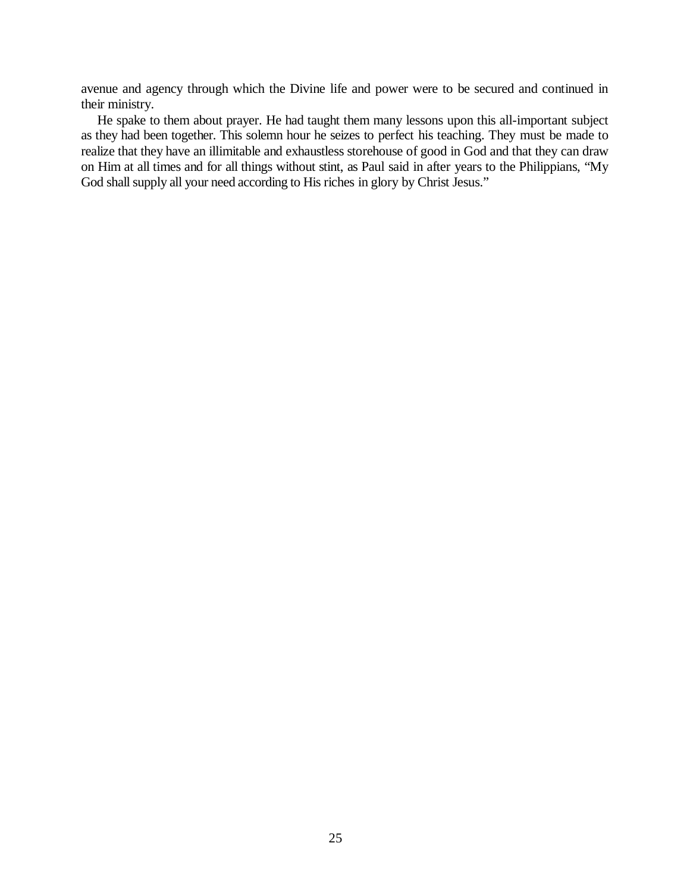avenue and agency through which the Divine life and power were to be secured and continued in their ministry.

He spake to them about prayer. He had taught them many lessons upon this all-important subject as they had been together. This solemn hour he seizes to perfect his teaching. They must be made to realize that they have an illimitable and exhaustless storehouse of good in God and that they can draw on Him at all times and for all things without stint, as Paul said in after years to the Philippians, "My God shall supply all your need according to His riches in glory by Christ Jesus."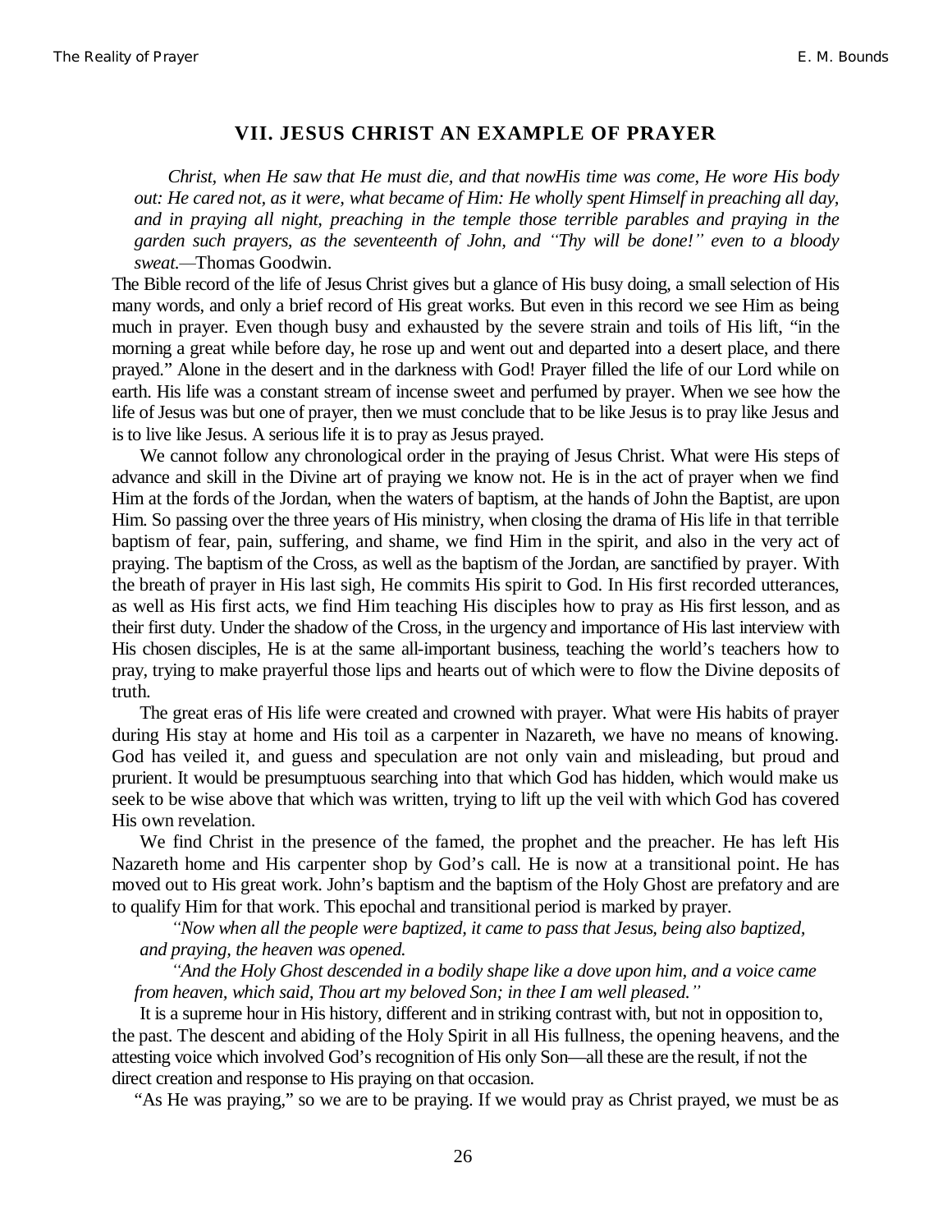## VII. JESUS CHRIST AN EXAMPLE OF PRAYER

*Christ, when He saw that He must die, and that nowHis time was come, He wore His body out: He cared not, as it were, what became of Him: He wholly spent Himself in preaching all day, and in praying all night, preaching in the temple those terrible parables and praying in the garden such prayers, as the seventeenth of John, and "Thy will be done!" even to a bloody sweat.*—Thomas Goodwin.

The Bible record of the life of Jesus Christ gives but a glance of His busy doing, a small selection of His many words, and only a brief record of His great works. But even in this record we see Him as being much in prayer. Even though busy and exhausted by the severe strain and toils of His lift, "in the morning a great while before day, he rose up and went out and departed into a desert place, and there prayed." Alone in the desert and in the darkness with God! Prayer filled the life of our Lord while on earth. His life was a constant stream of incense sweet and perfumed by prayer. When we see how the life of Jesus was but one of prayer, then we must conclude that to be like Jesus is to pray like Jesus and is to live like Jesus. A serious life it is to pray as Jesus prayed.

We cannot follow any chronological order in the praying of Jesus Christ. What were His steps of advance and skill in the Divine art of praying we know not. He is in the act of prayer when we find Him at the fords of the Jordan, when the waters of baptism, at the hands of John the Baptist, are upon Him. So passing over the three years of His ministry, when closing the drama of His life in that terrible baptism of fear, pain, suffering, and shame, we find Him in the spirit, and also in the very act of praying. The baptism of the Cross, as well as the baptism of the Jordan, are sanctified by prayer. With the breath of prayer in His last sigh, He commits His spirit to God. In His first recorded utterances, as well as His first acts, we find Him teaching His disciples how to pray as His first lesson, and as their first duty. Under the shadow of the Cross, in the urgency and importance of His last interview with His chosen disciples, He is at the same all-important business, teaching the world's teachers how to pray, trying to make prayerful those lips and hearts out of which were to flow the Divine deposits of truth.

The great eras of His life were created and crowned with prayer. What were His habits of prayer during His stay at home and His toil as a carpenter in Nazareth, we have no means of knowing. God has veiled it, and guess and speculation are not only vain and misleading, but proud and prurient. It would be presumptuous searching into that which God has hidden, which would make us seek to be wise above that which was written, trying to lift up the veil with which God has covered His own revelation.

We find Christ in the presence of the famed, the prophet and the preacher. He has left His Nazareth home and His carpenter shop by God's call. He is now at a transitional point. He has moved out to His great work. John's baptism and the baptism of the Holy Ghost are prefatory and are to qualify Him for that work. This epochal and transitional period is marked by prayer.

*"Now when all the people were baptized, it came to pass that Jesus, being also baptized, and praying, the heaven was opened.*

*"And the Holy Ghost descended in a bodily shape like a dove upon him, and a voice came from heaven, which said, Thou art my beloved Son; in thee I am well pleased."*

It is a supreme hour in His history, different and in striking contrast with, but not in opposition to, the past. The descent and abiding of the Holy Spirit in all His fullness, the opening heavens, and the attesting voice which involved God's recognition of His only Son—all these are the result, if not the direct creation and response to His praying on that occasion.

"As He was praying," so we are to be praying. If we would pray as Christ prayed, we must be as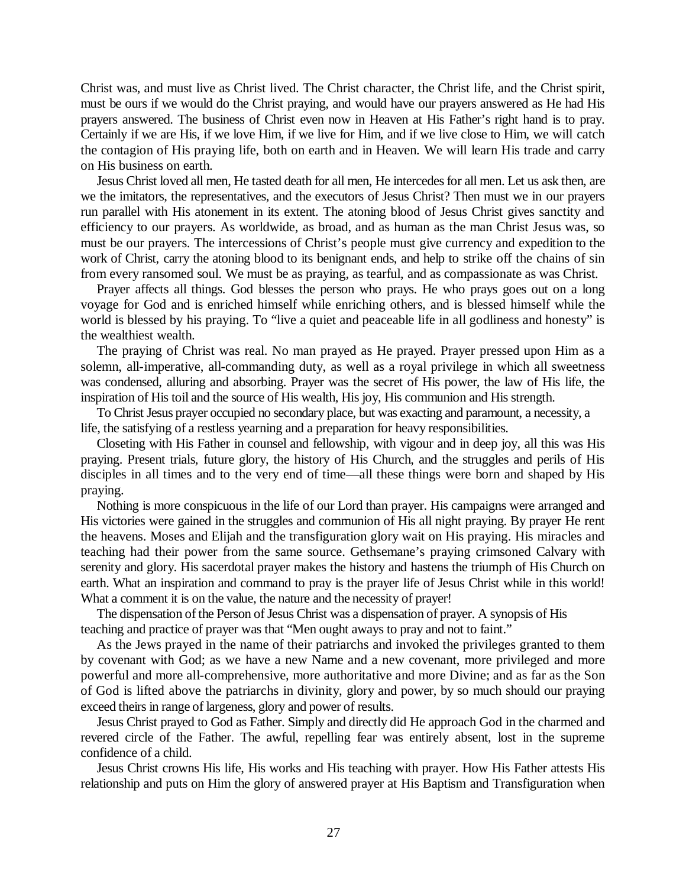Christ was, and must live as Christ lived. The Christ character, the Christ life, and the Christ spirit, must be ours if we would do the Christ praying, and would have our prayers answered as He had His prayers answered. The business of Christ even now in Heaven at His Father's right hand is to pray. Certainly if we are His, if we love Him, if we live for Him, and if we live close to Him, we will catch the contagion of His praying life, both on earth and in Heaven. We will learn His trade and carry on His business on earth.

Jesus Christ loved all men, He tasted death for all men, He intercedes for all men. Let us ask then, are we the imitators, the representatives, and the executors of Jesus Christ? Then must we in our prayers run parallel with His atonement in its extent. The atoning blood of Jesus Christ gives sanctity and efficiency to our prayers. As worldwide, as broad, and as human as the man Christ Jesus was, so must be our prayers. The intercessions of Christ's people must give currency and expedition to the work of Christ, carry the atoning blood to its benignant ends, and help to strike off the chains of sin from every ransomed soul. We must be as praying, as tearful, and as compassionate as was Christ.

Prayer affects all things. God blesses the person who prays. He who prays goes out on a long voyage for God and is enriched himself while enriching others, and is blessed himself while the world is blessed by his praying. To "live a quiet and peaceable life in all godliness and honesty" is the wealthiest wealth.

The praying of Christ was real. No man prayed as He prayed. Prayer pressed upon Him as a solemn, all-imperative, all-commanding duty, as well as a royal privilege in which all sweetness was condensed, alluring and absorbing. Prayer was the secret of His power, the law of His life, the inspiration of His toil and the source of His wealth, His joy, His communion and His strength.

To Christ Jesus prayer occupied no secondary place, but was exacting and paramount, a necessity, a life, the satisfying of a restless yearning and a preparation for heavy responsibilities.

Closeting with His Father in counsel and fellowship, with vigour and in deep joy, all this was His praying. Present trials, future glory, the history of His Church, and the struggles and perils of His disciples in all times and to the very end of time—all these things were born and shaped by His praying.

Nothing is more conspicuous in the life of our Lord than prayer. His campaigns were arranged and His victories were gained in the struggles and communion of His all night praying. By prayer He rent the heavens. Moses and Elijah and the transfiguration glory wait on His praying. His miracles and teaching had their power from the same source. Gethsemane's praying crimsoned Calvary with serenity and glory. His sacerdotal prayer makes the history and hastens the triumph of His Church on earth. What an inspiration and command to pray is the prayer life of Jesus Christ while in this world! What a comment it is on the value, the nature and the necessity of prayer!

The dispensation of the Person of Jesus Christ was a dispensation of prayer. A synopsis of His teaching and practice of prayer was that "Men ought aways to pray and not to faint."

As the Jews prayed in the name of their patriarchs and invoked the privileges granted to them by covenant with God; as we have a new Name and a new covenant, more privileged and more powerful and more all-comprehensive, more authoritative and more Divine; and as far as the Son of God is lifted above the patriarchs in divinity, glory and power, by so much should our praying exceed theirs in range of largeness, glory and power of results.

Jesus Christ prayed to God as Father. Simply and directly did He approach God in the charmed and revered circle of the Father. The awful, repelling fear was entirely absent, lost in the supreme confidence of a child.

Jesus Christ crowns His life, His works and His teaching with prayer. How His Father attests His relationship and puts on Him the glory of answered prayer at His Baptism and Transfiguration when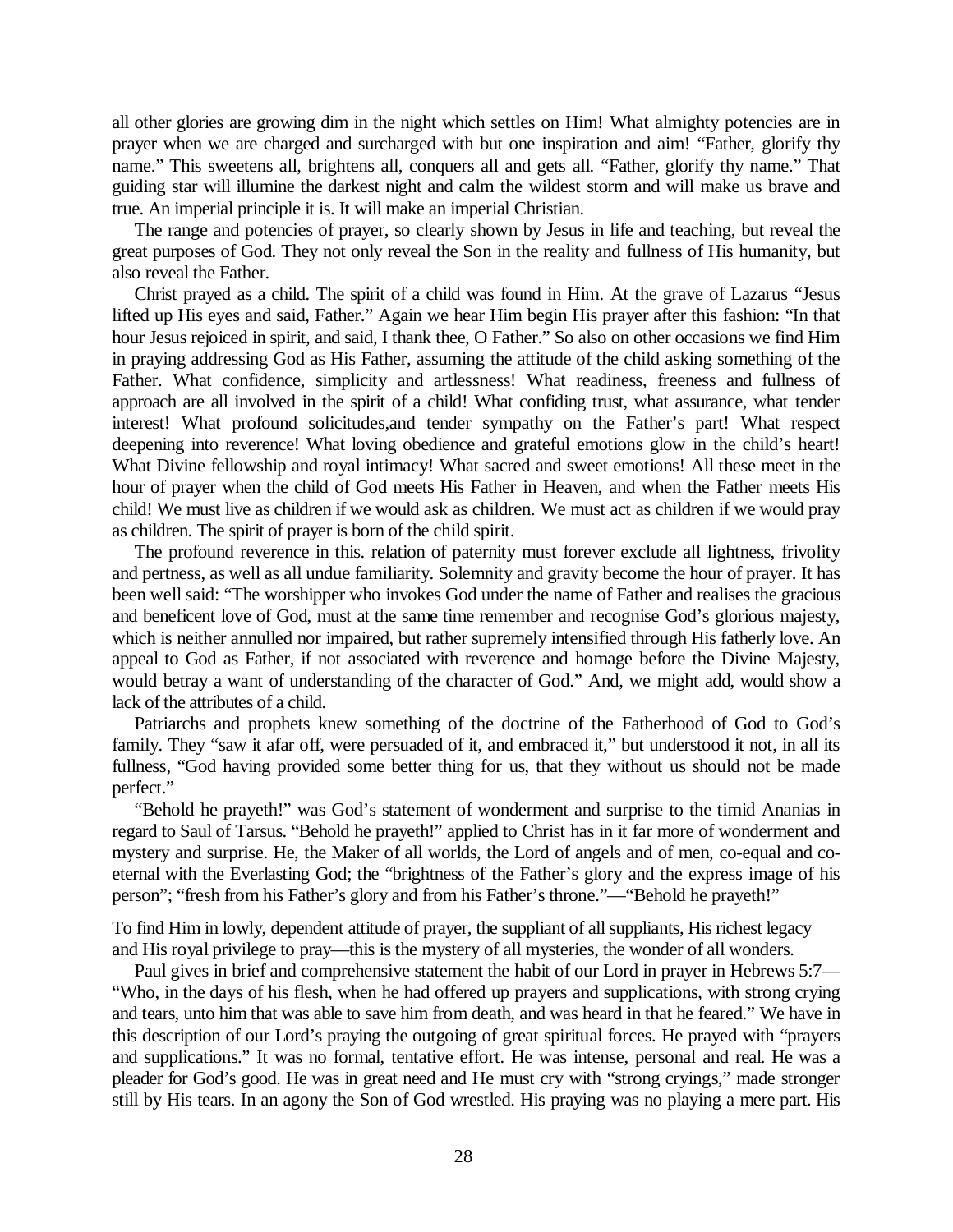all other glories are growing dim in the night which settles on Him! What almighty potencies are in prayer when we are charged and surcharged with but one inspiration and aim! "Father, glorify thy name." This sweetens all, brightens all, conquers all and gets all. "Father, glorify thy name." That guiding star will illumine the darkest night and calm the wildest storm and will make us brave and true. An imperial principle it is. It will make an imperial Christian.

The range and potencies of prayer, so clearly shown by Jesus in life and teaching, but reveal the great purposes of God. They not only reveal the Son in the reality and fullness of His humanity, but also reveal the Father.

Christ prayed as a child. The spirit of a child was found in Him. At the grave of Lazarus "Jesus lifted up His eyes and said, Father." Again we hear Him begin His prayer after this fashion: "In that hour Jesus rejoiced in spirit, and said, I thank thee, O Father." So also on other occasions we find Him in praying addressing God as His Father, assuming the attitude of the child asking something of the Father. What confidence, simplicity and artlessness! What readiness, freeness and fullness of approach are all involved in the spirit of a child! What confiding trust, what assurance, what tender interest! What profound solicitudes,and tender sympathy on the Father's part! What respect deepening into reverence! What loving obedience and grateful emotions glow in the child's heart! What Divine fellowship and royal intimacy! What sacred and sweet emotions! All these meet in the hour of prayer when the child of God meets His Father in Heaven, and when the Father meets His child! We must live as children if we would ask as children. We must act as children if we would pray as children. The spirit of prayer is born of the child spirit.

The profound reverence in this. relation of paternity must forever exclude all lightness, frivolity and pertness, as well as all undue familiarity. Solemnity and gravity become the hour of prayer. It has been well said: "The worshipper who invokes God under the name of Father and realises the gracious and beneficent love of God, must at the same time remember and recognise God's glorious majesty, which is neither annulled nor impaired, but rather supremely intensified through His fatherly love. An appeal to God as Father, if not associated with reverence and homage before the Divine Majesty, would betray a want of understanding of the character of God." And, we might add, would show a lack of the attributes of a child.

Patriarchs and prophets knew something of the doctrine of the Fatherhood of God to God's family. They "saw it afar off, were persuaded of it, and embraced it," but understood it not, in all its fullness, "God having provided some better thing for us, that they without us should not be made perfect."

"Behold he prayeth!" was God's statement of wonderment and surprise to the timid Ananias in regard to Saul of Tarsus. "Behold he prayeth!" applied to Christ has in it far more of wonderment and mystery and surprise. He, the Maker of all worlds, the Lord of angels and of men, co-equal and co-eternal with the Everlasting God; the "brightness of the Father's glory and the express image of his person"; "fresh from his Father's glory and from his Father's throne."—"Behold he prayeth!"

To find Him in lowly, dependent attitude of prayer, the suppliant of all suppliants, His richest legacy and His royal privilege to pray—this is the mystery of all mysteries, the wonder of all wonders.

Paul gives in brief and comprehensive statement the habit of our Lord in prayer in Hebrews 5:7—"Who, in the days of his flesh, when he had offered up prayers and supplications, with strong crying and tears, unto him that was able to save him from death, and was heard in that he feared." We have in this description of our Lord's praying the outgoing of great spiritual forces. He prayed with "prayers and supplications." It was no formal, tentative effort. He was intense, personal and real. He was a pleader for God's good. He was in great need and He must cry with "strong cryings," made stronger still by His tears. In an agony the Son of God wrestled. His praying was no playing a mere part. His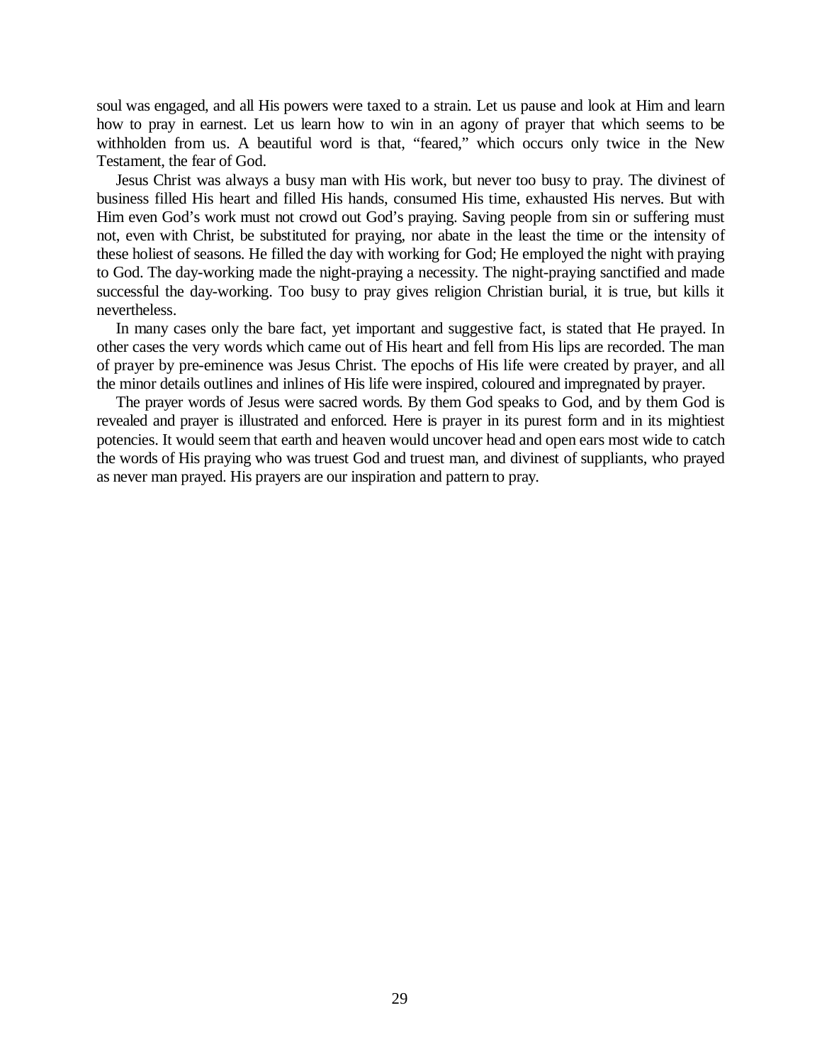soul was engaged, and all His powers were taxed to a strain. Let us pause and look at Him and learn how to pray in earnest. Let us learn how to win in an agony of prayer that which seems to be withholden from us. A beautiful word is that, "feared," which occurs only twice in the New Testament, the fear of God.

Jesus Christ was always a busy man with His work, but never too busy to pray. The divinest of business filled His heart and filled His hands, consumed His time, exhausted His nerves. But with Him even God's work must not crowd out God's praying. Saving people from sin or suffering must not, even with Christ, be substituted for praying, nor abate in the least the time or the intensity of these holiest of seasons. He filled the day with working for God; He employed the night with praying to God. The day-working made the night-praying a necessity. The night-praying sanctified and made successful the day-working. Too busy to pray gives religion Christian burial, it is true, but kills it nevertheless.

In many cases only the bare fact, yet important and suggestive fact, is stated that He prayed. In other cases the very words which came out of His heart and fell from His lips are recorded. The man of prayer by pre-eminence was Jesus Christ. The epochs of His life were created by prayer, and all the minor details outlines and inlines of His life were inspired, coloured and impregnated by prayer.

The prayer words of Jesus were sacred words. By them God speaks to God, and by them God is revealed and prayer is illustrated and enforced. Here is prayer in its purest form and in its mightiest potencies. It would seem that earth and heaven would uncover head and open ears most wide to catch the words of His praying who was truest God and truest man, and divinest of suppliants, who prayed as never man prayed. His prayers are our inspiration and pattern to pray.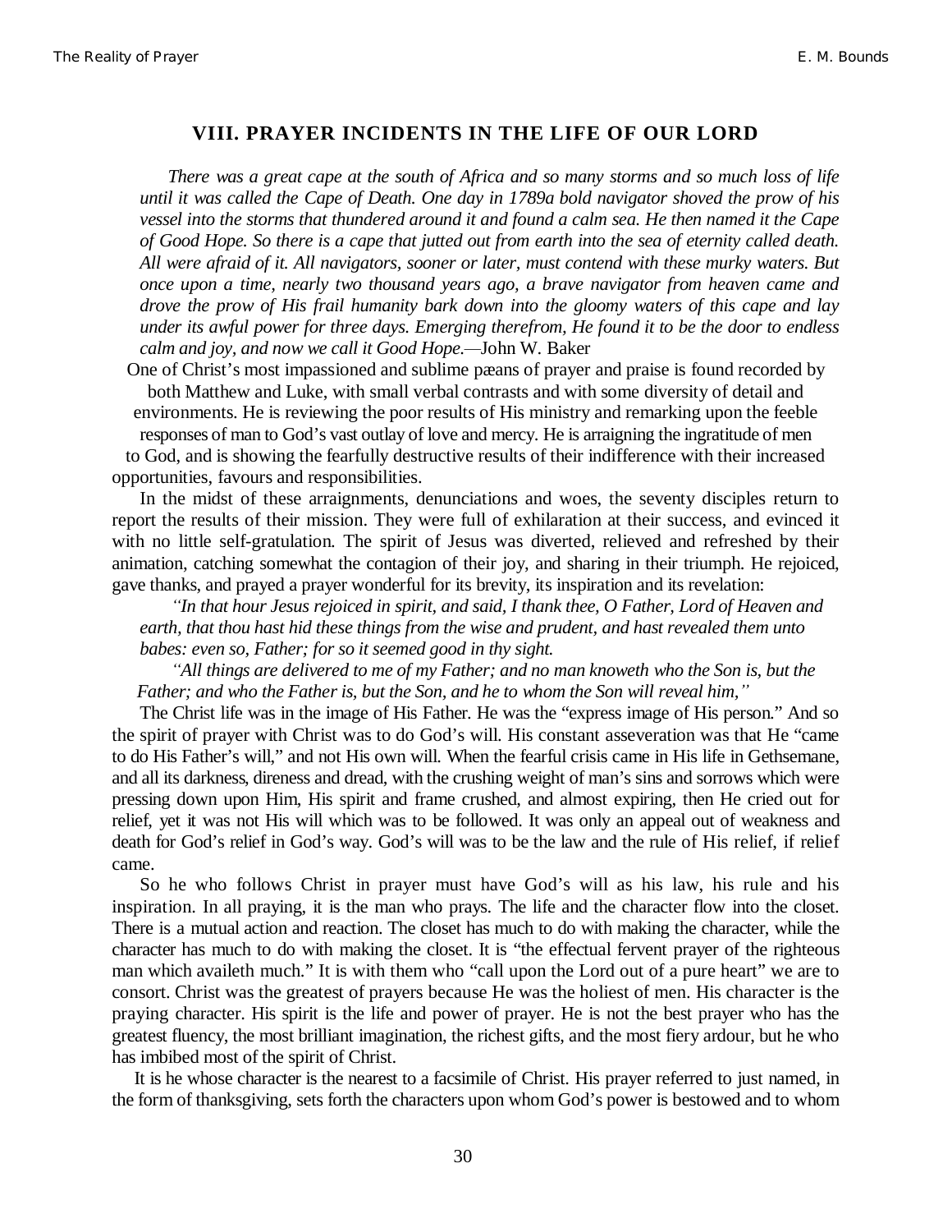## VIII. PRAYER INCIDENTS IN THE LIFE OF OUR LORD

*There was a great cape at the south of Africa and so many storms and so much loss of life until it was called the Cape of Death. One day in 1789a bold navigator shoved the prow of his vessel into the storms that thundered around it and found a calm sea. He then named it the Cape of Good Hope. So there is a cape that jutted out from earth into the sea of eternity called death. All were afraid of it. All navigators, sooner or later, must contend with these murky waters. But once upon a time, nearly two thousand years ago, a brave navigator from heaven came and drove the prow of His frail humanity bark down into the gloomy waters of this cape and lay under its awful power for three days. Emerging therefrom, He found it to be the door to endless calm and joy, and now we call it Good Hope.*—John W. Baker

One of Christ's most impassioned and sublime pæans of prayer and praise is found recorded by both Matthew and Luke, with small verbal contrasts and with some diversity of detail and environments. He is reviewing the poor results of His ministry and remarking upon the feeble responses of man to God's vast outlay of love and mercy. He is arraigning the ingratitude of men to God, and is showing the fearfully destructive results of their indifference with their increased opportunities, favours and responsibilities.

In the midst of these arraignments, denunciations and woes, the seventy disciples return to report the results of their mission. They were full of exhilaration at their success, and evinced it with no little self-gratulation. The spirit of Jesus was diverted, relieved and refreshed by their animation, catching somewhat the contagion of their joy, and sharing in their triumph. He rejoiced, gave thanks, and prayed a prayer wonderful for its brevity, its inspiration and its revelation:

*"In that hour Jesus rejoiced in spirit, and said, I thank thee, O Father, Lord of Heaven and earth, that thou hast hid these things from the wise and prudent, and hast revealed them unto babes: even so, Father; for so it seemed good in thy sight.*

*"All things are delivered to me of my Father; and no man knoweth who the Son is, but the Father; and who the Father is, but the Son, and he to whom the Son will reveal him,"*

The Christ life was in the image of His Father. He was the "express image of His person." And so the spirit of prayer with Christ was to do God's will. His constant asseveration was that He "came to do His Father's will," and not His own will. When the fearful crisis came in His life in Gethsemane, and all its darkness, direness and dread, with the crushing weight of man's sins and sorrows which were pressing down upon Him, His spirit and frame crushed, and almost expiring, then He cried out for relief, yet it was not His will which was to be followed. It was only an appeal out of weakness and death for God's relief in God's way. God's will was to be the law and the rule of His relief, if relief came.

So he who follows Christ in prayer must have God's will as his law, his rule and his inspiration. In all praying, it is the man who prays. The life and the character flow into the closet. There is a mutual action and reaction. The closet has much to do with making the character, while the character has much to do with making the closet. It is "the effectual fervent prayer of the righteous man which availeth much." It is with them who "call upon the Lord out of a pure heart" we are to consort. Christ was the greatest of prayers because He was the holiest of men. His character is the praying character. His spirit is the life and power of prayer. He is not the best prayer who has the greatest fluency, the most brilliant imagination, the richest gifts, and the most fiery ardour, but he who has imbibed most of the spirit of Christ.

It is he whose character is the nearest to a facsimile of Christ. His prayer referred to just named, in the form of thanksgiving, sets forth the characters upon whom God's power is bestowed and to whom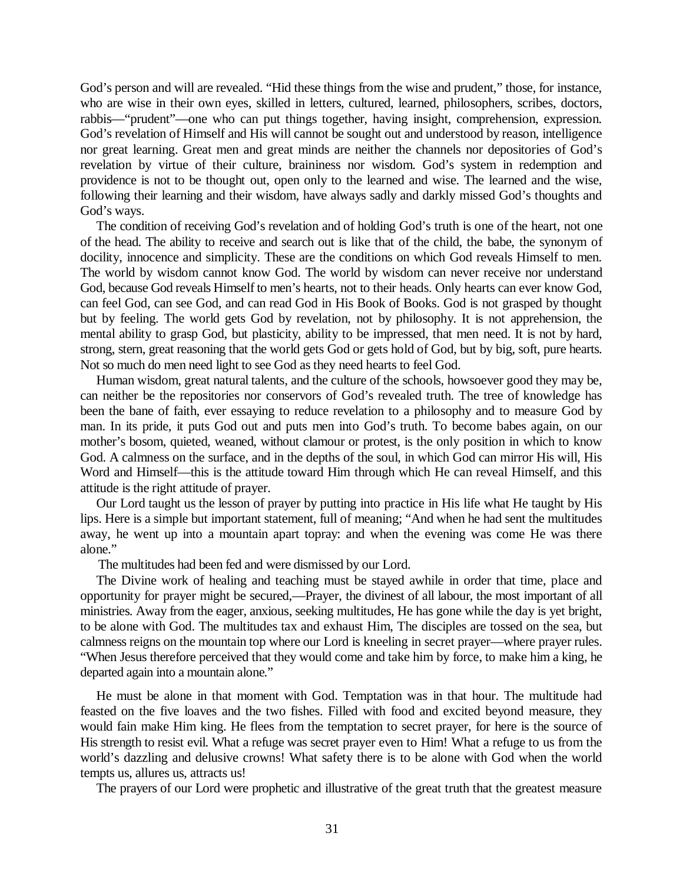God's person and will are revealed. "Hid these things from the wise and prudent," those, for instance, who are wise in their own eyes, skilled in letters, cultured, learned, philosophers, scribes, doctors, rabbis—"prudent"—one who can put things together, having insight, comprehension, expression. God's revelation of Himself and His will cannot be sought out and understood by reason, intelligence nor great learning. Great men and great minds are neither the channels nor depositories of God's revelation by virtue of their culture, braininess nor wisdom. God's system in redemption and providence is not to be thought out, open only to the learned and wise. The learned and the wise, following their learning and their wisdom, have always sadly and darkly missed God's thoughts and God's ways.

The condition of receiving God's revelation and of holding God's truth is one of the heart, not one of the head. The ability to receive and search out is like that of the child, the babe, the synonym of docility, innocence and simplicity. These are the conditions on which God reveals Himself to men. The world by wisdom cannot know God. The world by wisdom can never receive nor understand God, because God reveals Himself to men's hearts, not to their heads. Only hearts can ever know God, can feel God, can see God, and can read God in His Book of Books. God is not grasped by thought but by feeling. The world gets God by revelation, not by philosophy. It is not apprehension, the mental ability to grasp God, but plasticity, ability to be impressed, that men need. It is not by hard, strong, stern, great reasoning that the world gets God or gets hold of God, but by big, soft, pure hearts. Not so much do men need light to see God as they need hearts to feel God.

Human wisdom, great natural talents, and the culture of the schools, howsoever good they may be, can neither be the repositories nor conservors of God's revealed truth. The tree of knowledge has been the bane of faith, ever essaying to reduce revelation to a philosophy and to measure God by man. In its pride, it puts God out and puts men into God's truth. To become babes again, on our mother's bosom, quieted, weaned, without clamour or protest, is the only position in which to know God. A calmness on the surface, and in the depths of the soul, in which God can mirror His will, His Word and Himself—this is the attitude toward Him through which He can reveal Himself, and this attitude is the right attitude of prayer.

Our Lord taught us the lesson of prayer by putting into practice in His life what He taught by His lips. Here is a simple but important statement, full of meaning; "And when he had sent the multitudes away, he went up into a mountain apart topray: and when the evening was come He was there alone."

The multitudes had been fed and were dismissed by our Lord.

The Divine work of healing and teaching must be stayed awhile in order that time, place and opportunity for prayer might be secured,—Prayer, the divinest of all labour, the most important of all ministries. Away from the eager, anxious, seeking multitudes, He has gone while the day is yet bright, to be alone with God. The multitudes tax and exhaust Him, The disciples are tossed on the sea, but calmness reigns on the mountain top where our Lord is kneeling in secret prayer—where prayer rules. "When Jesus therefore perceived that they would come and take him by force, to make him a king, he departed again into a mountain alone."

He must be alone in that moment with God. Temptation was in that hour. The multitude had feasted on the five loaves and the two fishes. Filled with food and excited beyond measure, they would fain make Him king. He flees from the temptation to secret prayer, for here is the source of His strength to resist evil. What a refuge was secret prayer even to Him! What a refuge to us from the world's dazzling and delusive crowns! What safety there is to be alone with God when the world tempts us, allures us, attracts us!

The prayers of our Lord were prophetic and illustrative of the great truth that the greatest measure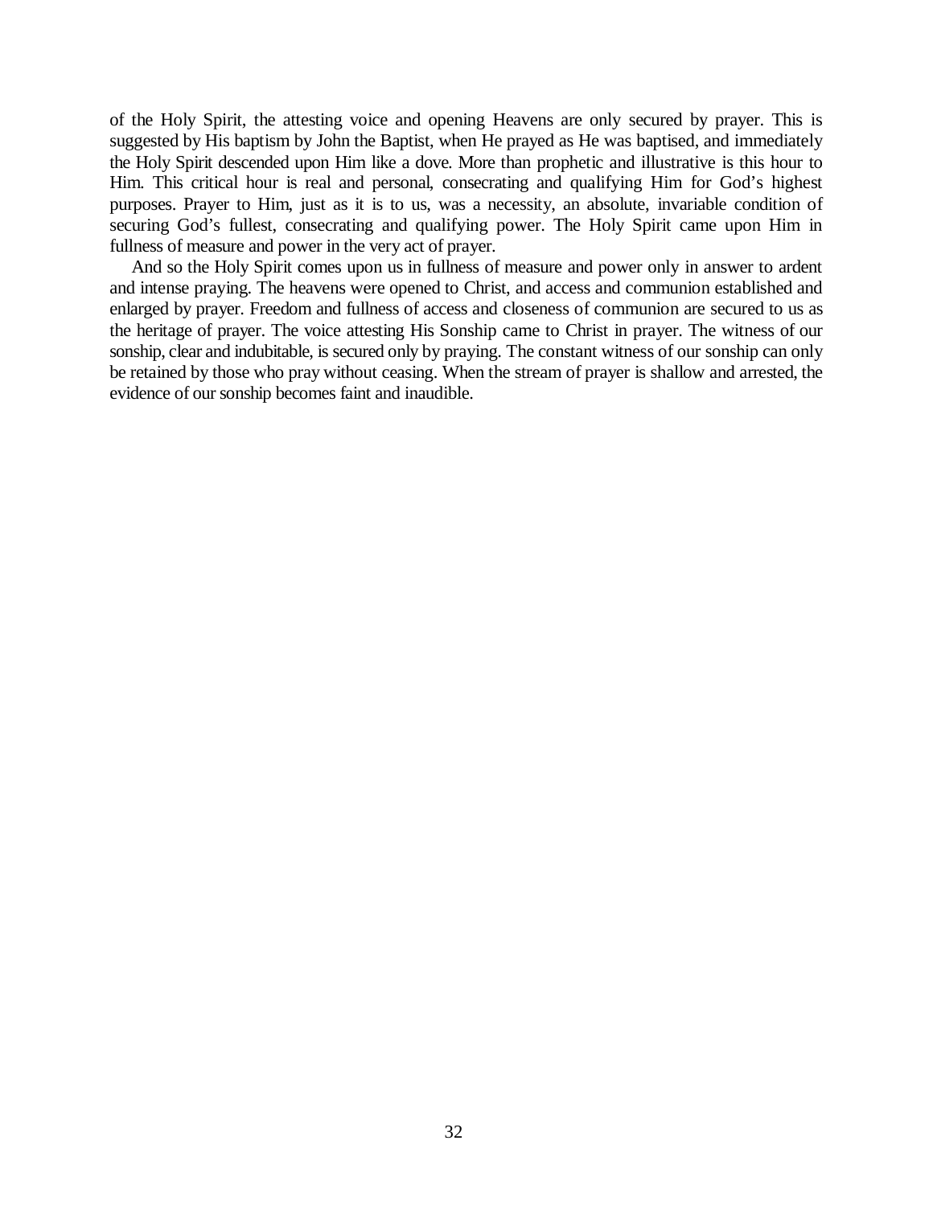of the Holy Spirit, the attesting voice and opening Heavens are only secured by prayer. This is suggested by His baptism by John the Baptist, when He prayed as He was baptised, and immediately the Holy Spirit descended upon Him like a dove. More than prophetic and illustrative is this hour to Him. This critical hour is real and personal, consecrating and qualifying Him for God's highest purposes. Prayer to Him, just as it is to us, was a necessity, an absolute, invariable condition of securing God's fullest, consecrating and qualifying power. The Holy Spirit came upon Him in fullness of measure and power in the very act of prayer.

And so the Holy Spirit comes upon us in fullness of measure and power only in answer to ardent and intense praying. The heavens were opened to Christ, and access and communion established and enlarged by prayer. Freedom and fullness of access and closeness of communion are secured to us as the heritage of prayer. The voice attesting His Sonship came to Christ in prayer. The witness of our sonship, clear and indubitable, is secured only by praying. The constant witness of our sonship can only be retained by those who pray without ceasing. When the stream of prayer is shallow and arrested, the evidence of our sonship becomes faint and inaudible.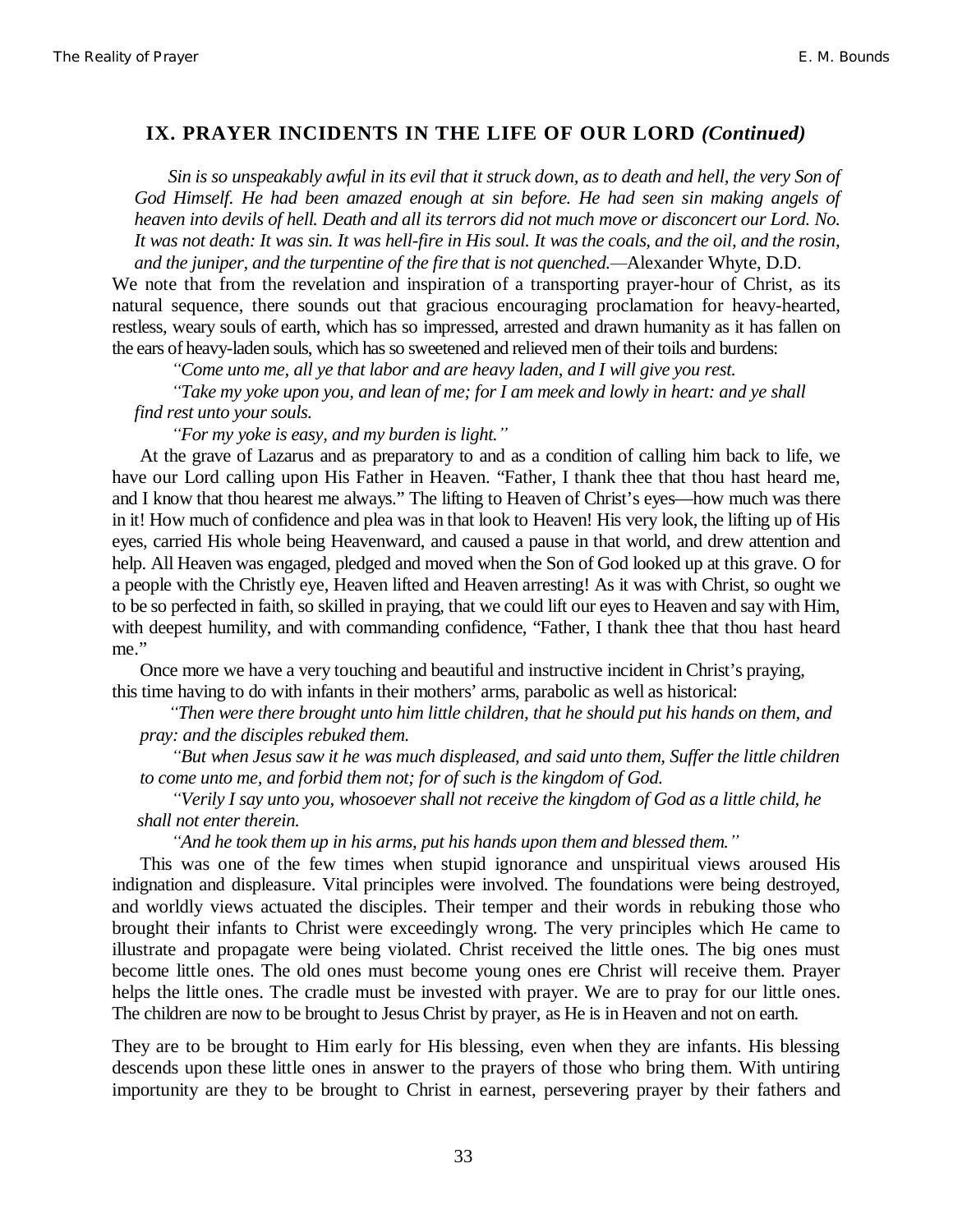## IX. PRAYER INCIDENTS IN THE LIFE OF OUR LORD *(Continued)*

*Sin is so unspeakably awful in its evil that it struck down, as to death and hell, the very Son of God Himself. He had been amazed enough at sin before. He had seen sin making angels of heaven into devils of hell. Death and all its terrors did not much move or disconcert our Lord. No. It was not death: It was sin. It was hell-fire in His soul. It was the coals, and the oil, and the rosin, and the juniper, and the turpentine of the fire that is not quenched.*—Alexander Whyte, D.D.

We note that from the revelation and inspiration of a transporting prayer-hour of Christ, as its natural sequence, there sounds out that gracious encouraging proclamation for heavy-hearted, restless, weary souls of earth, which has so impressed, arrested and drawn humanity as it has fallen on the ears of heavy-laden souls, which has so sweetened and relieved men of their toils and burdens:

*"Come unto me, all ye that labor and are heavy laden, and I will give you rest.*

*"Take my yoke upon you, and lean of me; for I am meek and lowly in heart: and ye shall find rest unto your souls.*

*"For my yoke is easy, and my burden is light."*

At the grave of Lazarus and as preparatory to and as a condition of calling him back to life, we have our Lord calling upon His Father in Heaven. "Father, I thank thee that thou hast heard me, and I know that thou hearest me always." The lifting to Heaven of Christ's eyes—how much was there in it! How much of confidence and plea was in that look to Heaven! His very look, the lifting up of His eyes, carried His whole being Heavenward, and caused a pause in that world, and drew attention and help. All Heaven was engaged, pledged and moved when the Son of God looked up at this grave. O for a people with the Christly eye, Heaven lifted and Heaven arresting! As it was with Christ, so ought we to be so perfected in faith, so skilled in praying, that we could lift our eyes to Heaven and say with Him, with deepest humility, and with commanding confidence, "Father, I thank thee that thou hast heard me."

Once more we have a very touching and beautiful and instructive incident in Christ's praying, this time having to do with infants in their mothers' arms, parabolic as well as historical:

*"Then were there brought unto him little children, that he should put his hands on them, and pray: and the disciples rebuked them.*

*"But when Jesus saw it he was much displeased, and said unto them, Suffer the little children to come unto me, and forbid them not; for of such is the kingdom of God.*

*"Verily I say unto you, whosoever shall not receive the kingdom of God as a little child, he shall not enter therein.*

*"And he took them up in his arms, put his hands upon them and blessed them."*

This was one of the few times when stupid ignorance and unspiritual views aroused His indignation and displeasure. Vital principles were involved. The foundations were being destroyed, and worldly views actuated the disciples. Their temper and their words in rebuking those who brought their infants to Christ were exceedingly wrong. The very principles which He came to illustrate and propagate were being violated. Christ received the little ones. The big ones must become little ones. The old ones must become young ones ere Christ will receive them. Prayer helps the little ones. The cradle must be invested with prayer. We are to pray for our little ones. The children are now to be brought to Jesus Christ by prayer, as He is in Heaven and not on earth.

They are to be brought to Him early for His blessing, even when they are infants. His blessing descends upon these little ones in answer to the prayers of those who bring them. With untiring importunity are they to be brought to Christ in earnest, persevering prayer by their fathers and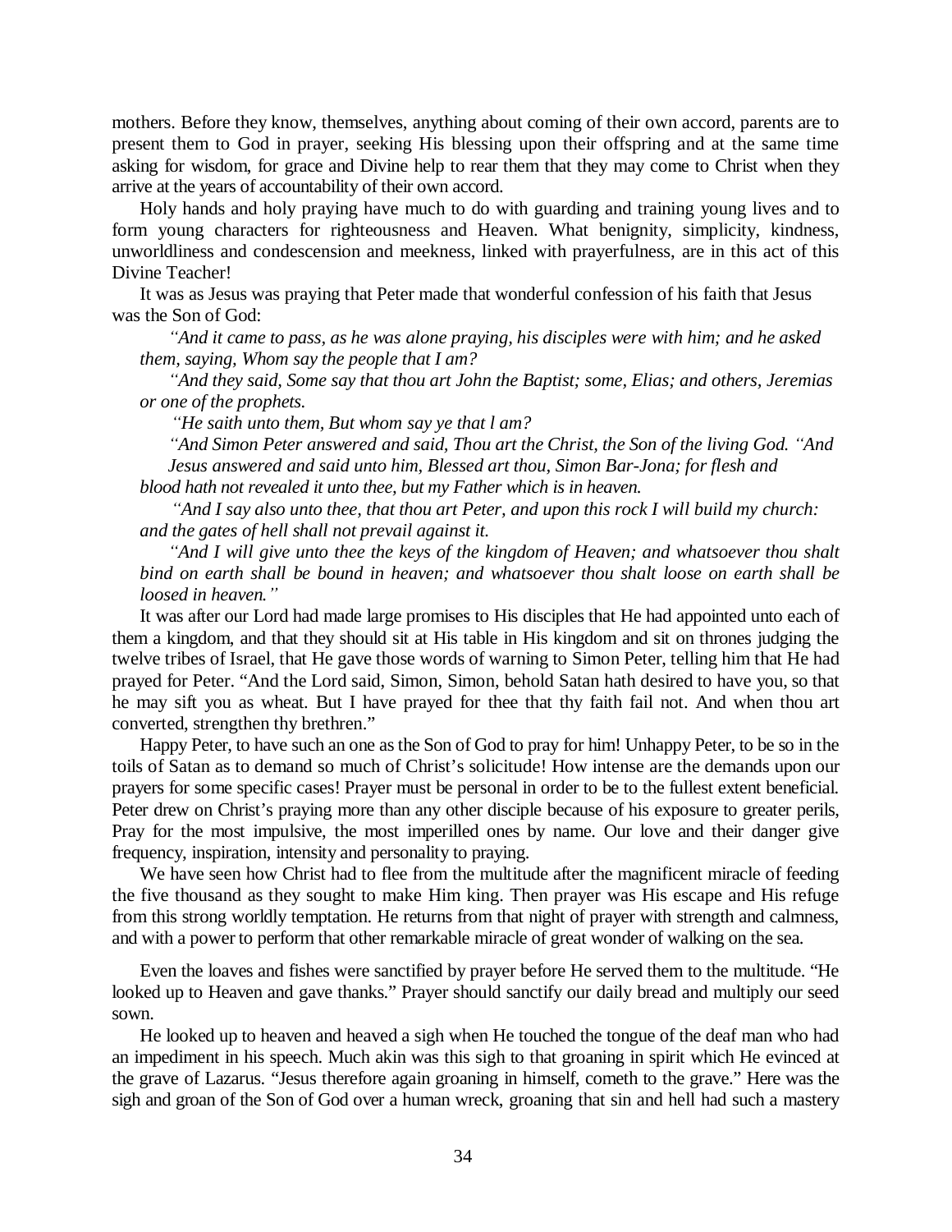mothers. Before they know, themselves, anything about coming of their own accord, parents are to present them to God in prayer, seeking His blessing upon their offspring and at the same time asking for wisdom, for grace and Divine help to rear them that they may come to Christ when they arrive at the years of accountability of their own accord.

Holy hands and holy praying have much to do with guarding and training young lives and to form young characters for righteousness and Heaven. What benignity, simplicity, kindness, unworldliness and condescension and meekness, linked with prayerfulness, are in this act of this Divine Teacher!

It was as Jesus was praying that Peter made that wonderful confession of his faith that Jesus was the Son of God:

> *"And it came to pass, as he was alone praying, his disciples were with him; and he asked them, saying, Whom say the people that I am?*
>
> *"And they said, Some say that thou art John the Baptist; some, Elias; and others, Jeremias or one of the prophets.*
>
> *"He saith unto them, But whom say ye that l am?*
>
> *"And Simon Peter answered and said, Thou art the Christ, the Son of the living God. "And Jesus answered and said unto him, Blessed art thou, Simon Bar-Jona; for flesh and blood hath not revealed it unto thee, but my Father which is in heaven.*
>
> *"And I say also unto thee, that thou art Peter, and upon this rock I will build my church: and the gates of hell shall not prevail against it.*
>
> *"And I will give unto thee the keys of the kingdom of Heaven; and whatsoever thou shalt bind on earth shall be bound in heaven; and whatsoever thou shalt loose on earth shall be loosed in heaven."*

It was after our Lord had made large promises to His disciples that He had appointed unto each of them a kingdom, and that they should sit at His table in His kingdom and sit on thrones judging the twelve tribes of Israel, that He gave those words of warning to Simon Peter, telling him that He had prayed for Peter. "And the Lord said, Simon, Simon, behold Satan hath desired to have you, so that he may sift you as wheat. But I have prayed for thee that thy faith fail not. And when thou art converted, strengthen thy brethren."

Happy Peter, to have such an one as the Son of God to pray for him! Unhappy Peter, to be so in the toils of Satan as to demand so much of Christ's solicitude! How intense are the demands upon our prayers for some specific cases! Prayer must be personal in order to be to the fullest extent beneficial. Peter drew on Christ's praying more than any other disciple because of his exposure to greater perils, Pray for the most impulsive, the most imperilled ones by name. Our love and their danger give frequency, inspiration, intensity and personality to praying.

We have seen how Christ had to flee from the multitude after the magnificent miracle of feeding the five thousand as they sought to make Him king. Then prayer was His escape and His refuge from this strong worldly temptation. He returns from that night of prayer with strength and calmness, and with a power to perform that other remarkable miracle of great wonder of walking on the sea.

Even the loaves and fishes were sanctified by prayer before He served them to the multitude. "He looked up to Heaven and gave thanks." Prayer should sanctify our daily bread and multiply our seed sown.

He looked up to heaven and heaved a sigh when He touched the tongue of the deaf man who had an impediment in his speech. Much akin was this sigh to that groaning in spirit which He evinced at the grave of Lazarus. "Jesus therefore again groaning in himself, cometh to the grave." Here was the sigh and groan of the Son of God over a human wreck, groaning that sin and hell had such a mastery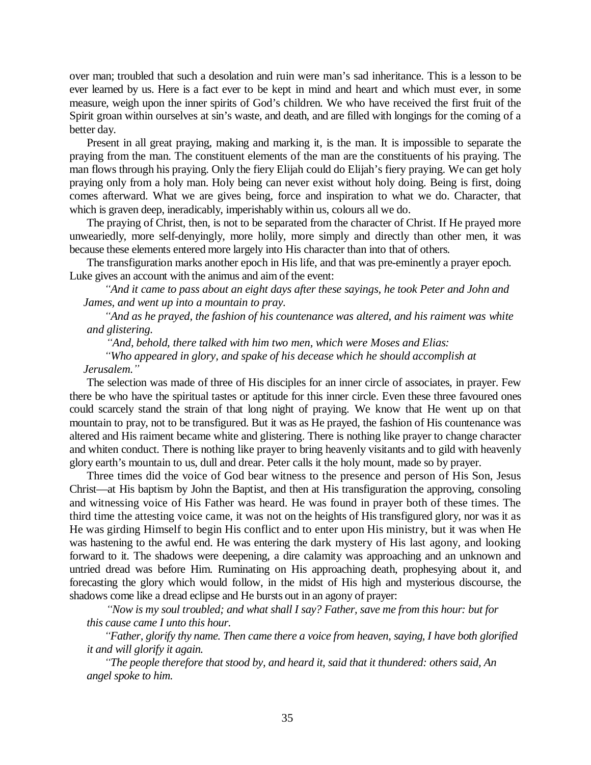over man; troubled that such a desolation and ruin were man's sad inheritance. This is a lesson to be ever learned by us. Here is a fact ever to be kept in mind and heart and which must ever, in some measure, weigh upon the inner spirits of God's children. We who have received the first fruit of the Spirit groan within ourselves at sin's waste, and death, and are filled with longings for the coming of a better day.

Present in all great praying, making and marking it, is the man. It is impossible to separate the praying from the man. The constituent elements of the man are the constituents of his praying. The man flows through his praying. Only the fiery Elijah could do Elijah's fiery praying. We can get holy praying only from a holy man. Holy being can never exist without holy doing. Being is first, doing comes afterward. What we are gives being, force and inspiration to what we do. Character, that which is graven deep, ineradicably, imperishably within us, colours all we do.

The praying of Christ, then, is not to be separated from the character of Christ. If He prayed more unweariedly, more self-denyingly, more holily, more simply and directly than other men, it was because these elements entered more largely into His character than into that of others.

The transfiguration marks another epoch in His life, and that was pre-eminently a prayer epoch. Luke gives an account with the animus and aim of the event:

> *"And it came to pass about an eight days after these sayings, he took Peter and John and James, and went up into a mountain to pray.*
>
> *"And as he prayed, the fashion of his countenance was altered, and his raiment was white and glistering.*
>
> *"And, behold, there talked with him two men, which were Moses and Elias:*
>
> *"Who appeared in glory, and spake of his decease which he should accomplish at Jerusalem."*

The selection was made of three of His disciples for an inner circle of associates, in prayer. Few there be who have the spiritual tastes or aptitude for this inner circle. Even these three favoured ones could scarcely stand the strain of that long night of praying. We know that He went up on that mountain to pray, not to be transfigured. But it was as He prayed, the fashion of His countenance was altered and His raiment became white and glistering. There is nothing like prayer to change character and whiten conduct. There is nothing like prayer to bring heavenly visitants and to gild with heavenly glory earth's mountain to us, dull and drear. Peter calls it the holy mount, made so by prayer.

Three times did the voice of God bear witness to the presence and person of His Son, Jesus Christ—at His baptism by John the Baptist, and then at His transfiguration the approving, consoling and witnessing voice of His Father was heard. He was found in prayer both of these times. The third time the attesting voice came, it was not on the heights of His transfigured glory, nor was it as He was girding Himself to begin His conflict and to enter upon His ministry, but it was when He was hastening to the awful end. He was entering the dark mystery of His last agony, and looking forward to it. The shadows were deepening, a dire calamity was approaching and an unknown and untried dread was before Him. Ruminating on His approaching death, prophesying about it, and forecasting the glory which would follow, in the midst of His high and mysterious discourse, the shadows come like a dread eclipse and He bursts out in an agony of prayer:

> *"Now is my soul troubled; and what shall I say? Father, save me from this hour: but for this cause came I unto this hour.*
>
> *"Father, glorify thy name. Then came there a voice from heaven, saying, I have both glorified it and will glorify it again.*
>
> *"The people therefore that stood by, and heard it, said that it thundered: others said, An angel spoke to him.*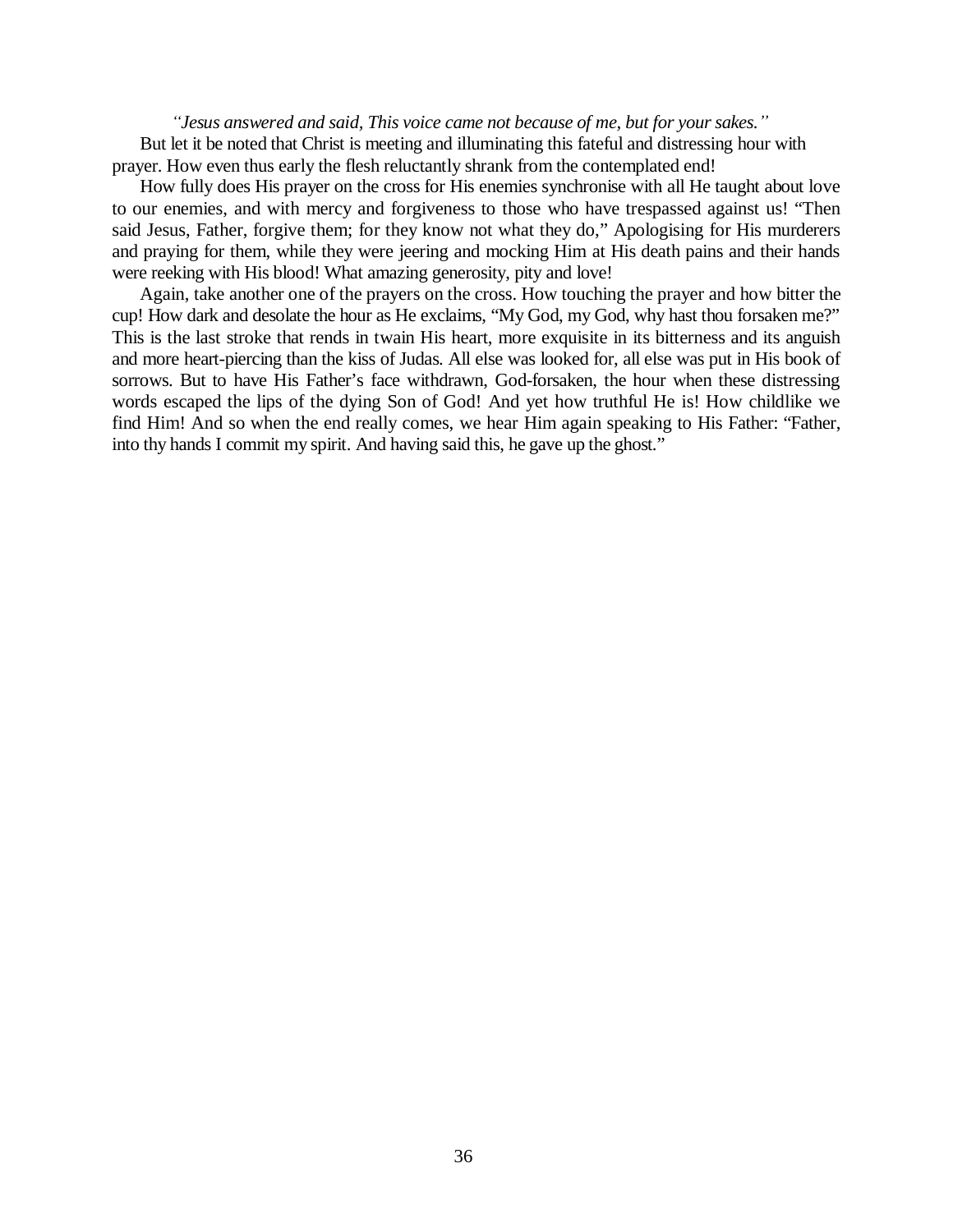*"Jesus answered and said, This voice came not because of me, but for your sakes."*

But let it be noted that Christ is meeting and illuminating this fateful and distressing hour with prayer. How even thus early the flesh reluctantly shrank from the contemplated end!

How fully does His prayer on the cross for His enemies synchronise with all He taught about love to our enemies, and with mercy and forgiveness to those who have trespassed against us! "Then said Jesus, Father, forgive them; for they know not what they do," Apologising for His murderers and praying for them, while they were jeering and mocking Him at His death pains and their hands were reeking with His blood! What amazing generosity, pity and love!

Again, take another one of the prayers on the cross. How touching the prayer and how bitter the cup! How dark and desolate the hour as He exclaims, "My God, my God, why hast thou forsaken me?" This is the last stroke that rends in twain His heart, more exquisite in its bitterness and its anguish and more heart-piercing than the kiss of Judas. All else was looked for, all else was put in His book of sorrows. But to have His Father's face withdrawn, God-forsaken, the hour when these distressing words escaped the lips of the dying Son of God! And yet how truthful He is! How childlike we find Him! And so when the end really comes, we hear Him again speaking to His Father: "Father, into thy hands I commit my spirit. And having said this, he gave up the ghost."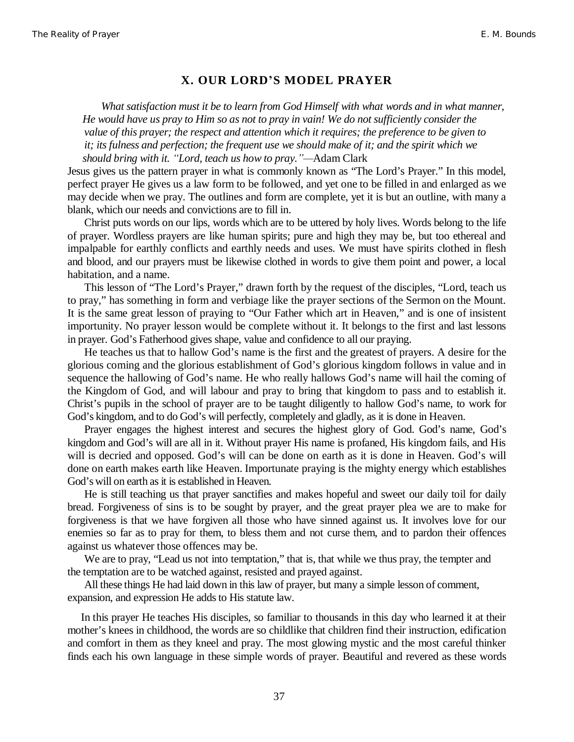## X. OUR LORD'S MODEL PRAYER

*What satisfaction must it be to learn from God Himself with what words and in what manner, He would have us pray to Him so as not to pray in vain! We do not sufficiently consider the value of this prayer; the respect and attention which it requires; the preference to be given to it; its fulness and perfection; the frequent use we should make of it; and the spirit which we should bring with it. "Lord, teach us how to pray."*—Adam Clark

Jesus gives us the pattern prayer in what is commonly known as "The Lord's Prayer." In this model, perfect prayer He gives us a law form to be followed, and yet one to be filled in and enlarged as we may decide when we pray. The outlines and form are complete, yet it is but an outline, with many a blank, which our needs and convictions are to fill in.

Christ puts words on our lips, words which are to be uttered by holy lives. Words belong to the life of prayer. Wordless prayers are like human spirits; pure and high they may be, but too ethereal and impalpable for earthly conflicts and earthly needs and uses. We must have spirits clothed in flesh and blood, and our prayers must be likewise clothed in words to give them point and power, a local habitation, and a name.

This lesson of "The Lord's Prayer," drawn forth by the request of the disciples, "Lord, teach us to pray," has something in form and verbiage like the prayer sections of the Sermon on the Mount. It is the same great lesson of praying to "Our Father which art in Heaven," and is one of insistent importunity. No prayer lesson would be complete without it. It belongs to the first and last lessons in prayer. God's Fatherhood gives shape, value and confidence to all our praying.

He teaches us that to hallow God's name is the first and the greatest of prayers. A desire for the glorious coming and the glorious establishment of God's glorious kingdom follows in value and in sequence the hallowing of God's name. He who really hallows God's name will hail the coming of the Kingdom of God, and will labour and pray to bring that kingdom to pass and to establish it. Christ's pupils in the school of prayer are to be taught diligently to hallow God's name, to work for God's kingdom, and to do God's will perfectly, completely and gladly, as it is done in Heaven.

Prayer engages the highest interest and secures the highest glory of God. God's name, God's kingdom and God's will are all in it. Without prayer His name is profaned, His kingdom fails, and His will is decried and opposed. God's will can be done on earth as it is done in Heaven. God's will done on earth makes earth like Heaven. Importunate praying is the mighty energy which establishes God's will on earth as it is established in Heaven.

He is still teaching us that prayer sanctifies and makes hopeful and sweet our daily toil for daily bread. Forgiveness of sins is to be sought by prayer, and the great prayer plea we are to make for forgiveness is that we have forgiven all those who have sinned against us. It involves love for our enemies so far as to pray for them, to bless them and not curse them, and to pardon their offences against us whatever those offences may be.

We are to pray, "Lead us not into temptation," that is, that while we thus pray, the tempter and the temptation are to be watched against, resisted and prayed against.

All these things He had laid down in this law of prayer, but many a simple lesson of comment, expansion, and expression He adds to His statute law.

In this prayer He teaches His disciples, so familiar to thousands in this day who learned it at their mother's knees in childhood, the words are so childlike that children find their instruction, edification and comfort in them as they kneel and pray. The most glowing mystic and the most careful thinker finds each his own language in these simple words of prayer. Beautiful and revered as these words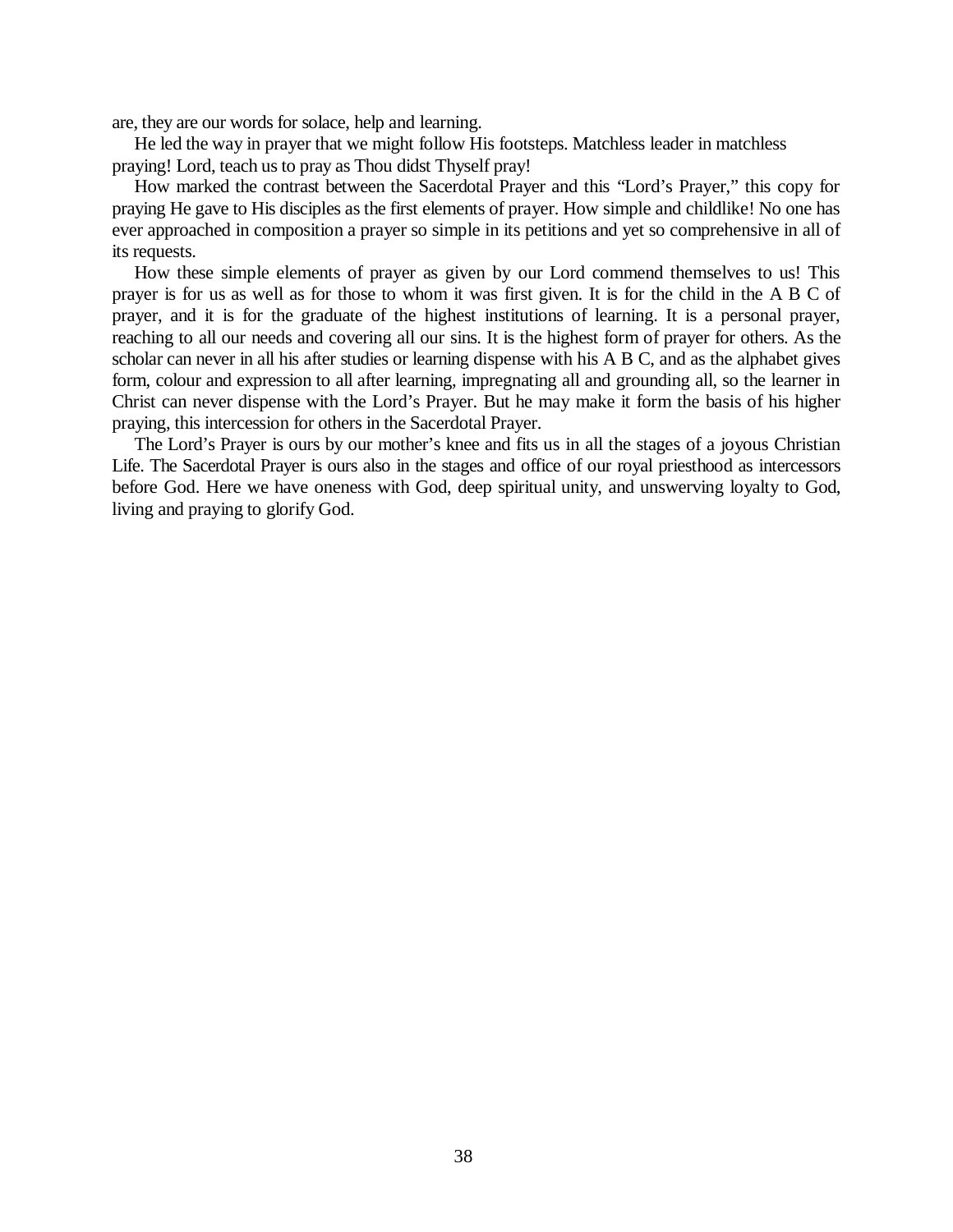are, they are our words for solace, help and learning.

He led the way in prayer that we might follow His footsteps. Matchless leader in matchless praying! Lord, teach us to pray as Thou didst Thyself pray!

How marked the contrast between the Sacerdotal Prayer and this "Lord's Prayer," this copy for praying He gave to His disciples as the first elements of prayer. How simple and childlike! No one has ever approached in composition a prayer so simple in its petitions and yet so comprehensive in all of its requests.

How these simple elements of prayer as given by our Lord commend themselves to us! This prayer is for us as well as for those to whom it was first given. It is for the child in the A B C of prayer, and it is for the graduate of the highest institutions of learning. It is a personal prayer, reaching to all our needs and covering all our sins. It is the highest form of prayer for others. As the scholar can never in all his after studies or learning dispense with his A B C, and as the alphabet gives form, colour and expression to all after learning, impregnating all and grounding all, so the learner in Christ can never dispense with the Lord's Prayer. But he may make it form the basis of his higher praying, this intercession for others in the Sacerdotal Prayer.

The Lord's Prayer is ours by our mother's knee and fits us in all the stages of a joyous Christian Life. The Sacerdotal Prayer is ours also in the stages and office of our royal priesthood as intercessors before God. Here we have oneness with God, deep spiritual unity, and unswerving loyalty to God, living and praying to glorify God.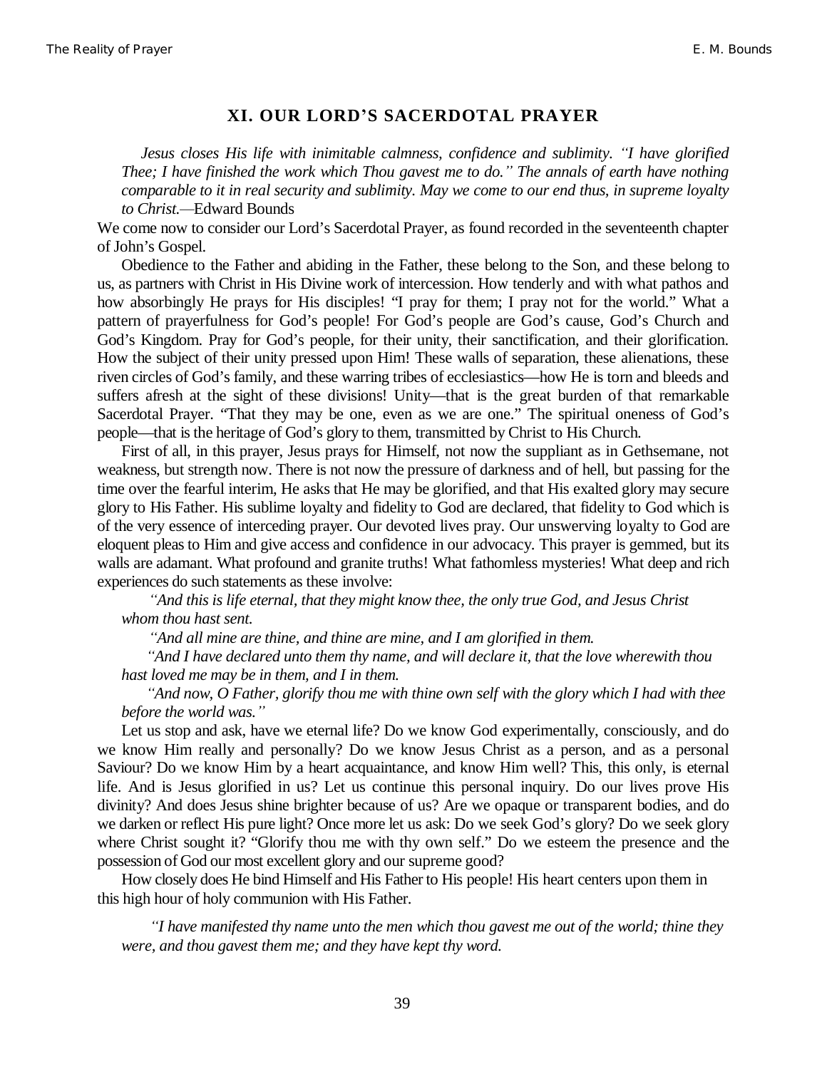## XI. OUR LORD'S SACERDOTAL PRAYER

> *Jesus closes His life with inimitable calmness, confidence and sublimity. "I have glorified Thee; I have finished the work which Thou gavest me to do." The annals of earth have nothing comparable to it in real security and sublimity. May we come to our end thus, in supreme loyalty to Christ.*—Edward Bounds

We come now to consider our Lord's Sacerdotal Prayer, as found recorded in the seventeenth chapter of John's Gospel.

Obedience to the Father and abiding in the Father, these belong to the Son, and these belong to us, as partners with Christ in His Divine work of intercession. How tenderly and with what pathos and how absorbingly He prays for His disciples! "I pray for them; I pray not for the world." What a pattern of prayerfulness for God's people! For God's people are God's cause, God's Church and God's Kingdom. Pray for God's people, for their unity, their sanctification, and their glorification. How the subject of their unity pressed upon Him! These walls of separation, these alienations, these riven circles of God's family, and these warring tribes of ecclesiastics—how He is torn and bleeds and suffers afresh at the sight of these divisions! Unity—that is the great burden of that remarkable Sacerdotal Prayer. "That they may be one, even as we are one." The spiritual oneness of God's people—that is the heritage of God's glory to them, transmitted by Christ to His Church.

First of all, in this prayer, Jesus prays for Himself, not now the suppliant as in Gethsemane, not weakness, but strength now. There is not now the pressure of darkness and of hell, but passing for the time over the fearful interim, He asks that He may be glorified, and that His exalted glory may secure glory to His Father. His sublime loyalty and fidelity to God are declared, that fidelity to God which is of the very essence of interceding prayer. Our devoted lives pray. Our unswerving loyalty to God are eloquent pleas to Him and give access and confidence in our advocacy. This prayer is gemmed, but its walls are adamant. What profound and granite truths! What fathomless mysteries! What deep and rich experiences do such statements as these involve:

> *"And this is life eternal, that they might know thee, the only true God, and Jesus Christ whom thou hast sent.*
>
> *"And all mine are thine, and thine are mine, and I am glorified in them.*
>
> *"And I have declared unto them thy name, and will declare it, that the love wherewith thou hast loved me may be in them, and I in them.*
>
> *"And now, O Father, glorify thou me with thine own self with the glory which I had with thee before the world was."*

Let us stop and ask, have we eternal life? Do we know God experimentally, consciously, and do we know Him really and personally? Do we know Jesus Christ as a person, and as a personal Saviour? Do we know Him by a heart acquaintance, and know Him well? This, this only, is eternal life. And is Jesus glorified in us? Let us continue this personal inquiry. Do our lives prove His divinity? And does Jesus shine brighter because of us? Are we opaque or transparent bodies, and do we darken or reflect His pure light? Once more let us ask: Do we seek God's glory? Do we seek glory where Christ sought it? "Glorify thou me with thy own self." Do we esteem the presence and the possession of God our most excellent glory and our supreme good?

How closely does He bind Himself and His Father to His people! His heart centers upon them in this high hour of holy communion with His Father.

> *"I have manifested thy name unto the men which thou gavest me out of the world; thine they were, and thou gavest them me; and they have kept thy word.*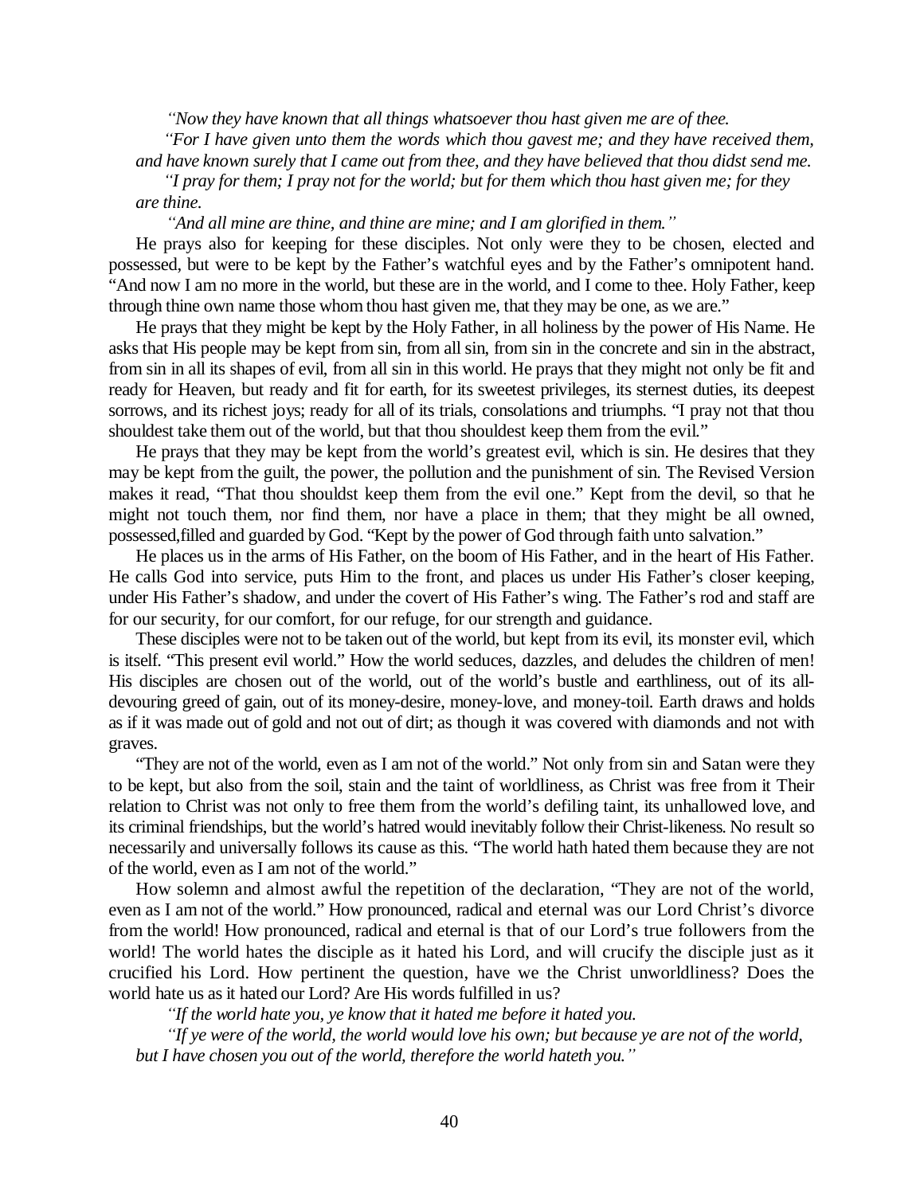*"Now they have known that all things whatsoever thou hast given me are of thee.*

*"For I have given unto them the words which thou gavest me; and they have received them, and have known surely that I came out from thee, and they have believed that thou didst send me.*

*"I pray for them; I pray not for the world; but for them which thou hast given me; for they are thine.*

*"And all mine are thine, and thine are mine; and I am glorified in them."*

He prays also for keeping for these disciples. Not only were they to be chosen, elected and possessed, but were to be kept by the Father's watchful eyes and by the Father's omnipotent hand. "And now I am no more in the world, but these are in the world, and I come to thee. Holy Father, keep through thine own name those whom thou hast given me, that they may be one, as we are."

He prays that they might be kept by the Holy Father, in all holiness by the power of His Name. He asks that His people may be kept from sin, from all sin, from sin in the concrete and sin in the abstract, from sin in all its shapes of evil, from all sin in this world. He prays that they might not only be fit and ready for Heaven, but ready and fit for earth, for its sweetest privileges, its sternest duties, its deepest sorrows, and its richest joys; ready for all of its trials, consolations and triumphs. "I pray not that thou shouldest take them out of the world, but that thou shouldest keep them from the evil."

He prays that they may be kept from the world's greatest evil, which is sin. He desires that they may be kept from the guilt, the power, the pollution and the punishment of sin. The Revised Version makes it read, "That thou shouldst keep them from the evil one." Kept from the devil, so that he might not touch them, nor find them, nor have a place in them; that they might be all owned, possessed,filled and guarded by God. "Kept by the power of God through faith unto salvation."

He places us in the arms of His Father, on the boom of His Father, and in the heart of His Father. He calls God into service, puts Him to the front, and places us under His Father's closer keeping, under His Father's shadow, and under the covert of His Father's wing. The Father's rod and staff are for our security, for our comfort, for our refuge, for our strength and guidance.

These disciples were not to be taken out of the world, but kept from its evil, its monster evil, which is itself. "This present evil world." How the world seduces, dazzles, and deludes the children of men! His disciples are chosen out of the world, out of the world's bustle and earthliness, out of its all-devouring greed of gain, out of its money-desire, money-love, and money-toil. Earth draws and holds as if it was made out of gold and not out of dirt; as though it was covered with diamonds and not with graves.

"They are not of the world, even as I am not of the world." Not only from sin and Satan were they to be kept, but also from the soil, stain and the taint of worldliness, as Christ was free from it Their relation to Christ was not only to free them from the world's defiling taint, its unhallowed love, and its criminal friendships, but the world's hatred would inevitably follow their Christ-likeness. No result so necessarily and universally follows its cause as this. "The world hath hated them because they are not of the world, even as I am not of the world."

How solemn and almost awful the repetition of the declaration, "They are not of the world, even as I am not of the world." How pronounced, radical and eternal was our Lord Christ's divorce from the world! How pronounced, radical and eternal is that of our Lord's true followers from the world! The world hates the disciple as it hated his Lord, and will crucify the disciple just as it crucified his Lord. How pertinent the question, have we the Christ unworldliness? Does the world hate us as it hated our Lord? Are His words fulfilled in us?

*"If the world hate you, ye know that it hated me before it hated you.*

*"If ye were of the world, the world would love his own; but because ye are not of the world, but I have chosen you out of the world, therefore the world hateth you."*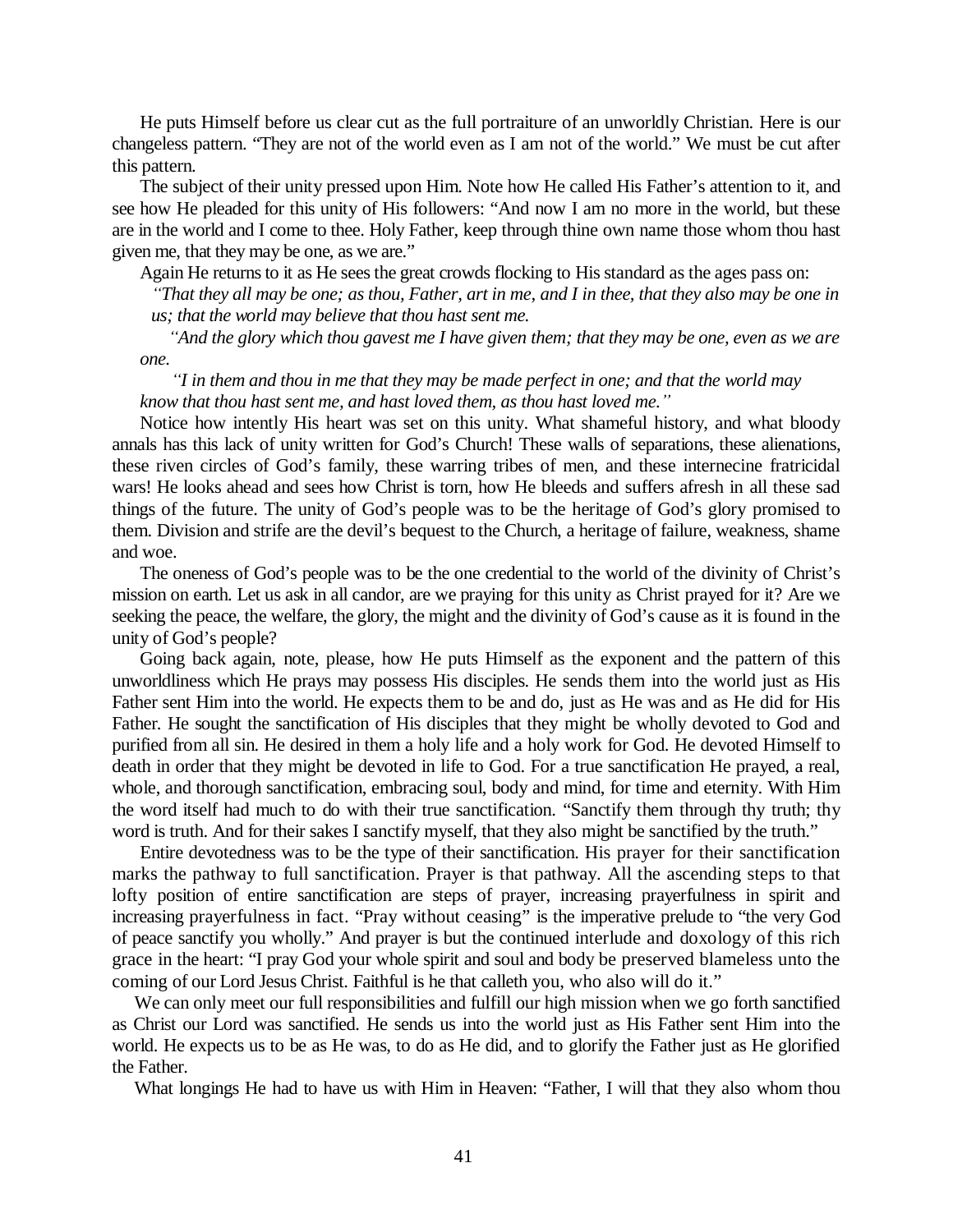He puts Himself before us clear cut as the full portraiture of an unworldly Christian. Here is our changeless pattern. "They are not of the world even as I am not of the world." We must be cut after this pattern.

The subject of their unity pressed upon Him. Note how He called His Father's attention to it, and see how He pleaded for this unity of His followers: "And now I am no more in the world, but these are in the world and I come to thee. Holy Father, keep through thine own name those whom thou hast given me, that they may be one, as we are."

Again He returns to it as He sees the great crowds flocking to His standard as the ages pass on:

*"That they all may be one; as thou, Father, art in me, and I in thee, that they also may be one in us; that the world may believe that thou hast sent me.*

*"And the glory which thou gavest me I have given them; that they may be one, even as we are one.*

*"I in them and thou in me that they may be made perfect in one; and that the world may know that thou hast sent me, and hast loved them, as thou hast loved me."*

Notice how intently His heart was set on this unity. What shameful history, and what bloody annals has this lack of unity written for God's Church! These walls of separations, these alienations, these riven circles of God's family, these warring tribes of men, and these internecine fratricidal wars! He looks ahead and sees how Christ is torn, how He bleeds and suffers afresh in all these sad things of the future. The unity of God's people was to be the heritage of God's glory promised to them. Division and strife are the devil's bequest to the Church, a heritage of failure, weakness, shame and woe.

The oneness of God's people was to be the one credential to the world of the divinity of Christ's mission on earth. Let us ask in all candor, are we praying for this unity as Christ prayed for it? Are we seeking the peace, the welfare, the glory, the might and the divinity of God's cause as it is found in the unity of God's people?

Going back again, note, please, how He puts Himself as the exponent and the pattern of this unworldliness which He prays may possess His disciples. He sends them into the world just as His Father sent Him into the world. He expects them to be and do, just as He was and as He did for His Father. He sought the sanctification of His disciples that they might be wholly devoted to God and purified from all sin. He desired in them a holy life and a holy work for God. He devoted Himself to death in order that they might be devoted in life to God. For a true sanctification He prayed, a real, whole, and thorough sanctification, embracing soul, body and mind, for time and eternity. With Him the word itself had much to do with their true sanctification. "Sanctify them through thy truth; thy word is truth. And for their sakes I sanctify myself, that they also might be sanctified by the truth."

Entire devotedness was to be the type of their sanctification. His prayer for their sanctification marks the pathway to full sanctification. Prayer is that pathway. All the ascending steps to that lofty position of entire sanctification are steps of prayer, increasing prayerfulness in spirit and increasing prayerfulness in fact. "Pray without ceasing" is the imperative prelude to "the very God of peace sanctify you wholly." And prayer is but the continued interlude and doxology of this rich grace in the heart: "I pray God your whole spirit and soul and body be preserved blameless unto the coming of our Lord Jesus Christ. Faithful is he that calleth you, who also will do it."

We can only meet our full responsibilities and fulfill our high mission when we go forth sanctified as Christ our Lord was sanctified. He sends us into the world just as His Father sent Him into the world. He expects us to be as He was, to do as He did, and to glorify the Father just as He glorified the Father.

What longings He had to have us with Him in Heaven: "Father, I will that they also whom thou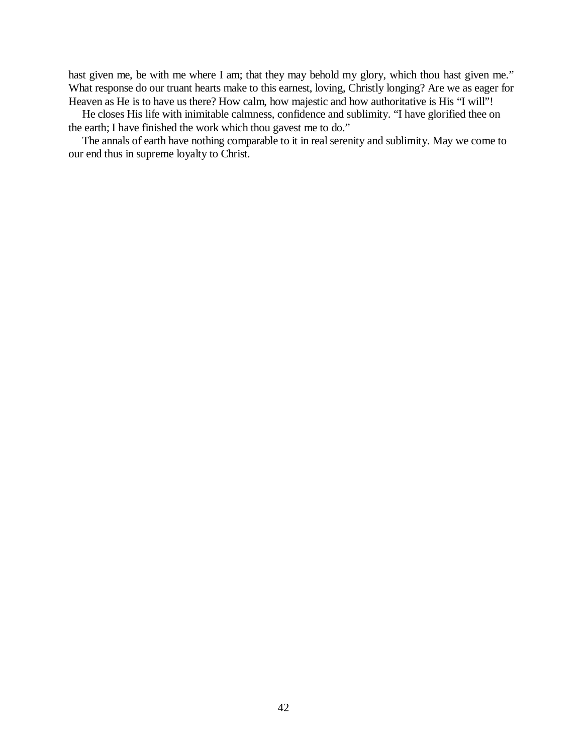hast given me, be with me where I am; that they may behold my glory, which thou hast given me." What response do our truant hearts make to this earnest, loving, Christly longing? Are we as eager for Heaven as He is to have us there? How calm, how majestic and how authoritative is His "I will"!

He closes His life with inimitable calmness, confidence and sublimity. "I have glorified thee on the earth; I have finished the work which thou gavest me to do."

The annals of earth have nothing comparable to it in real serenity and sublimity. May we come to our end thus in supreme loyalty to Christ.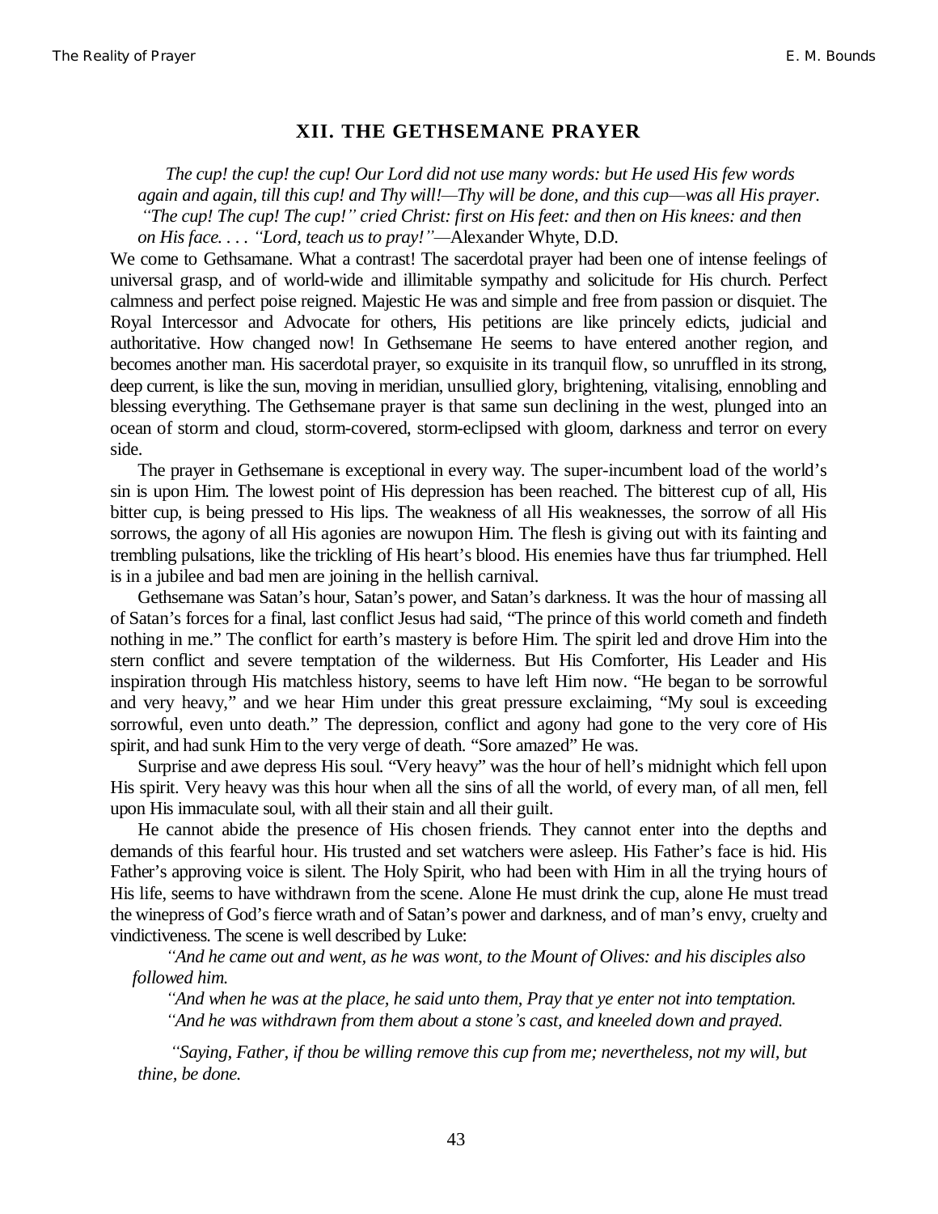## XII. THE GETHSEMANE PRAYER

*The cup! the cup! the cup! Our Lord did not use many words: but He used His few words again and again, till this cup! and Thy will!—Thy will be done, and this cup—was all His prayer. "The cup! The cup! The cup!" cried Christ: first on His feet: and then on His knees: and then on His face. . . . "Lord, teach us to pray!"*—Alexander Whyte, D.D.

We come to Gethsamane. What a contrast! The sacerdotal prayer had been one of intense feelings of universal grasp, and of world-wide and illimitable sympathy and solicitude for His church. Perfect calmness and perfect poise reigned. Majestic He was and simple and free from passion or disquiet. The Royal Intercessor and Advocate for others, His petitions are like princely edicts, judicial and authoritative. How changed now! In Gethsemane He seems to have entered another region, and becomes another man. His sacerdotal prayer, so exquisite in its tranquil flow, so unruffled in its strong, deep current, is like the sun, moving in meridian, unsullied glory, brightening, vitalising, ennobling and blessing everything. The Gethsemane prayer is that same sun declining in the west, plunged into an ocean of storm and cloud, storm-covered, storm-eclipsed with gloom, darkness and terror on every side.

The prayer in Gethsemane is exceptional in every way. The super-incumbent load of the world's sin is upon Him. The lowest point of His depression has been reached. The bitterest cup of all, His bitter cup, is being pressed to His lips. The weakness of all His weaknesses, the sorrow of all His sorrows, the agony of all His agonies are nowupon Him. The flesh is giving out with its fainting and trembling pulsations, like the trickling of His heart's blood. His enemies have thus far triumphed. Hell is in a jubilee and bad men are joining in the hellish carnival.

Gethsemane was Satan's hour, Satan's power, and Satan's darkness. It was the hour of massing all of Satan's forces for a final, last conflict Jesus had said, "The prince of this world cometh and findeth nothing in me." The conflict for earth's mastery is before Him. The spirit led and drove Him into the stern conflict and severe temptation of the wilderness. But His Comforter, His Leader and His inspiration through His matchless history, seems to have left Him now. "He began to be sorrowful and very heavy," and we hear Him under this great pressure exclaiming, "My soul is exceeding sorrowful, even unto death." The depression, conflict and agony had gone to the very core of His spirit, and had sunk Him to the very verge of death. "Sore amazed" He was.

Surprise and awe depress His soul. "Very heavy" was the hour of hell's midnight which fell upon His spirit. Very heavy was this hour when all the sins of all the world, of every man, of all men, fell upon His immaculate soul, with all their stain and all their guilt.

He cannot abide the presence of His chosen friends. They cannot enter into the depths and demands of this fearful hour. His trusted and set watchers were asleep. His Father's face is hid. His Father's approving voice is silent. The Holy Spirit, who had been with Him in all the trying hours of His life, seems to have withdrawn from the scene. Alone He must drink the cup, alone He must tread the winepress of God's fierce wrath and of Satan's power and darkness, and of man's envy, cruelty and vindictiveness. The scene is well described by Luke:

*"And he came out and went, as he was wont, to the Mount of Olives: and his disciples also followed him.*

*"And when he was at the place, he said unto them, Pray that ye enter not into temptation.*

*"And he was withdrawn from them about a stone's cast, and kneeled down and prayed.*

*"Saying, Father, if thou be willing remove this cup from me; nevertheless, not my will, but thine, be done.*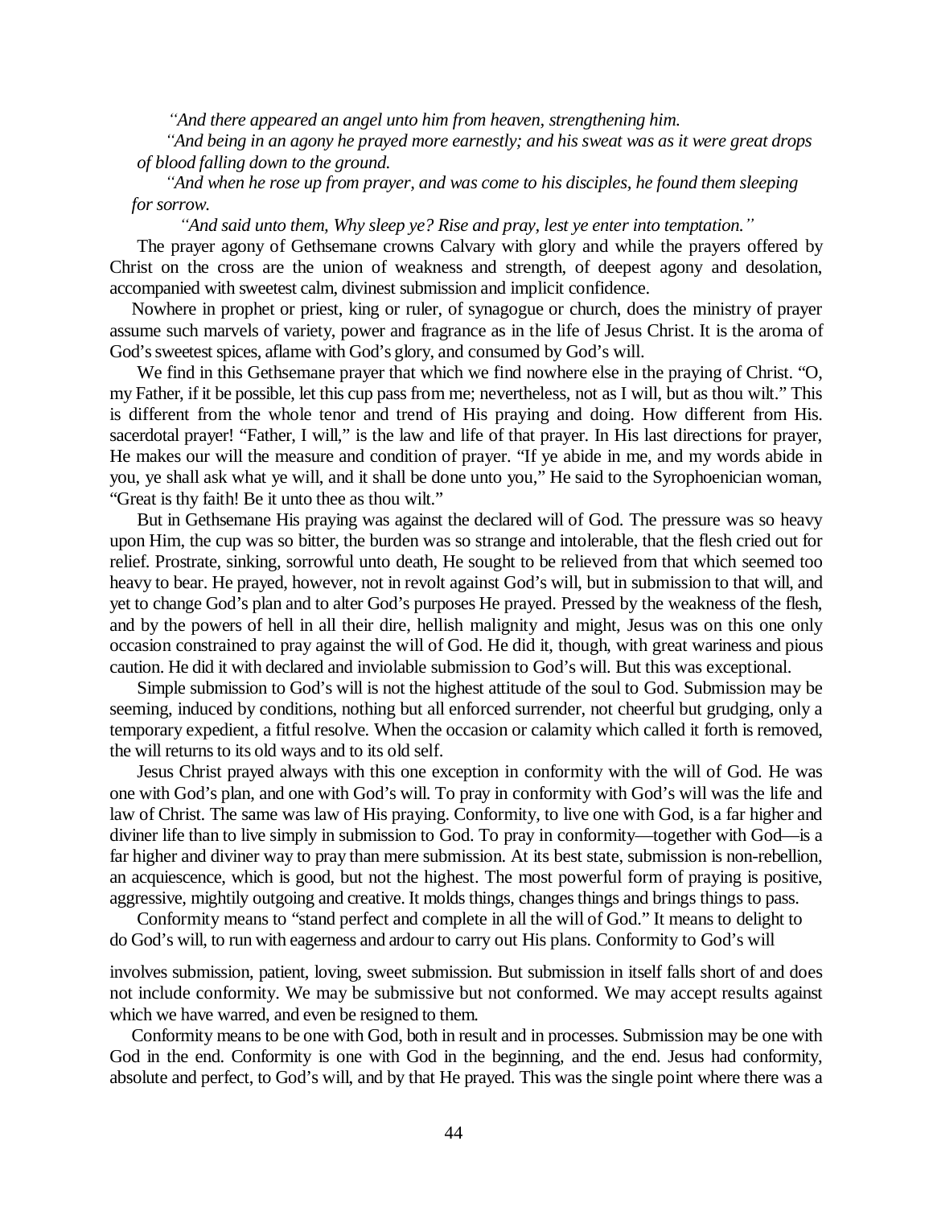*"And there appeared an angel unto him from heaven, strengthening him.*

*"And being in an agony he prayed more earnestly; and his sweat was as it were great drops of blood falling down to the ground.*

*"And when he rose up from prayer, and was come to his disciples, he found them sleeping for sorrow.*

*"And said unto them, Why sleep ye? Rise and pray, lest ye enter into temptation."*

The prayer agony of Gethsemane crowns Calvary with glory and while the prayers offered by Christ on the cross are the union of weakness and strength, of deepest agony and desolation, accompanied with sweetest calm, divinest submission and implicit confidence.

Nowhere in prophet or priest, king or ruler, of synagogue or church, does the ministry of prayer assume such marvels of variety, power and fragrance as in the life of Jesus Christ. It is the aroma of God's sweetest spices, aflame with God's glory, and consumed by God's will.

We find in this Gethsemane prayer that which we find nowhere else in the praying of Christ. "O, my Father, if it be possible, let this cup pass from me; nevertheless, not as I will, but as thou wilt." This is different from the whole tenor and trend of His praying and doing. How different from His. sacerdotal prayer! "Father, I will," is the law and life of that prayer. In His last directions for prayer, He makes our will the measure and condition of prayer. "If ye abide in me, and my words abide in you, ye shall ask what ye will, and it shall be done unto you," He said to the Syrophoenician woman, "Great is thy faith! Be it unto thee as thou wilt."

But in Gethsemane His praying was against the declared will of God. The pressure was so heavy upon Him, the cup was so bitter, the burden was so strange and intolerable, that the flesh cried out for relief. Prostrate, sinking, sorrowful unto death, He sought to be relieved from that which seemed too heavy to bear. He prayed, however, not in revolt against God's will, but in submission to that will, and yet to change God's plan and to alter God's purposes He prayed. Pressed by the weakness of the flesh, and by the powers of hell in all their dire, hellish malignity and might, Jesus was on this one only occasion constrained to pray against the will of God. He did it, though, with great wariness and pious caution. He did it with declared and inviolable submission to God's will. But this was exceptional.

Simple submission to God's will is not the highest attitude of the soul to God. Submission may be seeming, induced by conditions, nothing but all enforced surrender, not cheerful but grudging, only a temporary expedient, a fitful resolve. When the occasion or calamity which called it forth is removed, the will returns to its old ways and to its old self.

Jesus Christ prayed always with this one exception in conformity with the will of God. He was one with God's plan, and one with God's will. To pray in conformity with God's will was the life and law of Christ. The same was law of His praying. Conformity, to live one with God, is a far higher and diviner life than to live simply in submission to God. To pray in conformity—together with God—is a far higher and diviner way to pray than mere submission. At its best state, submission is non-rebellion, an acquiescence, which is good, but not the highest. The most powerful form of praying is positive, aggressive, mightily outgoing and creative. It molds things, changes things and brings things to pass.

Conformity means to "stand perfect and complete in all the will of God." It means to delight to do God's will, to run with eagerness and ardour to carry out His plans. Conformity to God's will involves submission, patient, loving, sweet submission. But submission in itself falls short of and does not include conformity. We may be submissive but not conformed. We may accept results against which we have warred, and even be resigned to them.

Conformity means to be one with God, both in result and in processes. Submission may be one with God in the end. Conformity is one with God in the beginning, and the end. Jesus had conformity, absolute and perfect, to God's will, and by that He prayed. This was the single point where there was a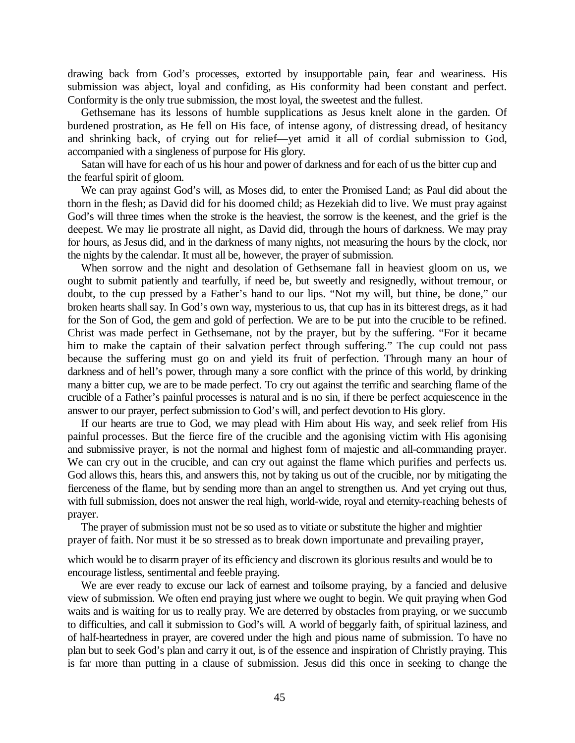drawing back from God's processes, extorted by insupportable pain, fear and weariness. His submission was abject, loyal and confiding, as His conformity had been constant and perfect. Conformity is the only true submission, the most loyal, the sweetest and the fullest.

Gethsemane has its lessons of humble supplications as Jesus knelt alone in the garden. Of burdened prostration, as He fell on His face, of intense agony, of distressing dread, of hesitancy and shrinking back, of crying out for relief—yet amid it all of cordial submission to God, accompanied with a singleness of purpose for His glory.

Satan will have for each of us his hour and power of darkness and for each of us the bitter cup and the fearful spirit of gloom.

We can pray against God's will, as Moses did, to enter the Promised Land; as Paul did about the thorn in the flesh; as David did for his doomed child; as Hezekiah did to live. We must pray against God's will three times when the stroke is the heaviest, the sorrow is the keenest, and the grief is the deepest. We may lie prostrate all night, as David did, through the hours of darkness. We may pray for hours, as Jesus did, and in the darkness of many nights, not measuring the hours by the clock, nor the nights by the calendar. It must all be, however, the prayer of submission.

When sorrow and the night and desolation of Gethsemane fall in heaviest gloom on us, we ought to submit patiently and tearfully, if need be, but sweetly and resignedly, without tremour, or doubt, to the cup pressed by a Father's hand to our lips. "Not my will, but thine, be done," our broken hearts shall say. In God's own way, mysterious to us, that cup has in its bitterest dregs, as it had for the Son of God, the gem and gold of perfection. We are to be put into the crucible to be refined. Christ was made perfect in Gethsemane, not by the prayer, but by the suffering. "For it became him to make the captain of their salvation perfect through suffering." The cup could not pass because the suffering must go on and yield its fruit of perfection. Through many an hour of darkness and of hell's power, through many a sore conflict with the prince of this world, by drinking many a bitter cup, we are to be made perfect. To cry out against the terrific and searching flame of the crucible of a Father's painful processes is natural and is no sin, if there be perfect acquiescence in the answer to our prayer, perfect submission to God's will, and perfect devotion to His glory.

If our hearts are true to God, we may plead with Him about His way, and seek relief from His painful processes. But the fierce fire of the crucible and the agonising victim with His agonising and submissive prayer, is not the normal and highest form of majestic and all-commanding prayer. We can cry out in the crucible, and can cry out against the flame which purifies and perfects us. God allows this, hears this, and answers this, not by taking us out of the crucible, nor by mitigating the fierceness of the flame, but by sending more than an angel to strengthen us. And yet crying out thus, with full submission, does not answer the real high, world-wide, royal and eternity-reaching behests of prayer.

The prayer of submission must not be so used as to vitiate or substitute the higher and mightier prayer of faith. Nor must it be so stressed as to break down importunate and prevailing prayer, which would be to disarm prayer of its efficiency and discrown its glorious results and would be to encourage listless, sentimental and feeble praying.

We are ever ready to excuse our lack of earnest and toilsome praying, by a fancied and delusive view of submission. We often end praying just where we ought to begin. We quit praying when God waits and is waiting for us to really pray. We are deterred by obstacles from praying, or we succumb to difficulties, and call it submission to God's will. A world of beggarly faith, of spiritual laziness, and of half-heartedness in prayer, are covered under the high and pious name of submission. To have no plan but to seek God's plan and carry it out, is of the essence and inspiration of Christly praying. This is far more than putting in a clause of submission. Jesus did this once in seeking to change the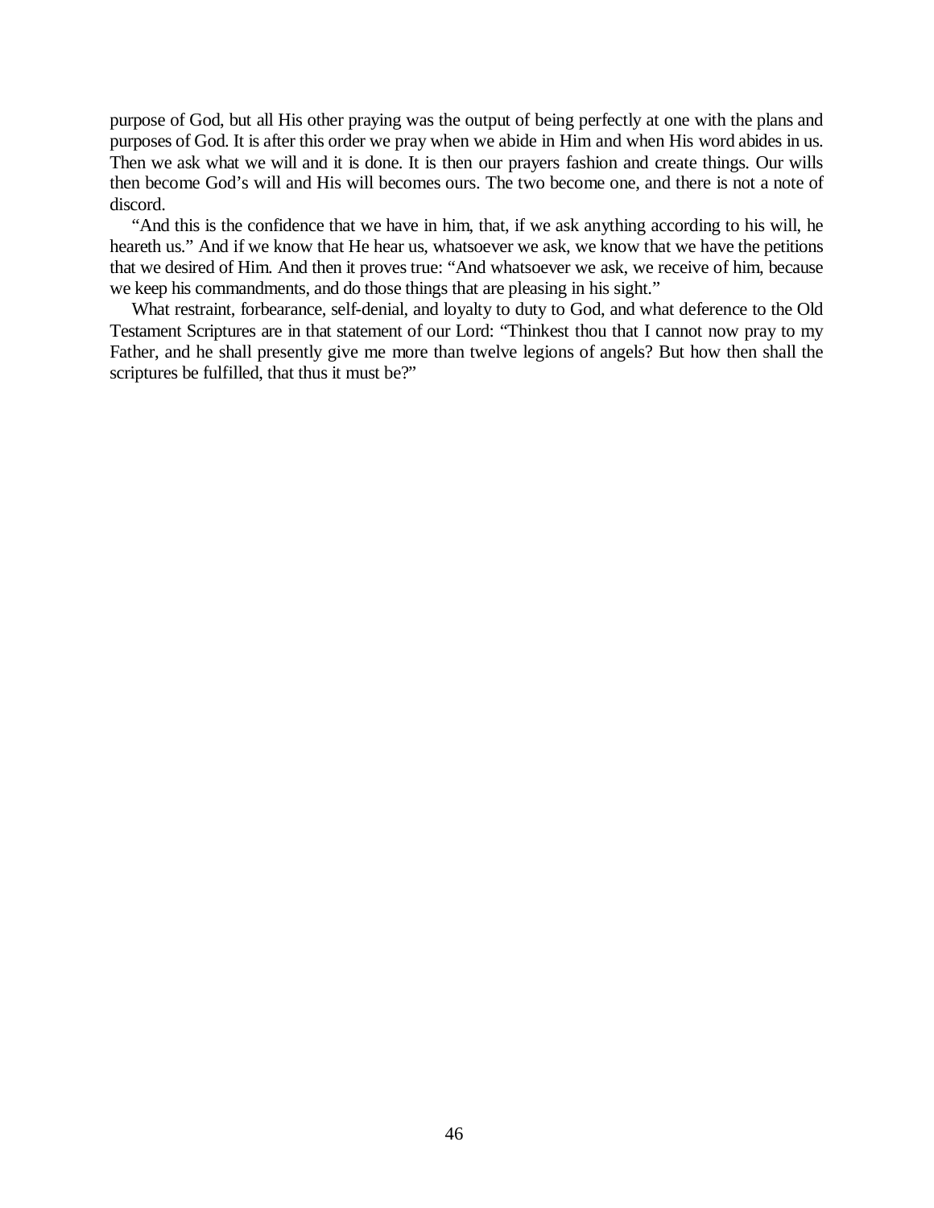purpose of God, but all His other praying was the output of being perfectly at one with the plans and purposes of God. It is after this order we pray when we abide in Him and when His word abides in us. Then we ask what we will and it is done. It is then our prayers fashion and create things. Our wills then become God's will and His will becomes ours. The two become one, and there is not a note of discord.

"And this is the confidence that we have in him, that, if we ask anything according to his will, he heareth us." And if we know that He hear us, whatsoever we ask, we know that we have the petitions that we desired of Him. And then it proves true: "And whatsoever we ask, we receive of him, because we keep his commandments, and do those things that are pleasing in his sight."

What restraint, forbearance, self-denial, and loyalty to duty to God, and what deference to the Old Testament Scriptures are in that statement of our Lord: "Thinkest thou that I cannot now pray to my Father, and he shall presently give me more than twelve legions of angels? But how then shall the scriptures be fulfilled, that thus it must be?"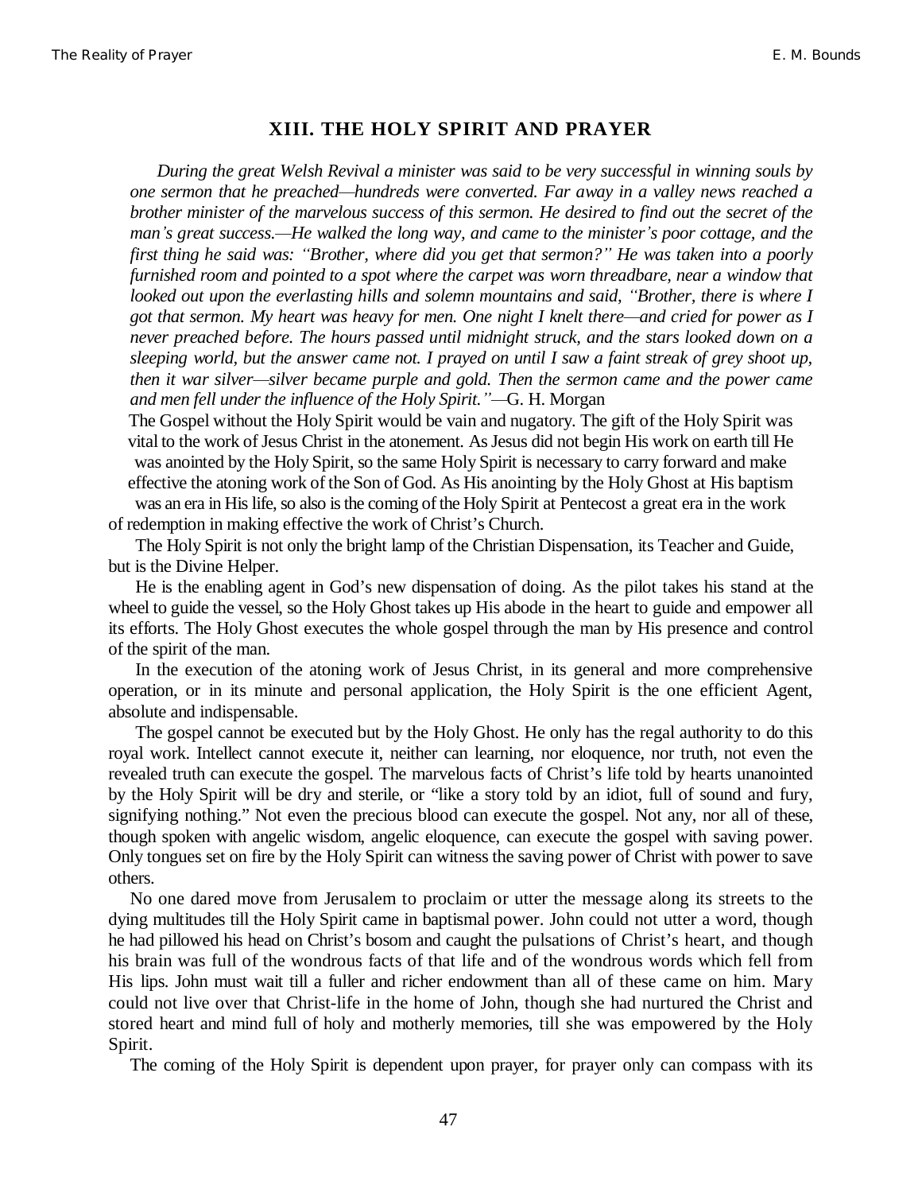## XIII. THE HOLY SPIRIT AND PRAYER

*During the great Welsh Revival a minister was said to be very successful in winning souls by one sermon that he preached—hundreds were converted. Far away in a valley news reached a brother minister of the marvelous success of this sermon. He desired to find out the secret of the man's great success.—He walked the long way, and came to the minister's poor cottage, and the first thing he said was: "Brother, where did you get that sermon?" He was taken into a poorly furnished room and pointed to a spot where the carpet was worn threadbare, near a window that looked out upon the everlasting hills and solemn mountains and said, "Brother, there is where I got that sermon. My heart was heavy for men. One night I knelt there—and cried for power as I never preached before. The hours passed until midnight struck, and the stars looked down on a sleeping world, but the answer came not. I prayed on until I saw a faint streak of grey shoot up, then it war silver—silver became purple and gold. Then the sermon came and the power came and men fell under the influence of the Holy Spirit."*—G. H. Morgan

The Gospel without the Holy Spirit would be vain and nugatory. The gift of the Holy Spirit was vital to the work of Jesus Christ in the atonement. As Jesus did not begin His work on earth till He was anointed by the Holy Spirit, so the same Holy Spirit is necessary to carry forward and make effective the atoning work of the Son of God. As His anointing by the Holy Ghost at His baptism was an era in His life, so also is the coming of the Holy Spirit at Pentecost a great era in the work of redemption in making effective the work of Christ's Church.

The Holy Spirit is not only the bright lamp of the Christian Dispensation, its Teacher and Guide, but is the Divine Helper.

He is the enabling agent in God's new dispensation of doing. As the pilot takes his stand at the wheel to guide the vessel, so the Holy Ghost takes up His abode in the heart to guide and empower all its efforts. The Holy Ghost executes the whole gospel through the man by His presence and control of the spirit of the man.

In the execution of the atoning work of Jesus Christ, in its general and more comprehensive operation, or in its minute and personal application, the Holy Spirit is the one efficient Agent, absolute and indispensable.

The gospel cannot be executed but by the Holy Ghost. He only has the regal authority to do this royal work. Intellect cannot execute it, neither can learning, nor eloquence, nor truth, not even the revealed truth can execute the gospel. The marvelous facts of Christ's life told by hearts unanointed by the Holy Spirit will be dry and sterile, or "like a story told by an idiot, full of sound and fury, signifying nothing." Not even the precious blood can execute the gospel. Not any, nor all of these, though spoken with angelic wisdom, angelic eloquence, can execute the gospel with saving power. Only tongues set on fire by the Holy Spirit can witness the saving power of Christ with power to save others.

No one dared move from Jerusalem to proclaim or utter the message along its streets to the dying multitudes till the Holy Spirit came in baptismal power. John could not utter a word, though he had pillowed his head on Christ's bosom and caught the pulsations of Christ's heart, and though his brain was full of the wondrous facts of that life and of the wondrous words which fell from His lips. John must wait till a fuller and richer endowment than all of these came on him. Mary could not live over that Christ-life in the home of John, though she had nurtured the Christ and stored heart and mind full of holy and motherly memories, till she was empowered by the Holy Spirit.

The coming of the Holy Spirit is dependent upon prayer, for prayer only can compass with its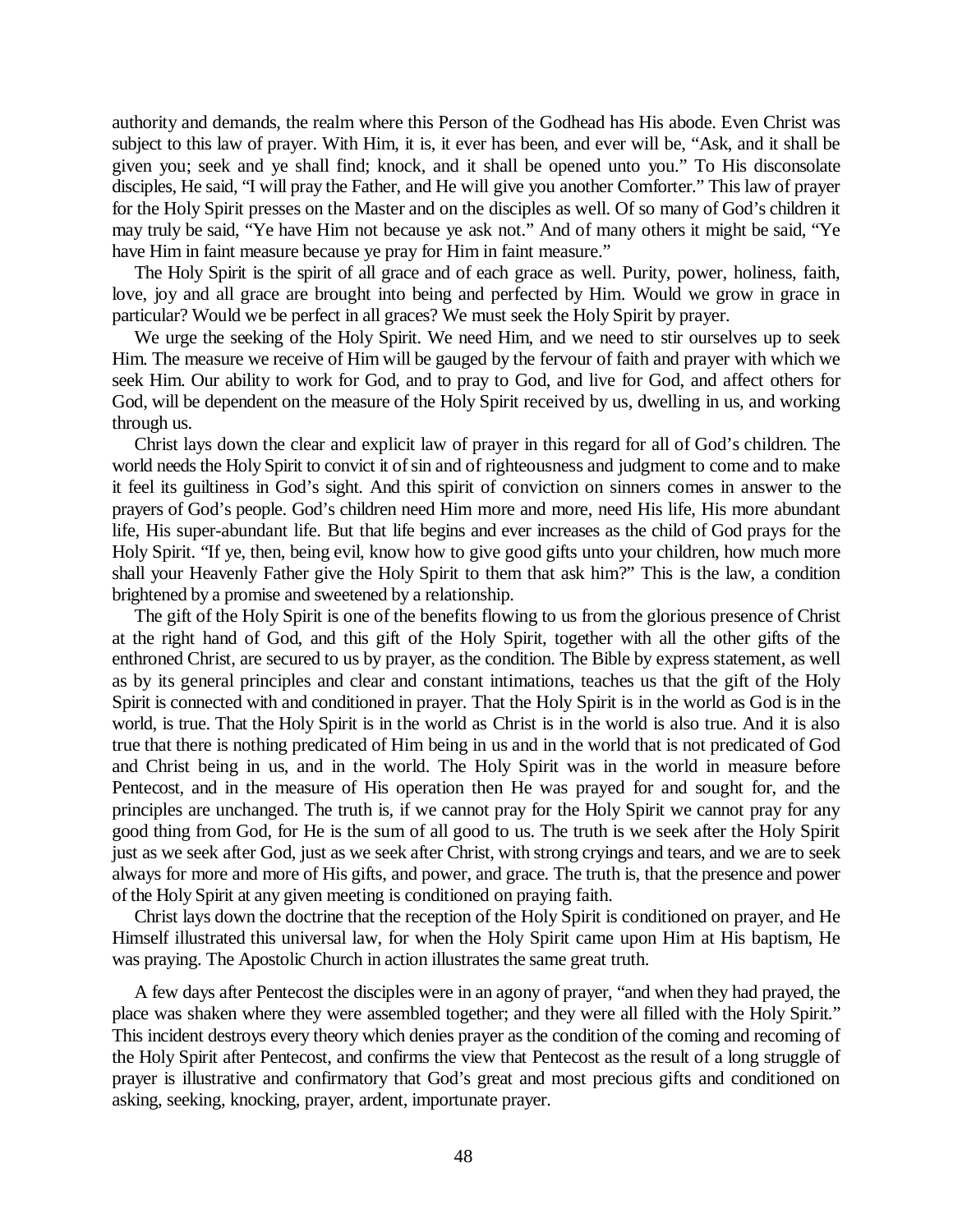authority and demands, the realm where this Person of the Godhead has His abode. Even Christ was subject to this law of prayer. With Him, it is, it ever has been, and ever will be, "Ask, and it shall be given you; seek and ye shall find; knock, and it shall be opened unto you." To His disconsolate disciples, He said, "I will pray the Father, and He will give you another Comforter." This law of prayer for the Holy Spirit presses on the Master and on the disciples as well. Of so many of God's children it may truly be said, "Ye have Him not because ye ask not." And of many others it might be said, "Ye have Him in faint measure because ye pray for Him in faint measure."

The Holy Spirit is the spirit of all grace and of each grace as well. Purity, power, holiness, faith, love, joy and all grace are brought into being and perfected by Him. Would we grow in grace in particular? Would we be perfect in all graces? We must seek the Holy Spirit by prayer.

We urge the seeking of the Holy Spirit. We need Him, and we need to stir ourselves up to seek Him. The measure we receive of Him will be gauged by the fervour of faith and prayer with which we seek Him. Our ability to work for God, and to pray to God, and live for God, and affect others for God, will be dependent on the measure of the Holy Spirit received by us, dwelling in us, and working through us.

Christ lays down the clear and explicit law of prayer in this regard for all of God's children. The world needs the Holy Spirit to convict it of sin and of righteousness and judgment to come and to make it feel its guiltiness in God's sight. And this spirit of conviction on sinners comes in answer to the prayers of God's people. God's children need Him more and more, need His life, His more abundant life, His super-abundant life. But that life begins and ever increases as the child of God prays for the Holy Spirit. "If ye, then, being evil, know how to give good gifts unto your children, how much more shall your Heavenly Father give the Holy Spirit to them that ask him?" This is the law, a condition brightened by a promise and sweetened by a relationship.

The gift of the Holy Spirit is one of the benefits flowing to us from the glorious presence of Christ at the right hand of God, and this gift of the Holy Spirit, together with all the other gifts of the enthroned Christ, are secured to us by prayer, as the condition. The Bible by express statement, as well as by its general principles and clear and constant intimations, teaches us that the gift of the Holy Spirit is connected with and conditioned in prayer. That the Holy Spirit is in the world as God is in the world, is true. That the Holy Spirit is in the world as Christ is in the world is also true. And it is also true that there is nothing predicated of Him being in us and in the world that is not predicated of God and Christ being in us, and in the world. The Holy Spirit was in the world in measure before Pentecost, and in the measure of His operation then He was prayed for and sought for, and the principles are unchanged. The truth is, if we cannot pray for the Holy Spirit we cannot pray for any good thing from God, for He is the sum of all good to us. The truth is we seek after the Holy Spirit just as we seek after God, just as we seek after Christ, with strong cryings and tears, and we are to seek always for more and more of His gifts, and power, and grace. The truth is, that the presence and power of the Holy Spirit at any given meeting is conditioned on praying faith.

Christ lays down the doctrine that the reception of the Holy Spirit is conditioned on prayer, and He Himself illustrated this universal law, for when the Holy Spirit came upon Him at His baptism, He was praying. The Apostolic Church in action illustrates the same great truth.

A few days after Pentecost the disciples were in an agony of prayer, "and when they had prayed, the place was shaken where they were assembled together; and they were all filled with the Holy Spirit." This incident destroys every theory which denies prayer as the condition of the coming and recoming of the Holy Spirit after Pentecost, and confirms the view that Pentecost as the result of a long struggle of prayer is illustrative and confirmatory that God's great and most precious gifts and conditioned on asking, seeking, knocking, prayer, ardent, importunate prayer.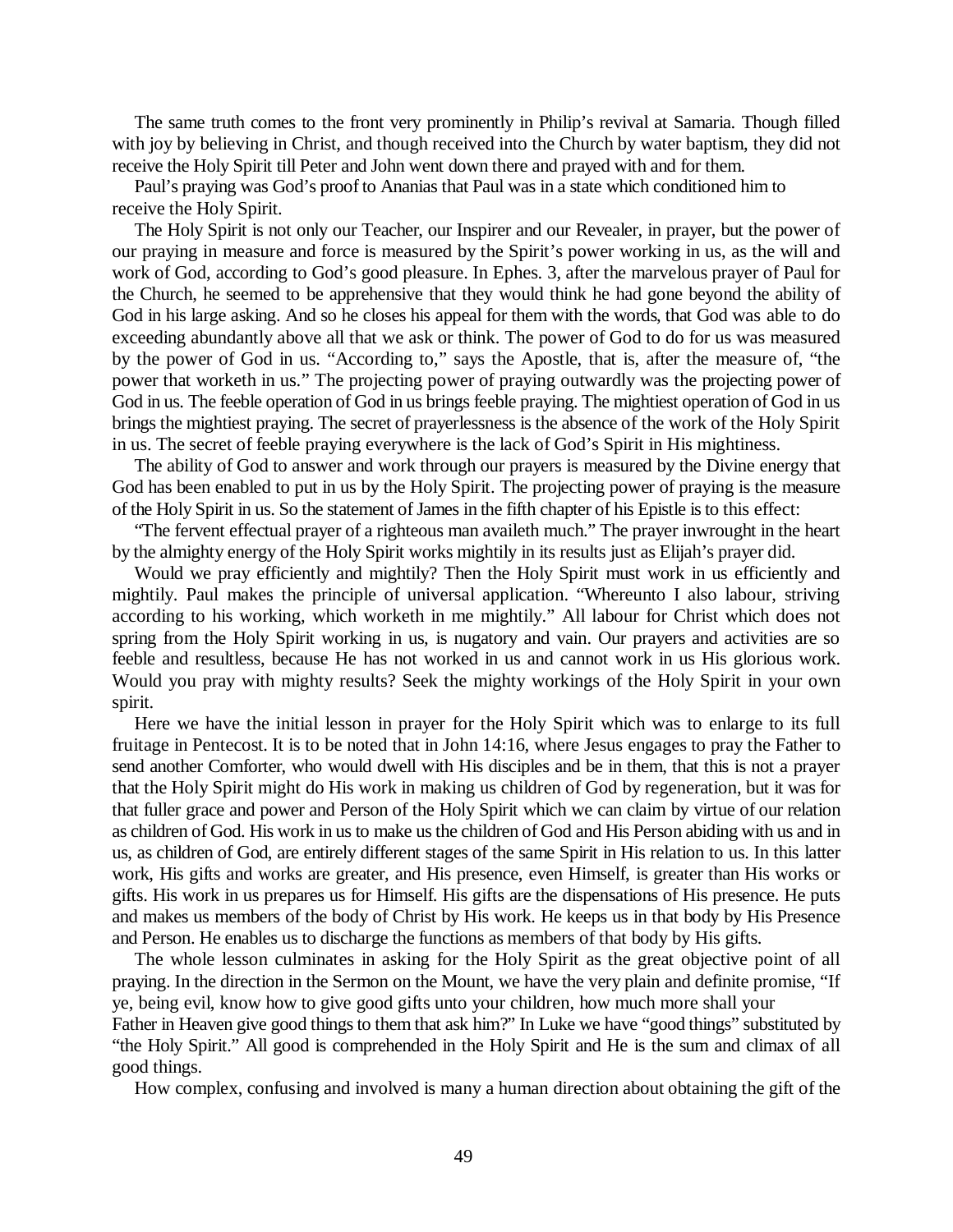The same truth comes to the front very prominently in Philip's revival at Samaria. Though filled with joy by believing in Christ, and though received into the Church by water baptism, they did not receive the Holy Spirit till Peter and John went down there and prayed with and for them.

Paul's praying was God's proof to Ananias that Paul was in a state which conditioned him to receive the Holy Spirit.

The Holy Spirit is not only our Teacher, our Inspirer and our Revealer, in prayer, but the power of our praying in measure and force is measured by the Spirit's power working in us, as the will and work of God, according to God's good pleasure. In Ephes. 3, after the marvelous prayer of Paul for the Church, he seemed to be apprehensive that they would think he had gone beyond the ability of God in his large asking. And so he closes his appeal for them with the words, that God was able to do exceeding abundantly above all that we ask or think. The power of God to do for us was measured by the power of God in us. "According to," says the Apostle, that is, after the measure of, "the power that worketh in us." The projecting power of praying outwardly was the projecting power of God in us. The feeble operation of God in us brings feeble praying. The mightiest operation of God in us brings the mightiest praying. The secret of prayerlessness is the absence of the work of the Holy Spirit in us. The secret of feeble praying everywhere is the lack of God's Spirit in His mightiness.

The ability of God to answer and work through our prayers is measured by the Divine energy that God has been enabled to put in us by the Holy Spirit. The projecting power of praying is the measure of the Holy Spirit in us. So the statement of James in the fifth chapter of his Epistle is to this effect:

"The fervent effectual prayer of a righteous man availeth much." The prayer inwrought in the heart by the almighty energy of the Holy Spirit works mightily in its results just as Elijah's prayer did.

Would we pray efficiently and mightily? Then the Holy Spirit must work in us efficiently and mightily. Paul makes the principle of universal application. "Whereunto I also labour, striving according to his working, which worketh in me mightily." All labour for Christ which does not spring from the Holy Spirit working in us, is nugatory and vain. Our prayers and activities are so feeble and resultless, because He has not worked in us and cannot work in us His glorious work. Would you pray with mighty results? Seek the mighty workings of the Holy Spirit in your own spirit.

Here we have the initial lesson in prayer for the Holy Spirit which was to enlarge to its full fruitage in Pentecost. It is to be noted that in John 14:16, where Jesus engages to pray the Father to send another Comforter, who would dwell with His disciples and be in them, that this is not a prayer that the Holy Spirit might do His work in making us children of God by regeneration, but it was for that fuller grace and power and Person of the Holy Spirit which we can claim by virtue of our relation as children of God. His work in us to make us the children of God and His Person abiding with us and in us, as children of God, are entirely different stages of the same Spirit in His relation to us. In this latter work, His gifts and works are greater, and His presence, even Himself, is greater than His works or gifts. His work in us prepares us for Himself. His gifts are the dispensations of His presence. He puts and makes us members of the body of Christ by His work. He keeps us in that body by His Presence and Person. He enables us to discharge the functions as members of that body by His gifts.

The whole lesson culminates in asking for the Holy Spirit as the great objective point of all praying. In the direction in the Sermon on the Mount, we have the very plain and definite promise, "If ye, being evil, know how to give good gifts unto your children, how much more shall your Father in Heaven give good things to them that ask him?" In Luke we have "good things" substituted by "the Holy Spirit." All good is comprehended in the Holy Spirit and He is the sum and climax of all good things.

How complex, confusing and involved is many a human direction about obtaining the gift of the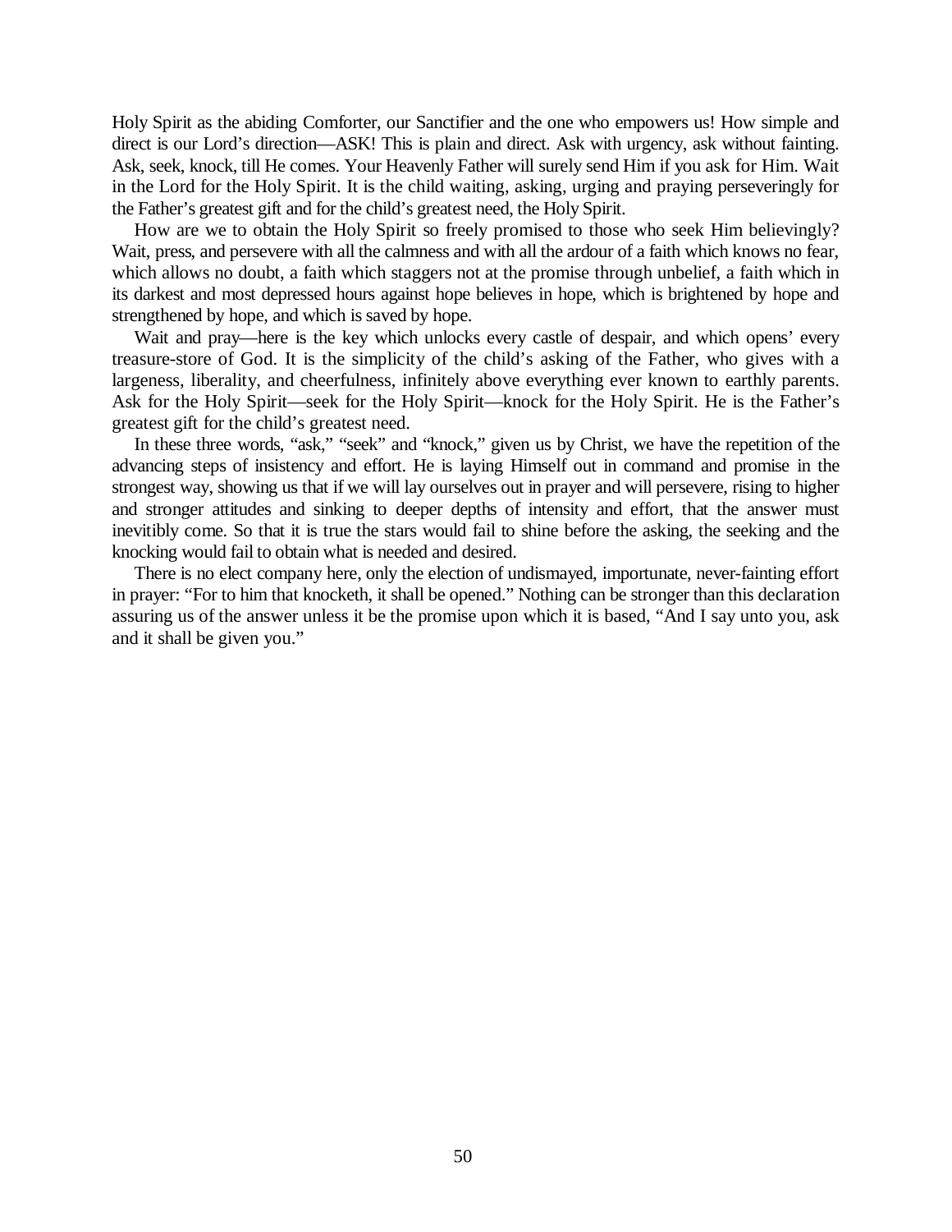Holy Spirit as the abiding Comforter, our Sanctifier and the one who empowers us! How simple and direct is our Lord's direction—ASK! This is plain and direct. Ask with urgency, ask without fainting. Ask, seek, knock, till He comes. Your Heavenly Father will surely send Him if you ask for Him. Wait in the Lord for the Holy Spirit. It is the child waiting, asking, urging and praying perseveringly for the Father's greatest gift and for the child's greatest need, the Holy Spirit.

How are we to obtain the Holy Spirit so freely promised to those who seek Him believingly? Wait, press, and persevere with all the calmness and with all the ardour of a faith which knows no fear, which allows no doubt, a faith which staggers not at the promise through unbelief, a faith which in its darkest and most depressed hours against hope believes in hope, which is brightened by hope and strengthened by hope, and which is saved by hope.

Wait and pray—here is the key which unlocks every castle of despair, and which opens' every treasure-store of God. It is the simplicity of the child's asking of the Father, who gives with a largeness, liberality, and cheerfulness, infinitely above everything ever known to earthly parents. Ask for the Holy Spirit—seek for the Holy Spirit—knock for the Holy Spirit. He is the Father's greatest gift for the child's greatest need.

In these three words, "ask," "seek" and "knock," given us by Christ, we have the repetition of the advancing steps of insistency and effort. He is laying Himself out in command and promise in the strongest way, showing us that if we will lay ourselves out in prayer and will persevere, rising to higher and stronger attitudes and sinking to deeper depths of intensity and effort, that the answer must inevitibly come. So that it is true the stars would fail to shine before the asking, the seeking and the knocking would fail to obtain what is needed and desired.

There is no elect company here, only the election of undismayed, importunate, never-fainting effort in prayer: "For to him that knocketh, it shall be opened." Nothing can be stronger than this declaration assuring us of the answer unless it be the promise upon which it is based, "And I say unto you, ask and it shall be given you."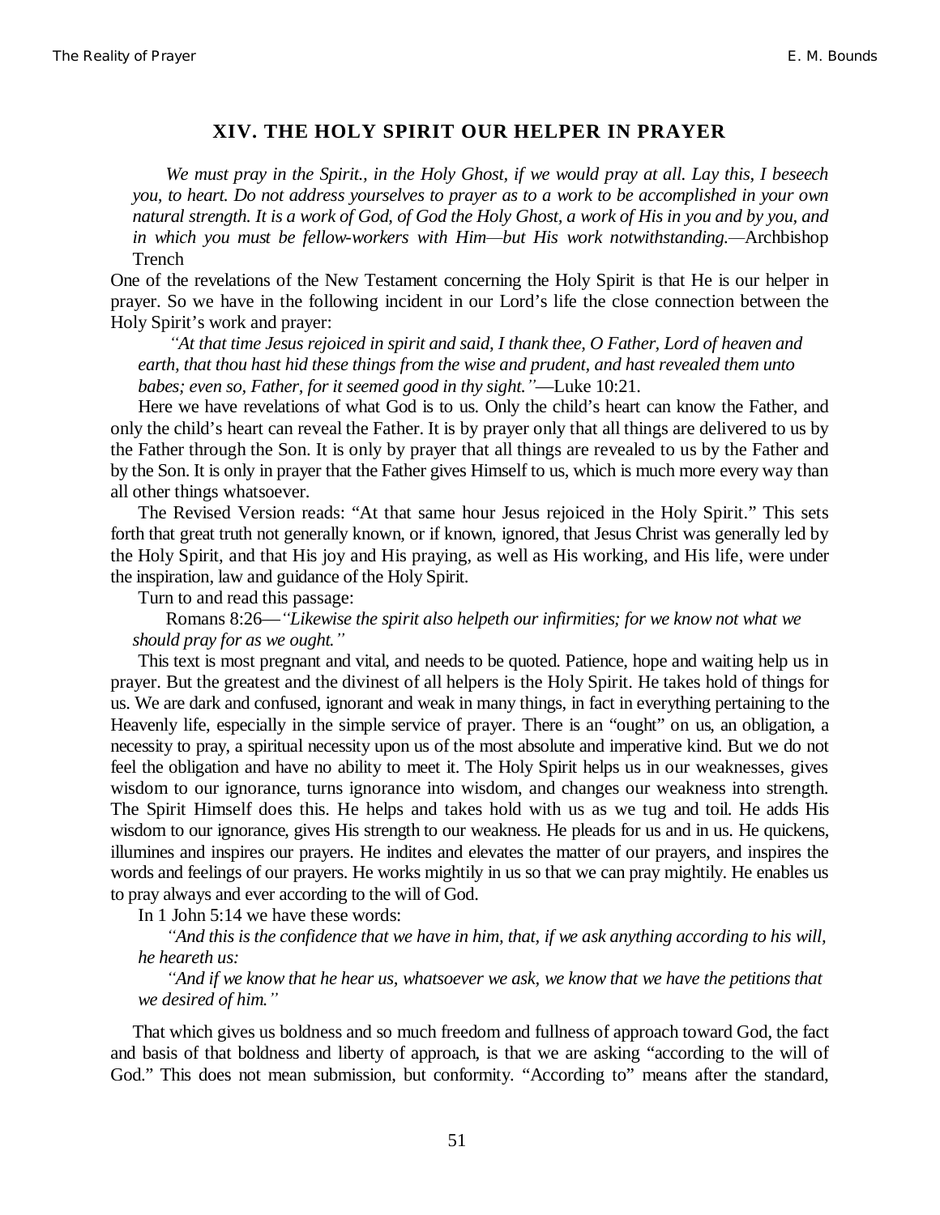## XIV. THE HOLY SPIRIT OUR HELPER IN PRAYER

> *We must pray in the Spirit., in the Holy Ghost, if we would pray at all. Lay this, I beseech you, to heart. Do not address yourselves to prayer as to a work to be accomplished in your own natural strength. It is a work of God, of God the Holy Ghost, a work of His in you and by you, and in which you must be fellow-workers with Him—but His work notwithstanding.*—Archbishop Trench

One of the revelations of the New Testament concerning the Holy Spirit is that He is our helper in prayer. So we have in the following incident in our Lord's life the close connection between the Holy Spirit's work and prayer:

> *"At that time Jesus rejoiced in spirit and said, I thank thee, O Father, Lord of heaven and earth, that thou hast hid these things from the wise and prudent, and hast revealed them unto babes; even so, Father, for it seemed good in thy sight."*—Luke 10:21.

Here we have revelations of what God is to us. Only the child's heart can know the Father, and only the child's heart can reveal the Father. It is by prayer only that all things are delivered to us by the Father through the Son. It is only by prayer that all things are revealed to us by the Father and by the Son. It is only in prayer that the Father gives Himself to us, which is much more every way than all other things whatsoever.

The Revised Version reads: "At that same hour Jesus rejoiced in the Holy Spirit." This sets forth that great truth not generally known, or if known, ignored, that Jesus Christ was generally led by the Holy Spirit, and that His joy and His praying, as well as His working, and His life, were under the inspiration, law and guidance of the Holy Spirit.

Turn to and read this passage:

> Romans 8:26—*"Likewise the spirit also helpeth our infirmities; for we know not what we should pray for as we ought."*

This text is most pregnant and vital, and needs to be quoted. Patience, hope and waiting help us in prayer. But the greatest and the divinest of all helpers is the Holy Spirit. He takes hold of things for us. We are dark and confused, ignorant and weak in many things, in fact in everything pertaining to the Heavenly life, especially in the simple service of prayer. There is an "ought" on us, an obligation, a necessity to pray, a spiritual necessity upon us of the most absolute and imperative kind. But we do not feel the obligation and have no ability to meet it. The Holy Spirit helps us in our weaknesses, gives wisdom to our ignorance, turns ignorance into wisdom, and changes our weakness into strength. The Spirit Himself does this. He helps and takes hold with us as we tug and toil. He adds His wisdom to our ignorance, gives His strength to our weakness. He pleads for us and in us. He quickens, illumines and inspires our prayers. He indites and elevates the matter of our prayers, and inspires the words and feelings of our prayers. He works mightily in us so that we can pray mightily. He enables us to pray always and ever according to the will of God.

In 1 John 5:14 we have these words:

> *"And this is the confidence that we have in him, that, if we ask anything according to his will, he heareth us:*
>
> *"And if we know that he hear us, whatsoever we ask, we know that we have the petitions that we desired of him."*

That which gives us boldness and so much freedom and fullness of approach toward God, the fact and basis of that boldness and liberty of approach, is that we are asking "according to the will of God." This does not mean submission, but conformity. "According to" means after the standard,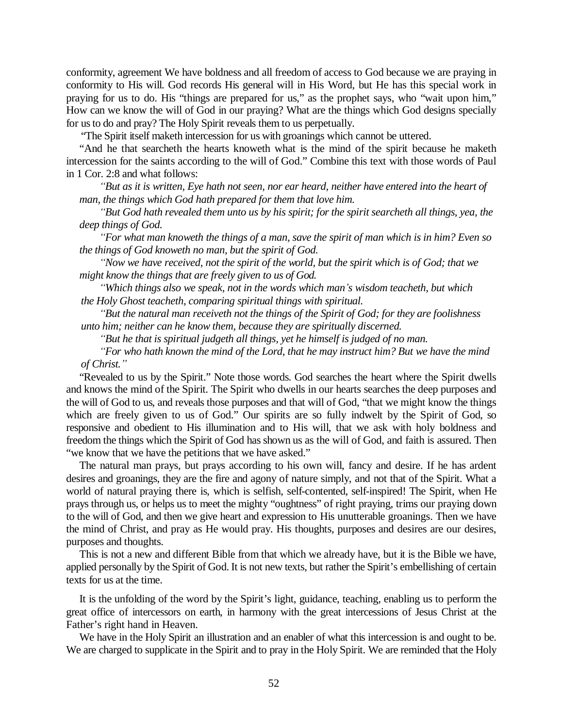conformity, agreement We have boldness and all freedom of access to God because we are praying in conformity to His will. God records His general will in His Word, but He has this special work in praying for us to do. His "things are prepared for us," as the prophet says, who "wait upon him," How can we know the will of God in our praying? What are the things which God designs specially for us to do and pray? The Holy Spirit reveals them to us perpetually.

"The Spirit itself maketh intercession for us with groanings which cannot be uttered.

"And he that searcheth the hearts knoweth what is the mind of the spirit because he maketh intercession for the saints according to the will of God." Combine this text with those words of Paul in 1 Cor. 2:8 and what follows:

> *"But as it is written, Eye hath not seen, nor ear heard, neither have entered into the heart of man, the things which God hath prepared for them that love him.*
>
> *"But God hath revealed them unto us by his spirit; for the spirit searcheth all things, yea, the deep things of God.*
>
> *"For what man knoweth the things of a man, save the spirit of man which is in him? Even so the things of God knoweth no man, but the spirit of God.*
>
> *"Now we have received, not the spirit of the world, but the spirit which is of God; that we might know the things that are freely given to us of God.*
>
> *"Which things also we speak, not in the words which man's wisdom teacheth, but which the Holy Ghost teacheth, comparing spiritual things with spiritual.*
>
> *"But the natural man receiveth not the things of the Spirit of God; for they are foolishness unto him; neither can he know them, because they are spiritually discerned.*
>
> *"But he that is spiritual judgeth all things, yet he himself is judged of no man.*
>
> *"For who hath known the mind of the Lord, that he may instruct him? But we have the mind of Christ."*

"Revealed to us by the Spirit." Note those words. God searches the heart where the Spirit dwells and knows the mind of the Spirit. The Spirit who dwells in our hearts searches the deep purposes and the will of God to us, and reveals those purposes and that will of God, "that we might know the things which are freely given to us of God." Our spirits are so fully indwelt by the Spirit of God, so responsive and obedient to His illumination and to His will, that we ask with holy boldness and freedom the things which the Spirit of God has shown us as the will of God, and faith is assured. Then "we know that we have the petitions that we have asked."

The natural man prays, but prays according to his own will, fancy and desire. If he has ardent desires and groanings, they are the fire and agony of nature simply, and not that of the Spirit. What a world of natural praying there is, which is selfish, self-contented, self-inspired! The Spirit, when He prays through us, or helps us to meet the mighty "oughtness" of right praying, trims our praying down to the will of God, and then we give heart and expression to His unutterable groanings. Then we have the mind of Christ, and pray as He would pray. His thoughts, purposes and desires are our desires, purposes and thoughts.

This is not a new and different Bible from that which we already have, but it is the Bible we have, applied personally by the Spirit of God. It is not new texts, but rather the Spirit's embellishing of certain texts for us at the time.

It is the unfolding of the word by the Spirit's light, guidance, teaching, enabling us to perform the great office of intercessors on earth, in harmony with the great intercessions of Jesus Christ at the Father's right hand in Heaven.

We have in the Holy Spirit an illustration and an enabler of what this intercession is and ought to be. We are charged to supplicate in the Spirit and to pray in the Holy Spirit. We are reminded that the Holy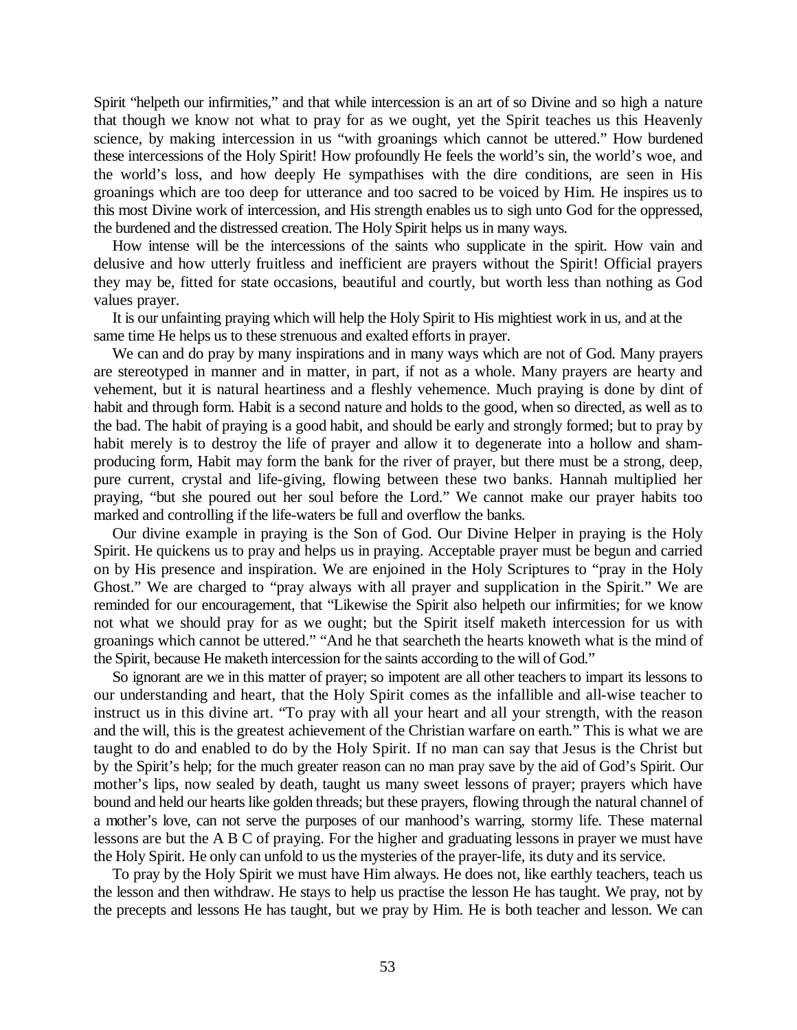Spirit "helpeth our infirmities," and that while intercession is an art of so Divine and so high a nature that though we know not what to pray for as we ought, yet the Spirit teaches us this Heavenly science, by making intercession in us "with groanings which cannot be uttered." How burdened these intercessions of the Holy Spirit! How profoundly He feels the world's sin, the world's woe, and the world's loss, and how deeply He sympathises with the dire conditions, are seen in His groanings which are too deep for utterance and too sacred to be voiced by Him. He inspires us to this most Divine work of intercession, and His strength enables us to sigh unto God for the oppressed, the burdened and the distressed creation. The Holy Spirit helps us in many ways.

How intense will be the intercessions of the saints who supplicate in the spirit. How vain and delusive and how utterly fruitless and inefficient are prayers without the Spirit! Official prayers they may be, fitted for state occasions, beautiful and courtly, but worth less than nothing as God values prayer.

It is our unfainting praying which will help the Holy Spirit to His mightiest work in us, and at the same time He helps us to these strenuous and exalted efforts in prayer.

We can and do pray by many inspirations and in many ways which are not of God. Many prayers are stereotyped in manner and in matter, in part, if not as a whole. Many prayers are hearty and vehement, but it is natural heartiness and a fleshly vehemence. Much praying is done by dint of habit and through form. Habit is a second nature and holds to the good, when so directed, as well as to the bad. The habit of praying is a good habit, and should be early and strongly formed; but to pray by habit merely is to destroy the life of prayer and allow it to degenerate into a hollow and sham-producing form, Habit may form the bank for the river of prayer, but there must be a strong, deep, pure current, crystal and life-giving, flowing between these two banks. Hannah multiplied her praying, "but she poured out her soul before the Lord." We cannot make our prayer habits too marked and controlling if the life-waters be full and overflow the banks.

Our divine example in praying is the Son of God. Our Divine Helper in praying is the Holy Spirit. He quickens us to pray and helps us in praying. Acceptable prayer must be begun and carried on by His presence and inspiration. We are enjoined in the Holy Scriptures to "pray in the Holy Ghost." We are charged to "pray always with all prayer and supplication in the Spirit." We are reminded for our encouragement, that "Likewise the Spirit also helpeth our infirmities; for we know not what we should pray for as we ought; but the Spirit itself maketh intercession for us with groanings which cannot be uttered." "And he that searcheth the hearts knoweth what is the mind of the Spirit, because He maketh intercession for the saints according to the will of God."

So ignorant are we in this matter of prayer; so impotent are all other teachers to impart its lessons to our understanding and heart, that the Holy Spirit comes as the infallible and all-wise teacher to instruct us in this divine art. "To pray with all your heart and all your strength, with the reason and the will, this is the greatest achievement of the Christian warfare on earth." This is what we are taught to do and enabled to do by the Holy Spirit. If no man can say that Jesus is the Christ but by the Spirit's help; for the much greater reason can no man pray save by the aid of God's Spirit. Our mother's lips, now sealed by death, taught us many sweet lessons of prayer; prayers which have bound and held our hearts like golden threads; but these prayers, flowing through the natural channel of a mother's love, can not serve the purposes of our manhood's warring, stormy life. These maternal lessons are but the A B C of praying. For the higher and graduating lessons in prayer we must have the Holy Spirit. He only can unfold to us the mysteries of the prayer-life, its duty and its service.

To pray by the Holy Spirit we must have Him always. He does not, like earthly teachers, teach us the lesson and then withdraw. He stays to help us practise the lesson He has taught. We pray, not by the precepts and lessons He has taught, but we pray by Him. He is both teacher and lesson. We can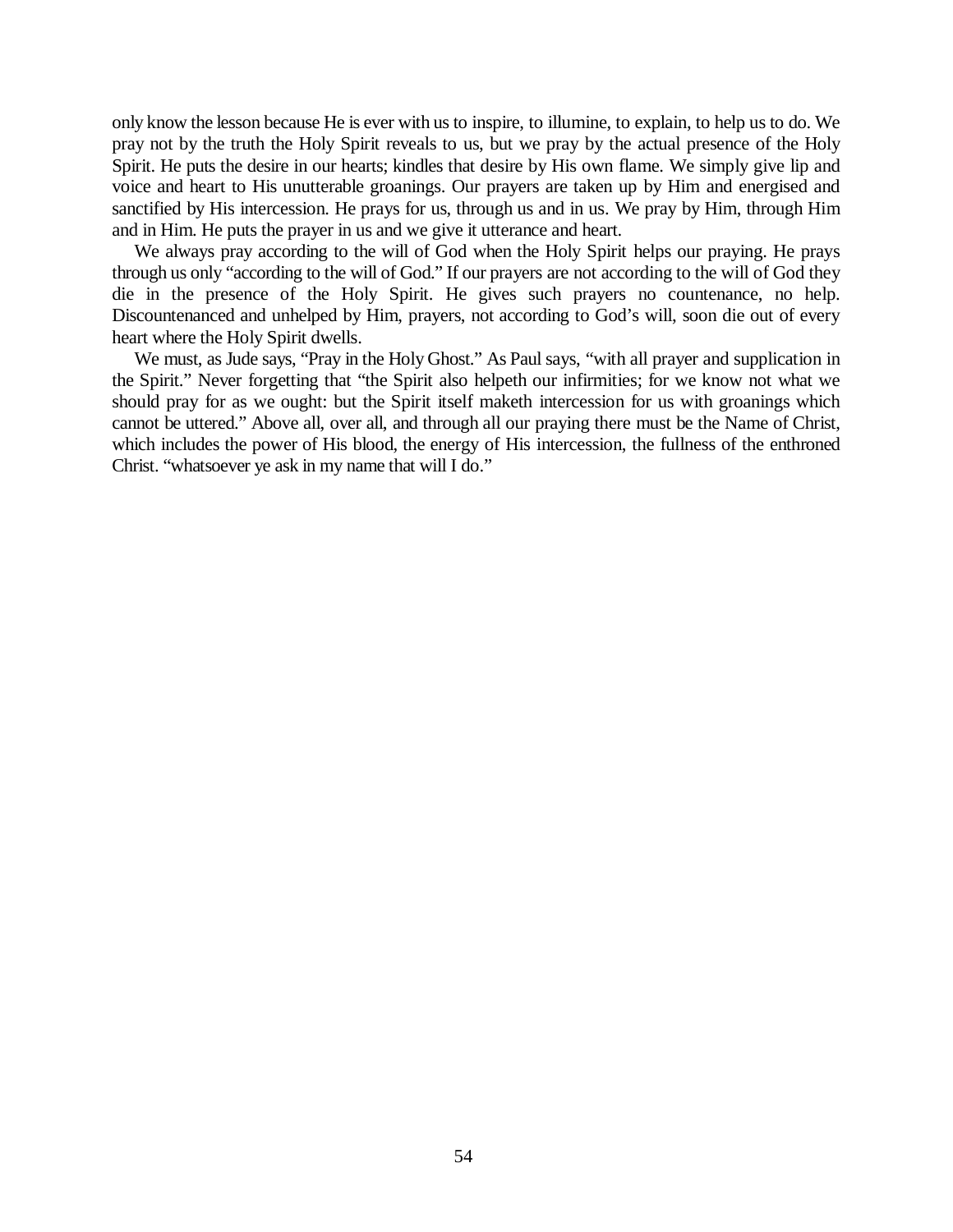only know the lesson because He is ever with us to inspire, to illumine, to explain, to help us to do. We pray not by the truth the Holy Spirit reveals to us, but we pray by the actual presence of the Holy Spirit. He puts the desire in our hearts; kindles that desire by His own flame. We simply give lip and voice and heart to His unutterable groanings. Our prayers are taken up by Him and energised and sanctified by His intercession. He prays for us, through us and in us. We pray by Him, through Him and in Him. He puts the prayer in us and we give it utterance and heart.

We always pray according to the will of God when the Holy Spirit helps our praying. He prays through us only "according to the will of God." If our prayers are not according to the will of God they die in the presence of the Holy Spirit. He gives such prayers no countenance, no help. Discountenanced and unhelped by Him, prayers, not according to God's will, soon die out of every heart where the Holy Spirit dwells.

We must, as Jude says, "Pray in the Holy Ghost." As Paul says, "with all prayer and supplication in the Spirit." Never forgetting that "the Spirit also helpeth our infirmities; for we know not what we should pray for as we ought: but the Spirit itself maketh intercession for us with groanings which cannot be uttered." Above all, over all, and through all our praying there must be the Name of Christ, which includes the power of His blood, the energy of His intercession, the fullness of the enthroned Christ. "whatsoever ye ask in my name that will I do."